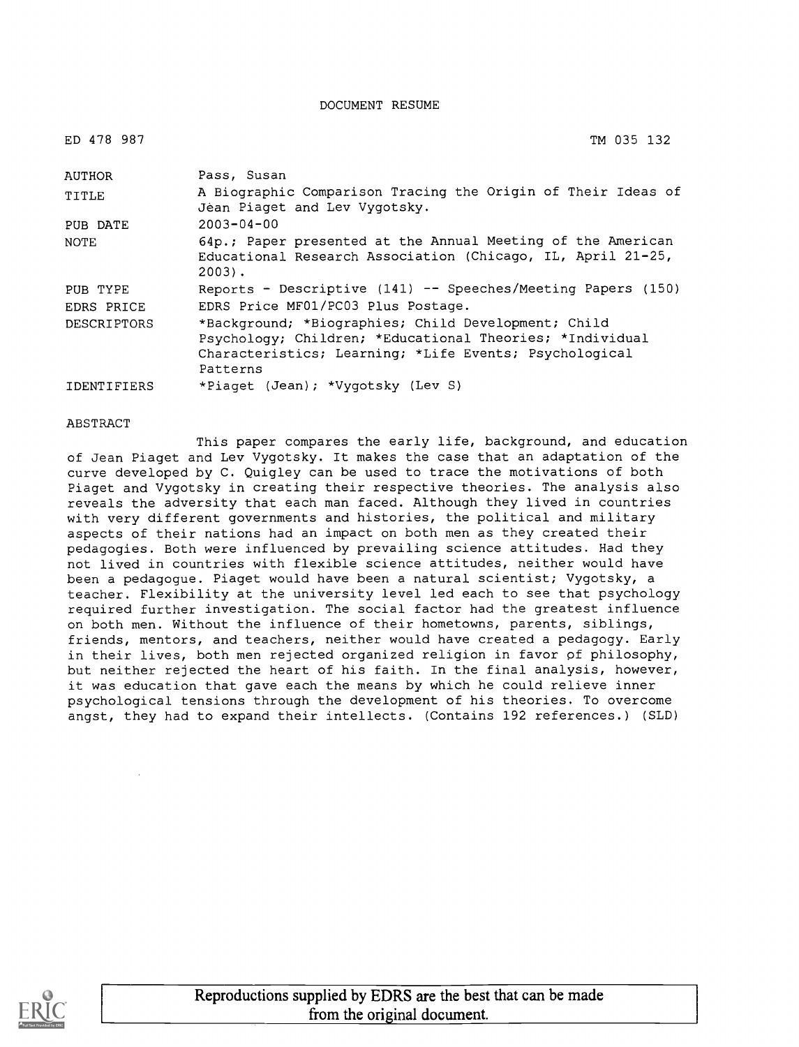DOCUMENT RESUME

ED 478 987 TM 035 132

| | |
|---|---|
| AUTHOR | Pass, Susan |
| TITLE | A Biographic Comparison Tracing the Origin of Their Ideas of Jean Piaget and Lev Vygotsky. |
| PUB DATE | 2003-04-00 |
| NOTE | 64p.; Paper presented at the Annual Meeting of the American Educational Research Association (Chicago, IL, April 21-25, 2003). |
| PUB TYPE | Reports - Descriptive (141) -- Speeches/Meeting Papers (150) |
| EDRS PRICE | EDRS Price MF01/PC03 Plus Postage. |
| DESCRIPTORS | *Background; *Biographies; Child Development; Child Psychology; Children; *Educational Theories; *Individual Characteristics; Learning; *Life Events; Psychological Patterns |
| IDENTIFIERS | *Piaget (Jean); *Vygotsky (Lev S) |

ABSTRACT

This paper compares the early life, background, and education of Jean Piaget and Lev Vygotsky. It makes the case that an adaptation of the curve developed by C. Quigley can be used to trace the motivations of both Piaget and Vygotsky in creating their respective theories. The analysis also reveals the adversity that each man faced. Although they lived in countries with very different governments and histories, the political and military aspects of their nations had an impact on both men as they created their pedagogies. Both were influenced by prevailing science attitudes. Had they not lived in countries with flexible science attitudes, neither would have been a pedagogue. Piaget would have been a natural scientist; Vygotsky, a teacher. Flexibility at the university level led each to see that psychology required further investigation. The social factor had the greatest influence on both men. Without the influence of their hometowns, parents, siblings, friends, mentors, and teachers, neither would have created a pedagogy. Early in their lives, both men rejected organized religion in favor of philosophy, but neither rejected the heart of his faith. In the final analysis, however, it was education that gave each the means by which he could relieve inner psychological tensions through the development of his theories. To overcome angst, they had to expand their intellects. (Contains 192 references.) (SLD)

Reproductions supplied by EDRS are the best that can be made from the original document.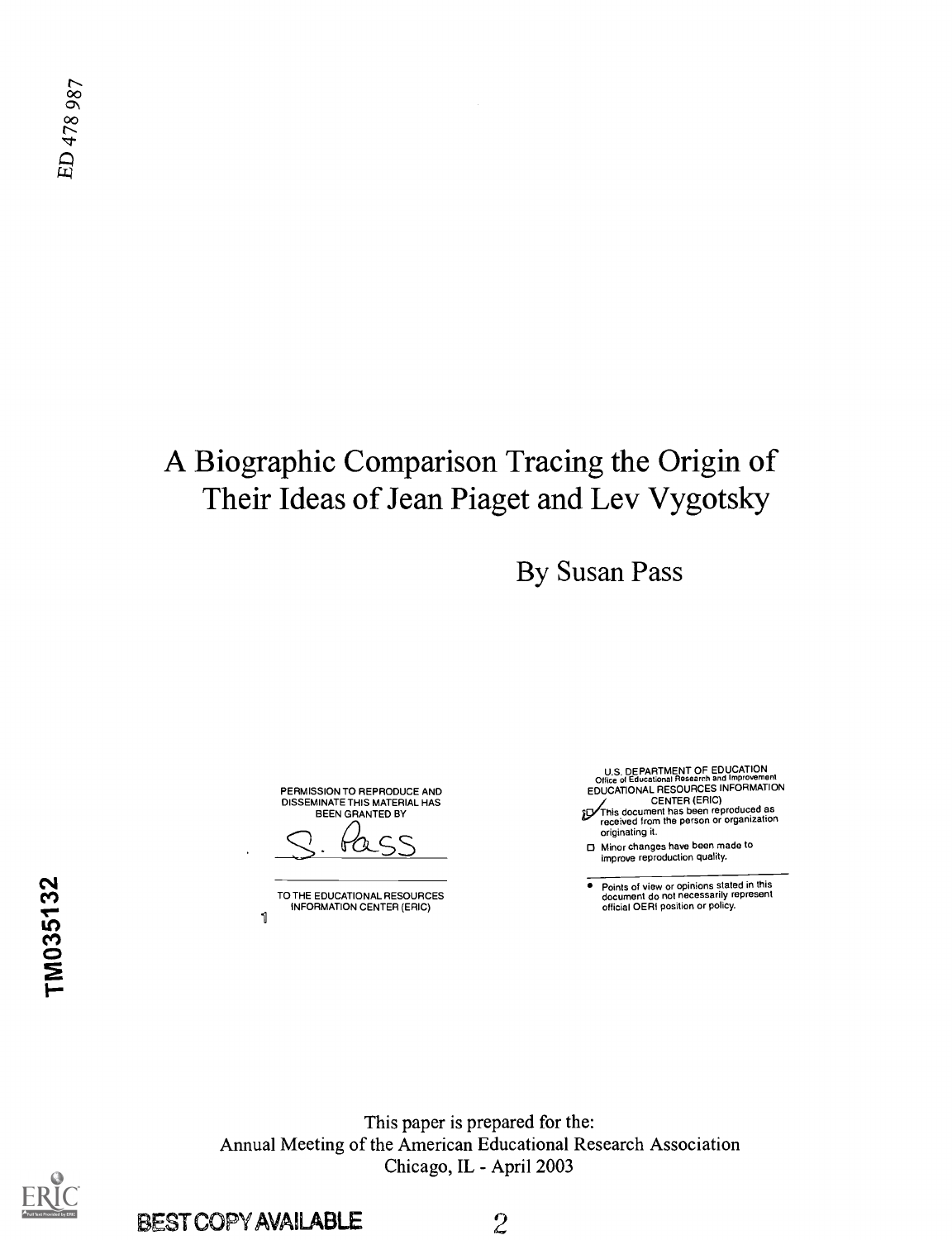ED 478 987

# A Biographic Comparison Tracing the Origin of Their Ideas of Jean Piaget and Lev Vygotsky

By Susan Pass

PERMISSION TO REPRODUCE AND DISSEMINATE THIS MATERIAL HAS BEEN GRANTED BY

S. Pass

TO THE EDUCATIONAL RESOURCES INFORMATION CENTER (ERIC)

U.S. DEPARTMENT OF EDUCATION
Office of Educational Research and Improvement
EDUCATIONAL RESOURCES INFORMATION CENTER (ERIC)

- [x] This document has been reproduced as received from the person or organization originating it.
- [ ] Minor changes have been made to improve reproduction quality.

- Points of view or opinions stated in this document do not necessarily represent official OERI position or policy.

TM035132

This paper is prepared for the:
Annual Meeting of the American Educational Research Association
Chicago, IL - April 2003

BEST COPY AVAILABLE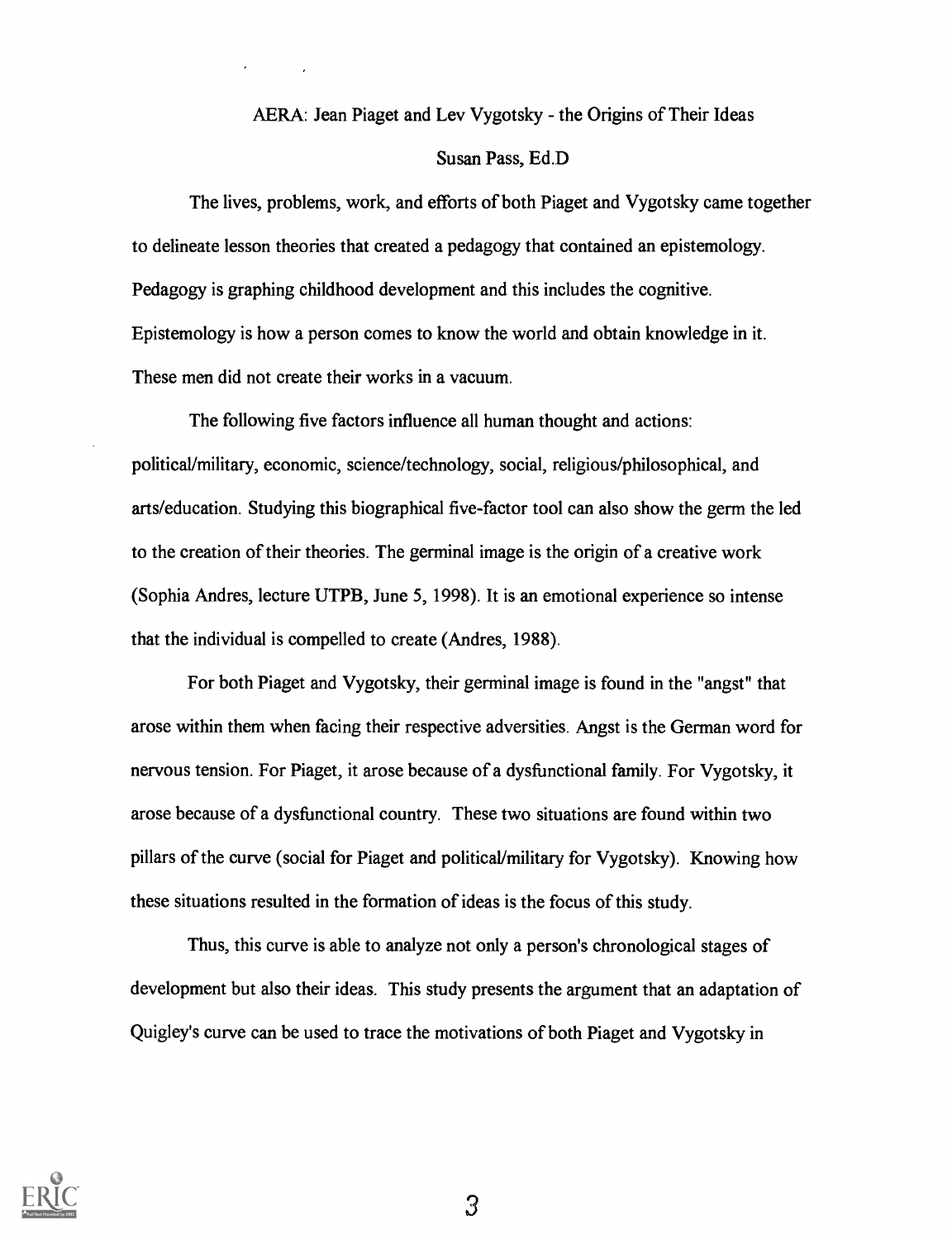AERA: Jean Piaget and Lev Vygotsky - the Origins of Their Ideas

Susan Pass, Ed.D

The lives, problems, work, and efforts of both Piaget and Vygotsky came together to delineate lesson theories that created a pedagogy that contained an epistemology. Pedagogy is graphing childhood development and this includes the cognitive. Epistemology is how a person comes to know the world and obtain knowledge in it. These men did not create their works in a vacuum.

The following five factors influence all human thought and actions: political/military, economic, science/technology, social, religious/philosophical, and arts/education. Studying this biographical five-factor tool can also show the germ the led to the creation of their theories. The germinal image is the origin of a creative work (Sophia Andres, lecture UTPB, June 5, 1998). It is an emotional experience so intense that the individual is compelled to create (Andres, 1988).

For both Piaget and Vygotsky, their germinal image is found in the "angst" that arose within them when facing their respective adversities. Angst is the German word for nervous tension. For Piaget, it arose because of a dysfunctional family. For Vygotsky, it arose because of a dysfunctional country. These two situations are found within two pillars of the curve (social for Piaget and political/military for Vygotsky). Knowing how these situations resulted in the formation of ideas is the focus of this study.

Thus, this curve is able to analyze not only a person's chronological stages of development but also their ideas. This study presents the argument that an adaptation of Quigley's curve can be used to trace the motivations of both Piaget and Vygotsky in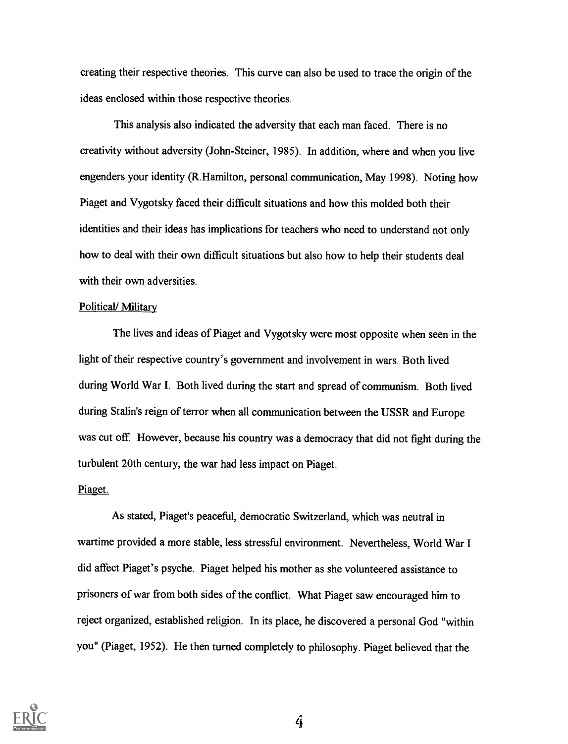creating their respective theories. This curve can also be used to trace the origin of the ideas enclosed within those respective theories.

This analysis also indicated the adversity that each man faced. There is no creativity without adversity (John-Steiner, 1985). In addition, where and when you live engenders your identity (R.Hamilton, personal communication, May 1998). Noting how Piaget and Vygotsky faced their difficult situations and how this molded both their identities and their ideas has implications for teachers who need to understand not only how to deal with their own difficult situations but also how to help their students deal with their own adversities.

Political/ Military

The lives and ideas of Piaget and Vygotsky were most opposite when seen in the light of their respective country's government and involvement in wars. Both lived during World War I. Both lived during the start and spread of communism. Both lived during Stalin's reign of terror when all communication between the USSR and Europe was cut off. However, because his country was a democracy that did not fight during the turbulent 20th century, the war had less impact on Piaget.

Piaget.

As stated, Piaget's peaceful, democratic Switzerland, which was neutral in wartime provided a more stable, less stressful environment. Nevertheless, World War I did affect Piaget's psyche. Piaget helped his mother as she volunteered assistance to prisoners of war from both sides of the conflict. What Piaget saw encouraged him to reject organized, established religion. In its place, he discovered a personal God "within you" (Piaget, 1952). He then turned completely to philosophy. Piaget believed that the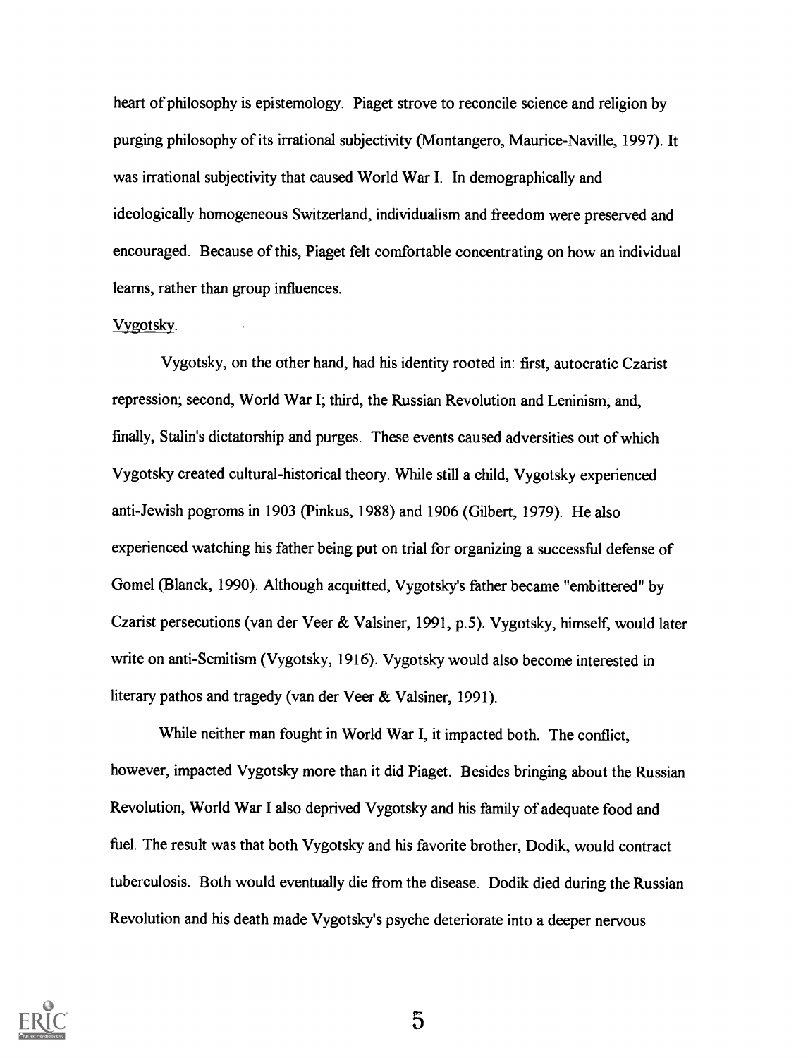heart of philosophy is epistemology. Piaget strove to reconcile science and religion by purging philosophy of its irrational subjectivity (Montangero, Maurice-Naville, 1997). It was irrational subjectivity that caused World War I. In demographically and ideologically homogeneous Switzerland, individualism and freedom were preserved and encouraged. Because of this, Piaget felt comfortable concentrating on how an individual learns, rather than group influences.

Vygotsky.

Vygotsky, on the other hand, had his identity rooted in: first, autocratic Czarist repression; second, World War I; third, the Russian Revolution and Leninism; and, finally, Stalin's dictatorship and purges. These events caused adversities out of which Vygotsky created cultural-historical theory. While still a child, Vygotsky experienced anti-Jewish pogroms in 1903 (Pinkus, 1988) and 1906 (Gilbert, 1979). He also experienced watching his father being put on trial for organizing a successful defense of Gomel (Blanck, 1990). Although acquitted, Vygotsky's father became "embittered" by Czarist persecutions (van der Veer & Valsiner, 1991, p.5). Vygotsky, himself, would later write on anti-Semitism (Vygotsky, 1916). Vygotsky would also become interested in literary pathos and tragedy (van der Veer & Valsiner, 1991).

While neither man fought in World War I, it impacted both. The conflict, however, impacted Vygotsky more than it did Piaget. Besides bringing about the Russian Revolution, World War I also deprived Vygotsky and his family of adequate food and fuel. The result was that both Vygotsky and his favorite brother, Dodik, would contract tuberculosis. Both would eventually die from the disease. Dodik died during the Russian Revolution and his death made Vygotsky's psyche deteriorate into a deeper nervous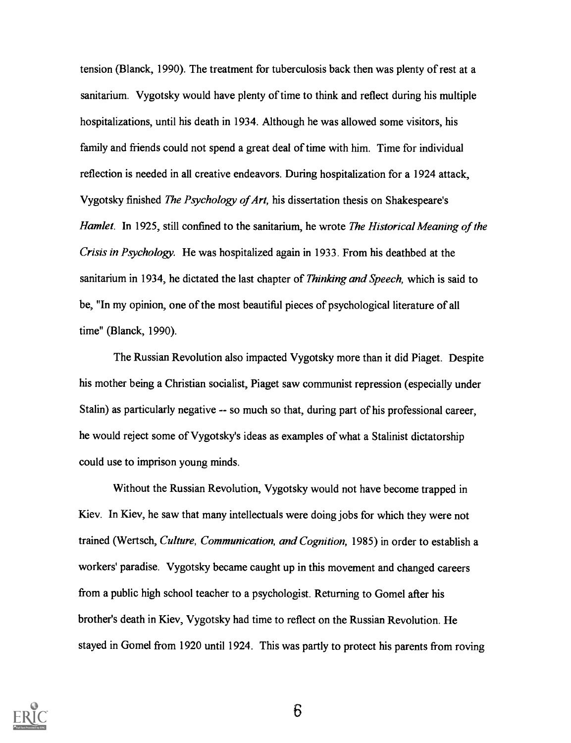tension (Blanck, 1990). The treatment for tuberculosis back then was plenty of rest at a sanitarium. Vygotsky would have plenty of time to think and reflect during his multiple hospitalizations, until his death in 1934. Although he was allowed some visitors, his family and friends could not spend a great deal of time with him. Time for individual reflection is needed in all creative endeavors. During hospitalization for a 1924 attack, Vygotsky finished *The Psychology of Art,* his dissertation thesis on Shakespeare's *Hamlet*. In 1925, still confined to the sanitarium, he wrote *The Historical Meaning of the Crisis in Psychology.* He was hospitalized again in 1933. From his deathbed at the sanitarium in 1934, he dictated the last chapter of *Thinking and Speech,* which is said to be, "In my opinion, one of the most beautiful pieces of psychological literature of all time" (Blanck, 1990).

The Russian Revolution also impacted Vygotsky more than it did Piaget. Despite his mother being a Christian socialist, Piaget saw communist repression (especially under Stalin) as particularly negative -- so much so that, during part of his professional career, he would reject some of Vygotsky's ideas as examples of what a Stalinist dictatorship could use to imprison young minds.

Without the Russian Revolution, Vygotsky would not have become trapped in Kiev. In Kiev, he saw that many intellectuals were doing jobs for which they were not trained (Wertsch, *Culture, Communication, and Cognition,* 1985) in order to establish a workers' paradise. Vygotsky became caught up in this movement and changed careers from a public high school teacher to a psychologist. Returning to Gomel after his brother's death in Kiev, Vygotsky had time to reflect on the Russian Revolution. He stayed in Gomel from 1920 until 1924. This was partly to protect his parents from roving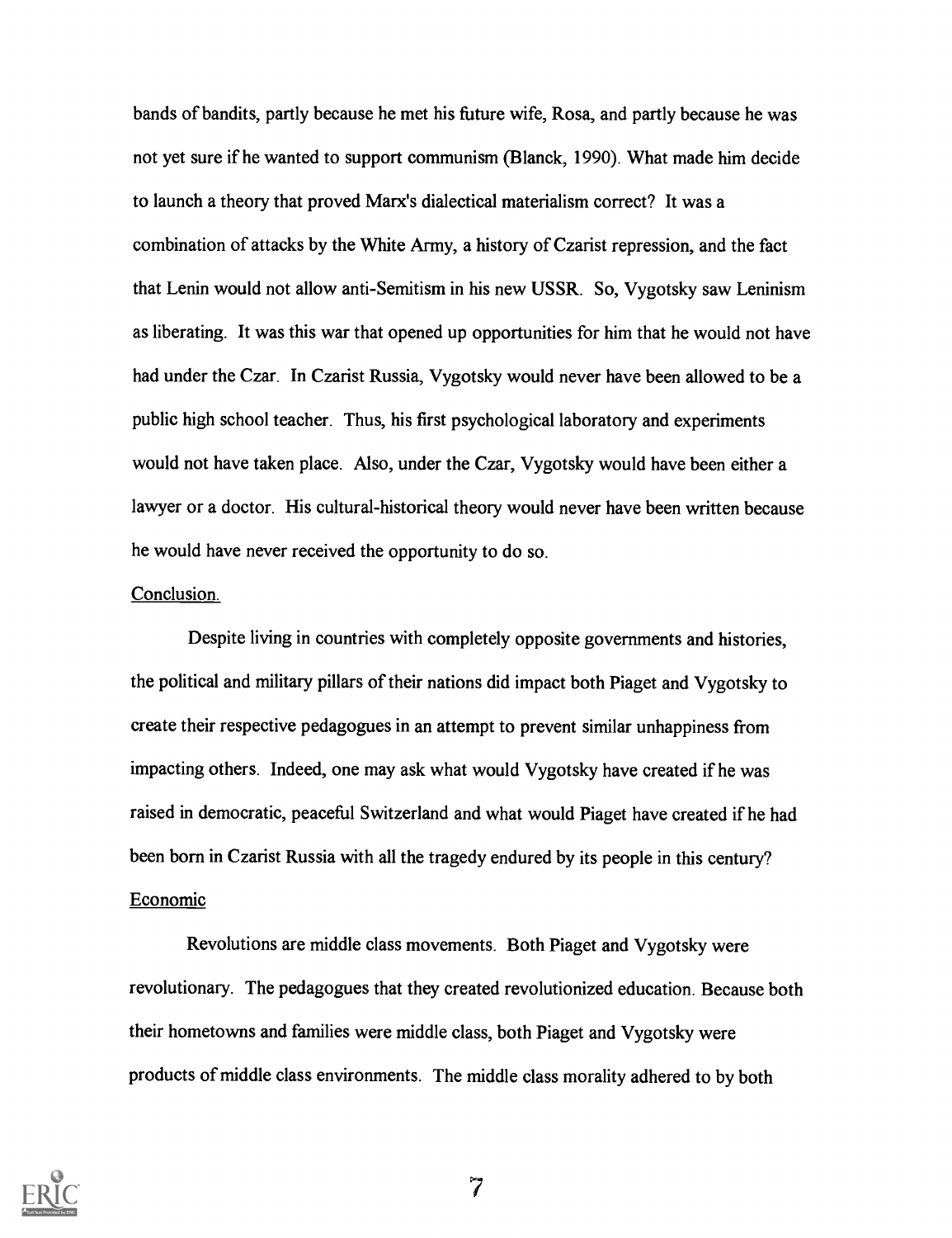bands of bandits, partly because he met his future wife, Rosa, and partly because he was not yet sure if he wanted to support communism (Blanck, 1990). What made him decide to launch a theory that proved Marx's dialectical materialism correct? It was a combination of attacks by the White Army, a history of Czarist repression, and the fact that Lenin would not allow anti-Semitism in his new USSR. So, Vygotsky saw Leninism as liberating. It was this war that opened up opportunities for him that he would not have had under the Czar. In Czarist Russia, Vygotsky would never have been allowed to be a public high school teacher. Thus, his first psychological laboratory and experiments would not have taken place. Also, under the Czar, Vygotsky would have been either a lawyer or a doctor. His cultural-historical theory would never have been written because he would have never received the opportunity to do so.

Conclusion.

Despite living in countries with completely opposite governments and histories, the political and military pillars of their nations did impact both Piaget and Vygotsky to create their respective pedagogues in an attempt to prevent similar unhappiness from impacting others. Indeed, one may ask what would Vygotsky have created if he was raised in democratic, peaceful Switzerland and what would Piaget have created if he had been born in Czarist Russia with all the tragedy endured by its people in this century?

Economic

Revolutions are middle class movements. Both Piaget and Vygotsky were revolutionary. The pedagogues that they created revolutionized education. Because both their hometowns and families were middle class, both Piaget and Vygotsky were products of middle class environments. The middle class morality adhered to by both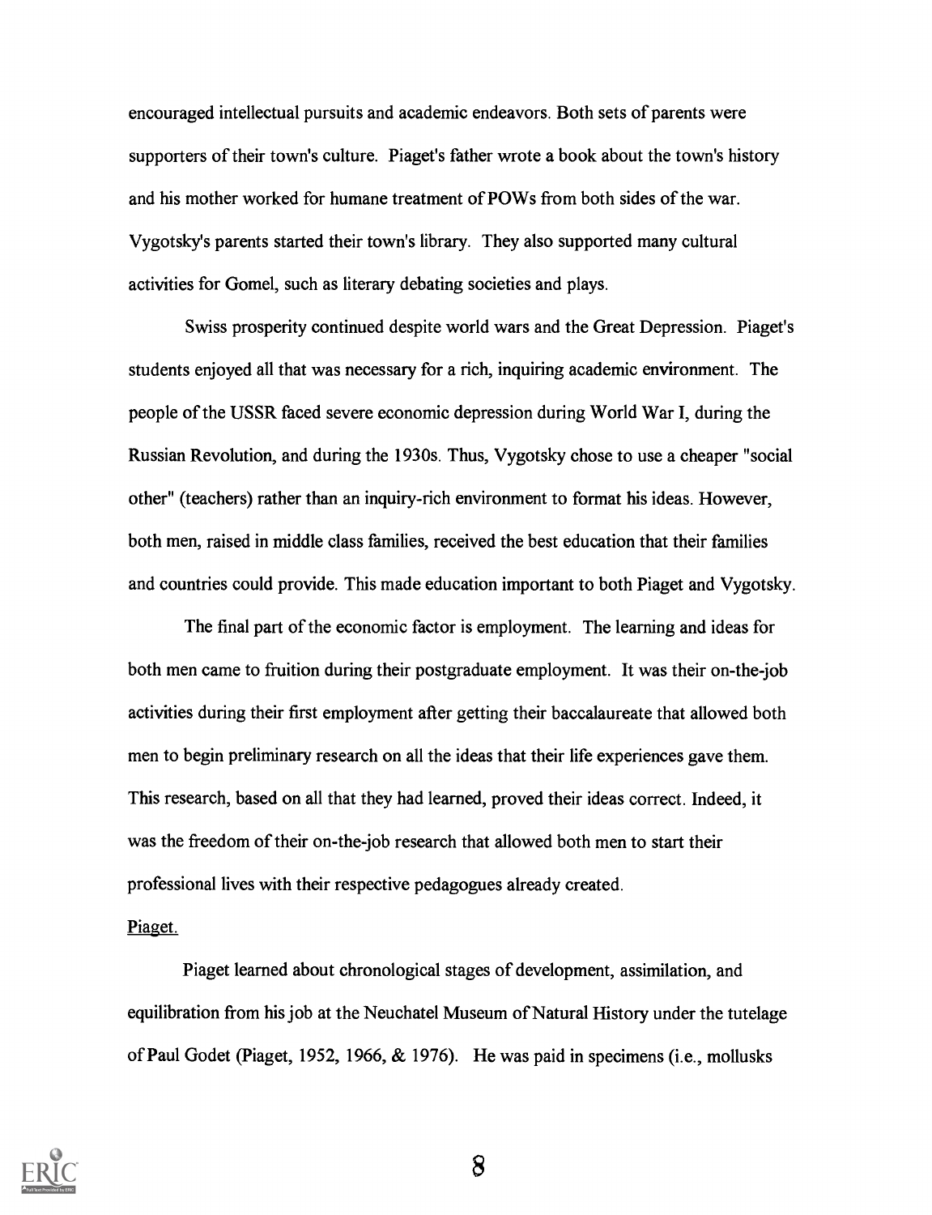encouraged intellectual pursuits and academic endeavors. Both sets of parents were supporters of their town's culture. Piaget's father wrote a book about the town's history and his mother worked for humane treatment of POWs from both sides of the war. Vygotsky's parents started their town's library. They also supported many cultural activities for Gomel, such as literary debating societies and plays.

Swiss prosperity continued despite world wars and the Great Depression. Piaget's students enjoyed all that was necessary for a rich, inquiring academic environment. The people of the USSR faced severe economic depression during World War I, during the Russian Revolution, and during the 1930s. Thus, Vygotsky chose to use a cheaper "social other" (teachers) rather than an inquiry-rich environment to format his ideas. However, both men, raised in middle class families, received the best education that their families and countries could provide. This made education important to both Piaget and Vygotsky.

The final part of the economic factor is employment. The learning and ideas for both men came to fruition during their postgraduate employment. It was their on-the-job activities during their first employment after getting their baccalaureate that allowed both men to begin preliminary research on all the ideas that their life experiences gave them. This research, based on all that they had learned, proved their ideas correct. Indeed, it was the freedom of their on-the-job research that allowed both men to start their professional lives with their respective pedagogues already created.

Piaget.

Piaget learned about chronological stages of development, assimilation, and equilibration from his job at the Neuchatel Museum of Natural History under the tutelage of Paul Godet (Piaget, 1952, 1966, & 1976). He was paid in specimens (i.e., mollusks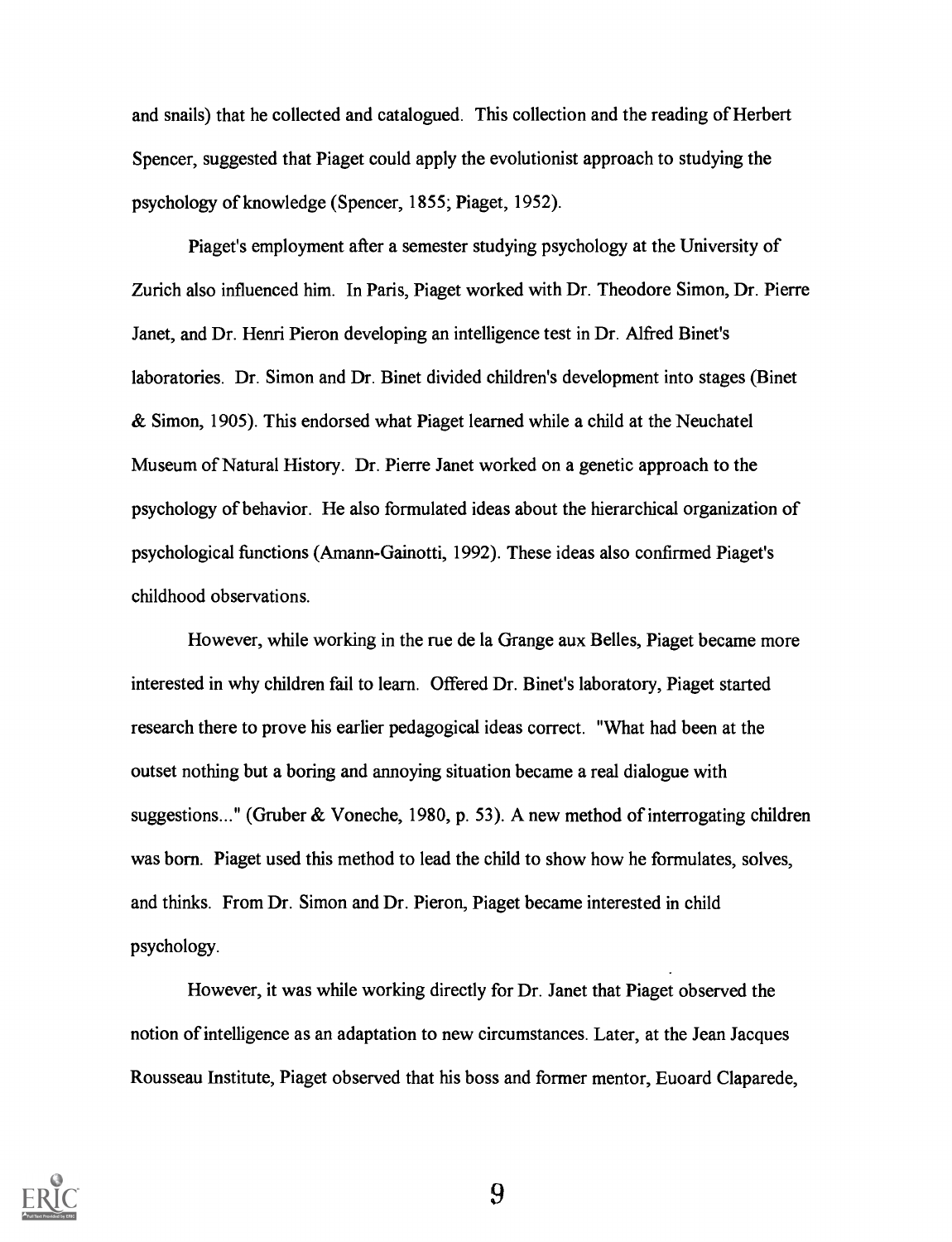and snails) that he collected and catalogued. This collection and the reading of Herbert Spencer, suggested that Piaget could apply the evolutionist approach to studying the psychology of knowledge (Spencer, 1855; Piaget, 1952).

Piaget's employment after a semester studying psychology at the University of Zurich also influenced him. In Paris, Piaget worked with Dr. Theodore Simon, Dr. Pierre Janet, and Dr. Henri Pieron developing an intelligence test in Dr. Alfred Binet's laboratories. Dr. Simon and Dr. Binet divided children's development into stages (Binet & Simon, 1905). This endorsed what Piaget learned while a child at the Neuchatel Museum of Natural History. Dr. Pierre Janet worked on a genetic approach to the psychology of behavior. He also formulated ideas about the hierarchical organization of psychological functions (Amann-Gainotti, 1992). These ideas also confirmed Piaget's childhood observations.

However, while working in the rue de la Grange aux Belles, Piaget became more interested in why children fail to learn. Offered Dr. Binet's laboratory, Piaget started research there to prove his earlier pedagogical ideas correct. "What had been at the outset nothing but a boring and annoying situation became a real dialogue with suggestions..." (Gruber & Voneche, 1980, p. 53). A new method of interrogating children was born. Piaget used this method to lead the child to show how he formulates, solves, and thinks. From Dr. Simon and Dr. Pieron, Piaget became interested in child psychology.

However, it was while working directly for Dr. Janet that Piaget observed the notion of intelligence as an adaptation to new circumstances. Later, at the Jean Jacques Rousseau Institute, Piaget observed that his boss and former mentor, Euoard Claparede,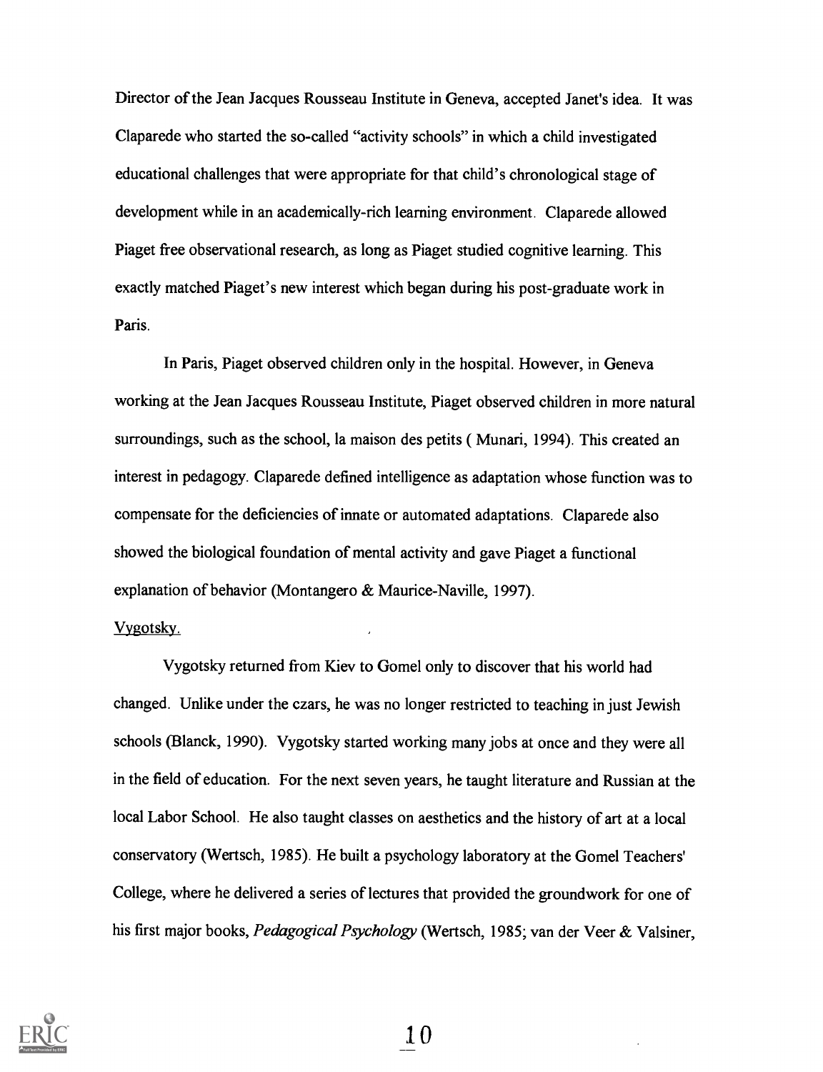Director of the Jean Jacques Rousseau Institute in Geneva, accepted Janet's idea. It was Claparede who started the so-called "activity schools" in which a child investigated educational challenges that were appropriate for that child's chronological stage of development while in an academically-rich learning environment. Claparede allowed Piaget free observational research, as long as Piaget studied cognitive learning. This exactly matched Piaget's new interest which began during his post-graduate work in Paris.

In Paris, Piaget observed children only in the hospital. However, in Geneva working at the Jean Jacques Rousseau Institute, Piaget observed children in more natural surroundings, such as the school, la maison des petits ( Munari, 1994). This created an interest in pedagogy. Claparede defined intelligence as adaptation whose function was to compensate for the deficiencies of innate or automated adaptations. Claparede also showed the biological foundation of mental activity and gave Piaget a functional explanation of behavior (Montangero & Maurice-Naville, 1997).

Vygotsky.

Vygotsky returned from Kiev to Gomel only to discover that his world had changed. Unlike under the czars, he was no longer restricted to teaching in just Jewish schools (Blanck, 1990). Vygotsky started working many jobs at once and they were all in the field of education. For the next seven years, he taught literature and Russian at the local Labor School. He also taught classes on aesthetics and the history of art at a local conservatory (Wertsch, 1985). He built a psychology laboratory at the Gomel Teachers' College, where he delivered a series of lectures that provided the groundwork for one of his first major books, *Pedagogical Psychology* (Wertsch, 1985; van der Veer & Valsiner,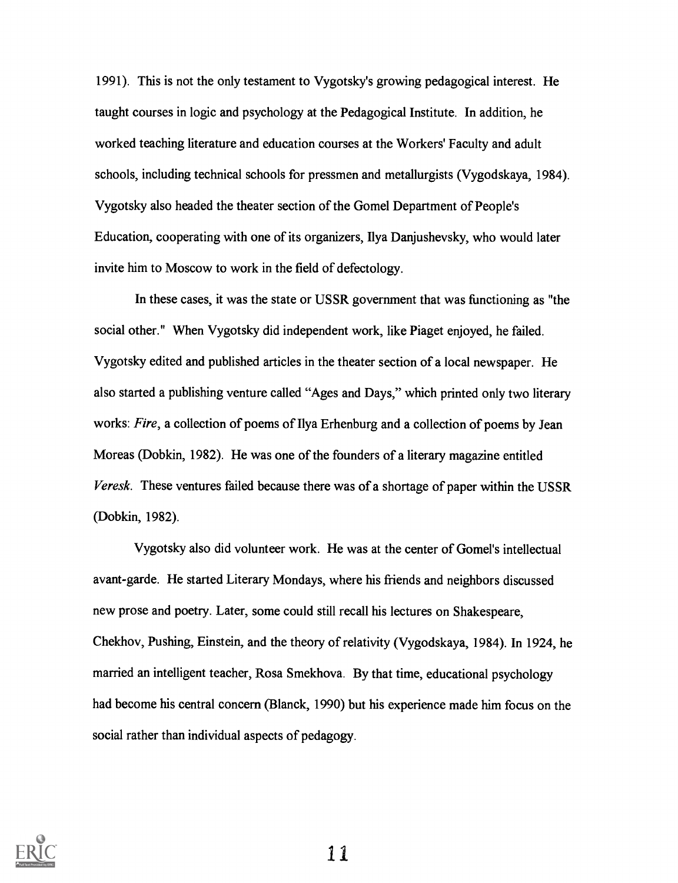1991). This is not the only testament to Vygotsky's growing pedagogical interest. He taught courses in logic and psychology at the Pedagogical Institute. In addition, he worked teaching literature and education courses at the Workers' Faculty and adult schools, including technical schools for pressmen and metallurgists (Vygodskaya, 1984). Vygotsky also headed the theater section of the Gomel Department of People's Education, cooperating with one of its organizers, Ilya Danjushevsky, who would later invite him to Moscow to work in the field of defectology.

In these cases, it was the state or USSR government that was functioning as "the social other." When Vygotsky did independent work, like Piaget enjoyed, he failed. Vygotsky edited and published articles in the theater section of a local newspaper. He also started a publishing venture called "Ages and Days," which printed only two literary works: *Fire*, a collection of poems of Ilya Erhenburg and a collection of poems by Jean Moreas (Dobkin, 1982). He was one of the founders of a literary magazine entitled *Veresk*. These ventures failed because there was of a shortage of paper within the USSR (Dobkin, 1982).

Vygotsky also did volunteer work. He was at the center of Gomel's intellectual avant-garde. He started Literary Mondays, where his friends and neighbors discussed new prose and poetry. Later, some could still recall his lectures on Shakespeare, Chekhov, Pushing, Einstein, and the theory of relativity (Vygodskaya, 1984). In 1924, he married an intelligent teacher, Rosa Smekhova. By that time, educational psychology had become his central concern (Blanck, 1990) but his experience made him focus on the social rather than individual aspects of pedagogy.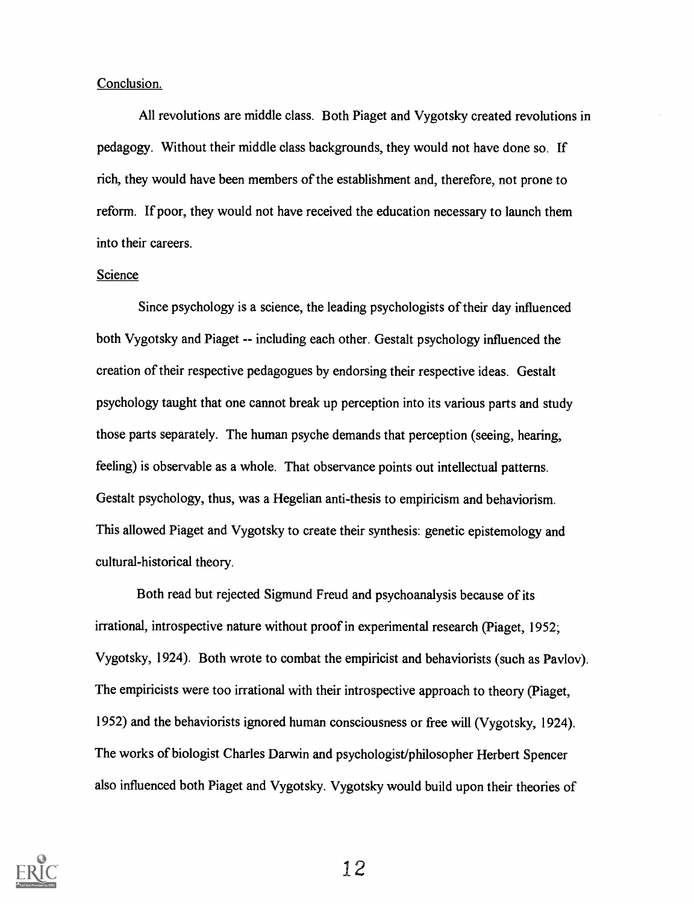Conclusion.

All revolutions are middle class. Both Piaget and Vygotsky created revolutions in pedagogy. Without their middle class backgrounds, they would not have done so. If rich, they would have been members of the establishment and, therefore, not prone to reform. If poor, they would not have received the education necessary to launch them into their careers.

Science

Since psychology is a science, the leading psychologists of their day influenced both Vygotsky and Piaget -- including each other. Gestalt psychology influenced the creation of their respective pedagogues by endorsing their respective ideas. Gestalt psychology taught that one cannot break up perception into its various parts and study those parts separately. The human psyche demands that perception (seeing, hearing, feeling) is observable as a whole. That observance points out intellectual patterns. Gestalt psychology, thus, was a Hegelian anti-thesis to empiricism and behaviorism. This allowed Piaget and Vygotsky to create their synthesis: genetic epistemology and cultural-historical theory.

Both read but rejected Sigmund Freud and psychoanalysis because of its irrational, introspective nature without proof in experimental research (Piaget, 1952; Vygotsky, 1924). Both wrote to combat the empiricist and behaviorists (such as Pavlov). The empiricists were too irrational with their introspective approach to theory (Piaget, 1952) and the behaviorists ignored human consciousness or free will (Vygotsky, 1924). The works of biologist Charles Darwin and psychologist/philosopher Herbert Spencer also influenced both Piaget and Vygotsky. Vygotsky would build upon their theories of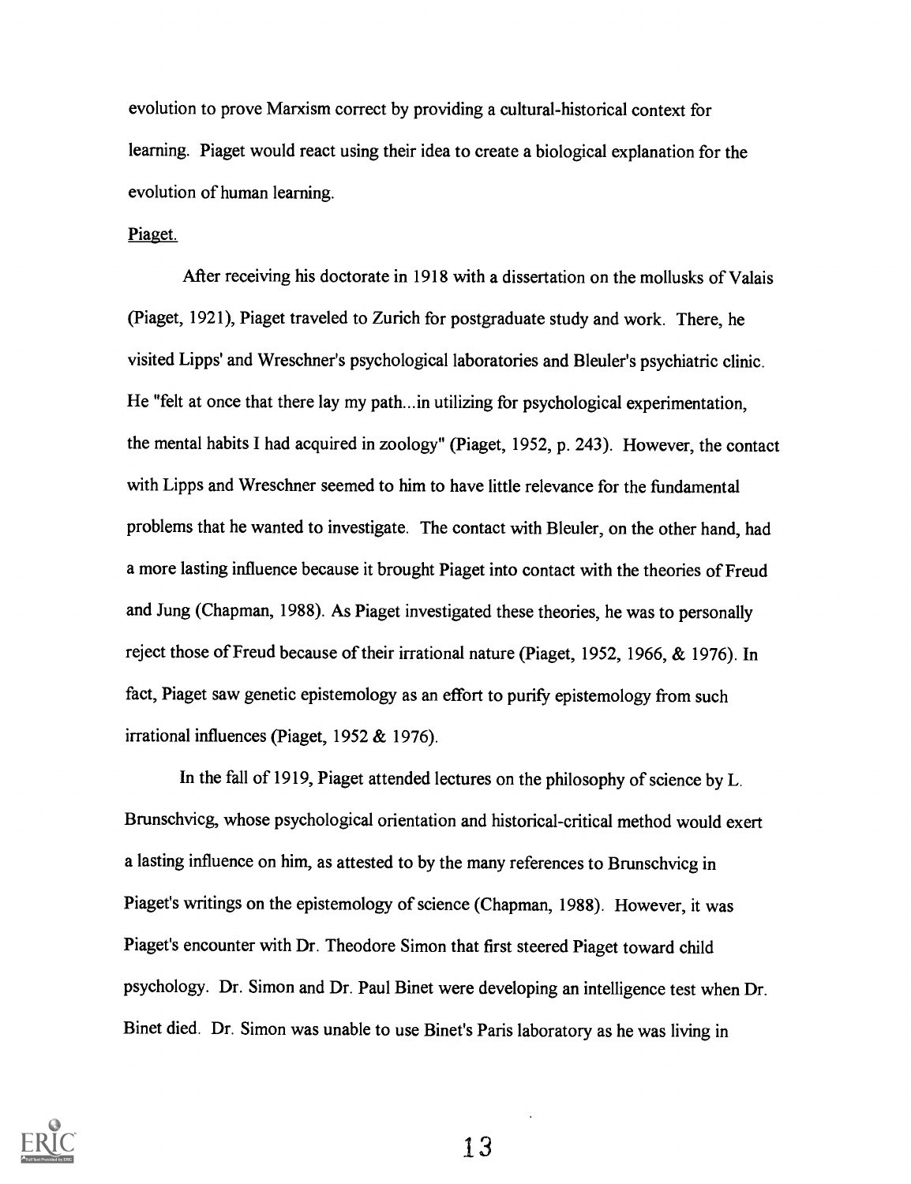evolution to prove Marxism correct by providing a cultural-historical context for learning. Piaget would react using their idea to create a biological explanation for the evolution of human learning.

Piaget.

After receiving his doctorate in 1918 with a dissertation on the mollusks of Valais (Piaget, 1921), Piaget traveled to Zurich for postgraduate study and work. There, he visited Lipps' and Wreschner's psychological laboratories and Bleuler's psychiatric clinic. He "felt at once that there lay my path...in utilizing for psychological experimentation, the mental habits I had acquired in zoology" (Piaget, 1952, p. 243). However, the contact with Lipps and Wreschner seemed to him to have little relevance for the fundamental problems that he wanted to investigate. The contact with Bleuler, on the other hand, had a more lasting influence because it brought Piaget into contact with the theories of Freud and Jung (Chapman, 1988). As Piaget investigated these theories, he was to personally reject those of Freud because of their irrational nature (Piaget, 1952, 1966, & 1976). In fact, Piaget saw genetic epistemology as an effort to purify epistemology from such irrational influences (Piaget, 1952 & 1976).

In the fall of 1919, Piaget attended lectures on the philosophy of science by L. Brunschvicg, whose psychological orientation and historical-critical method would exert a lasting influence on him, as attested to by the many references to Brunschvicg in Piaget's writings on the epistemology of science (Chapman, 1988). However, it was Piaget's encounter with Dr. Theodore Simon that first steered Piaget toward child psychology. Dr. Simon and Dr. Paul Binet were developing an intelligence test when Dr. Binet died. Dr. Simon was unable to use Binet's Paris laboratory as he was living in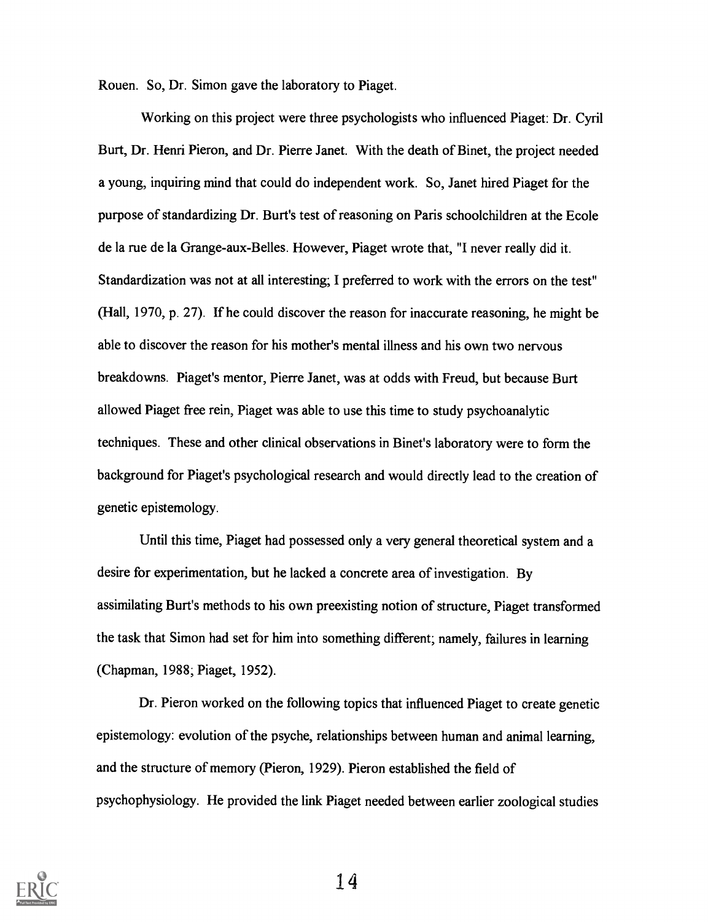Rouen. So, Dr. Simon gave the laboratory to Piaget.

Working on this project were three psychologists who influenced Piaget: Dr. Cyril Burt, Dr. Henri Pieron, and Dr. Pierre Janet. With the death of Binet, the project needed a young, inquiring mind that could do independent work. So, Janet hired Piaget for the purpose of standardizing Dr. Burt's test of reasoning on Paris schoolchildren at the Ecole de la rue de la Grange-aux-Belles. However, Piaget wrote that, "I never really did it. Standardization was not at all interesting; I preferred to work with the errors on the test" (Hall, 1970, p. 27). If he could discover the reason for inaccurate reasoning, he might be able to discover the reason for his mother's mental illness and his own two nervous breakdowns. Piaget's mentor, Pierre Janet, was at odds with Freud, but because Burt allowed Piaget free rein, Piaget was able to use this time to study psychoanalytic techniques. These and other clinical observations in Binet's laboratory were to form the background for Piaget's psychological research and would directly lead to the creation of genetic epistemology.

Until this time, Piaget had possessed only a very general theoretical system and a desire for experimentation, but he lacked a concrete area of investigation. By assimilating Burt's methods to his own preexisting notion of structure, Piaget transformed the task that Simon had set for him into something different; namely, failures in learning (Chapman, 1988; Piaget, 1952).

Dr. Pieron worked on the following topics that influenced Piaget to create genetic epistemology: evolution of the psyche, relationships between human and animal learning, and the structure of memory (Pieron, 1929). Pieron established the field of psychophysiology. He provided the link Piaget needed between earlier zoological studies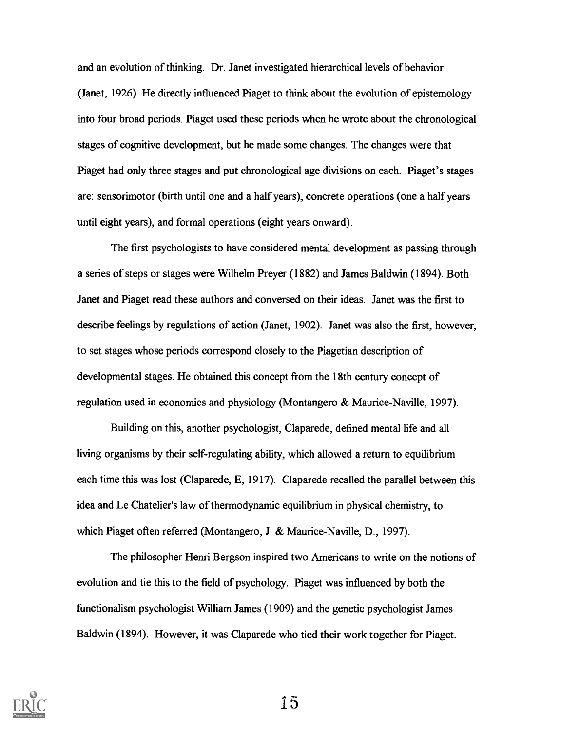and an evolution of thinking. Dr. Janet investigated hierarchical levels of behavior (Janet, 1926). He directly influenced Piaget to think about the evolution of epistemology into four broad periods. Piaget used these periods when he wrote about the chronological stages of cognitive development, but he made some changes. The changes were that Piaget had only three stages and put chronological age divisions on each. Piaget's stages are: sensorimotor (birth until one and a half years), concrete operations (one a half years until eight years), and formal operations (eight years onward).

The first psychologists to have considered mental development as passing through a series of steps or stages were Wilhelm Preyer (1882) and James Baldwin (1894). Both Janet and Piaget read these authors and conversed on their ideas. Janet was the first to describe feelings by regulations of action (Janet, 1902). Janet was also the first, however, to set stages whose periods correspond closely to the Piagetian description of developmental stages. He obtained this concept from the 18th century concept of regulation used in economics and physiology (Montangero & Maurice-Naville, 1997).

Building on this, another psychologist, Claparede, defined mental life and all living organisms by their self-regulating ability, which allowed a return to equilibrium each time this was lost (Claparede, E, 1917). Claparede recalled the parallel between this idea and Le Chatelier's law of thermodynamic equilibrium in physical chemistry, to which Piaget often referred (Montangero, J. & Maurice-Naville, D., 1997).

The philosopher Henri Bergson inspired two Americans to write on the notions of evolution and tie this to the field of psychology. Piaget was influenced by both the functionalism psychologist William James (1909) and the genetic psychologist James Baldwin (1894). However, it was Claparede who tied their work together for Piaget.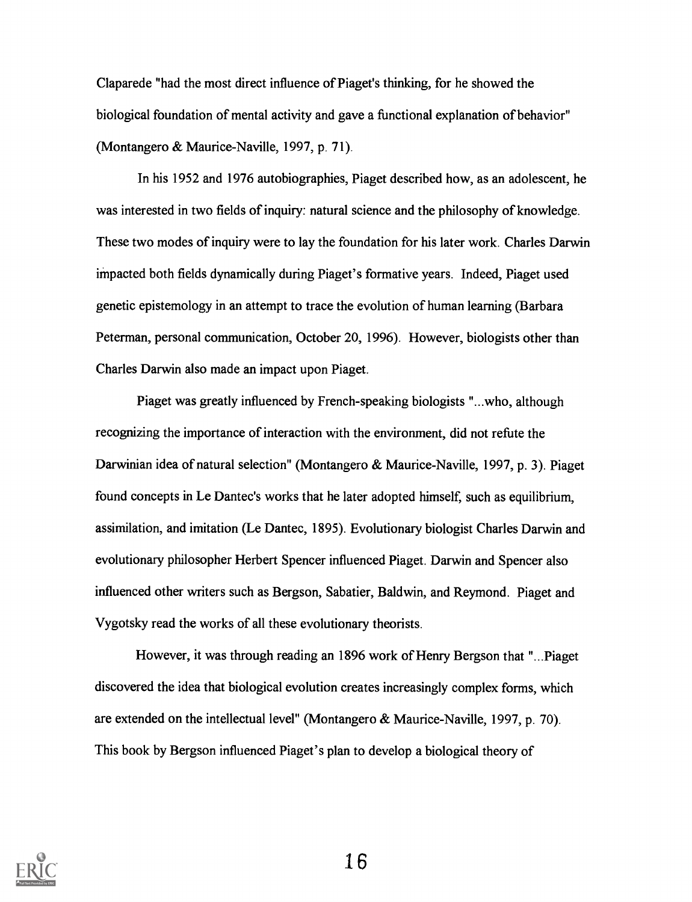Claparede "had the most direct influence of Piaget's thinking, for he showed the biological foundation of mental activity and gave a functional explanation of behavior" (Montangero & Maurice-Naville, 1997, p. 71).

In his 1952 and 1976 autobiographies, Piaget described how, as an adolescent, he was interested in two fields of inquiry: natural science and the philosophy of knowledge. These two modes of inquiry were to lay the foundation for his later work. Charles Darwin impacted both fields dynamically during Piaget's formative years. Indeed, Piaget used genetic epistemology in an attempt to trace the evolution of human learning (Barbara Peterman, personal communication, October 20, 1996). However, biologists other than Charles Darwin also made an impact upon Piaget.

Piaget was greatly influenced by French-speaking biologists "...who, although recognizing the importance of interaction with the environment, did not refute the Darwinian idea of natural selection" (Montangero & Maurice-Naville, 1997, p. 3). Piaget found concepts in Le Dantec's works that he later adopted himself, such as equilibrium, assimilation, and imitation (Le Dantec, 1895). Evolutionary biologist Charles Darwin and evolutionary philosopher Herbert Spencer influenced Piaget. Darwin and Spencer also influenced other writers such as Bergson, Sabatier, Baldwin, and Reymond. Piaget and Vygotsky read the works of all these evolutionary theorists.

However, it was through reading an 1896 work of Henry Bergson that "...Piaget discovered the idea that biological evolution creates increasingly complex forms, which are extended on the intellectual level" (Montangero & Maurice-Naville, 1997, p. 70). This book by Bergson influenced Piaget's plan to develop a biological theory of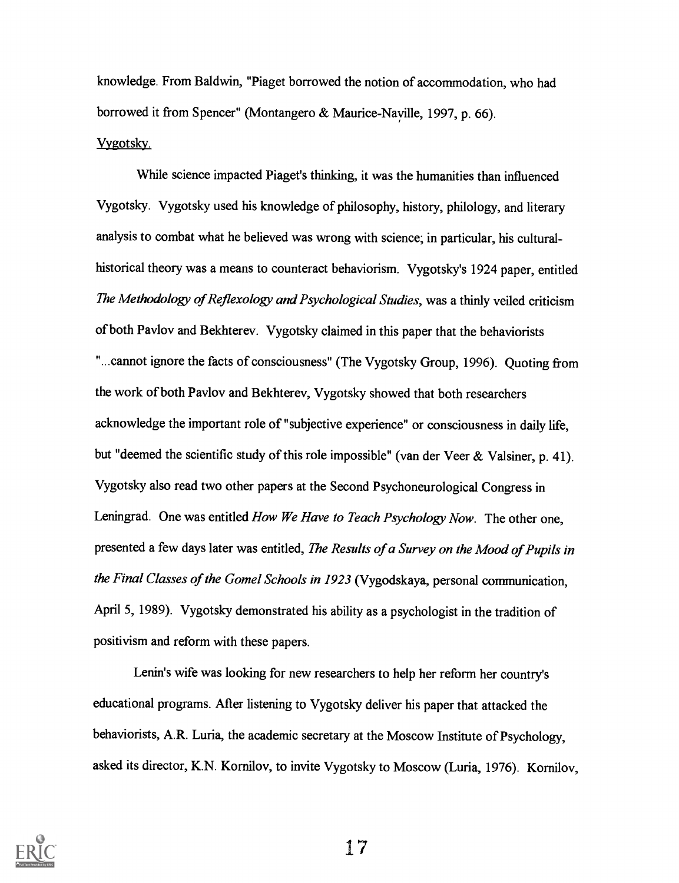knowledge. From Baldwin, "Piaget borrowed the notion of accommodation, who had borrowed it from Spencer" (Montangero & Maurice-Naville, 1997, p. 66).

Vygotsky.

While science impacted Piaget's thinking, it was the humanities than influenced Vygotsky. Vygotsky used his knowledge of philosophy, history, philology, and literary analysis to combat what he believed was wrong with science; in particular, his cultural-historical theory was a means to counteract behaviorism. Vygotsky's 1924 paper, entitled *The Methodology of Reflexology and Psychological Studies*, was a thinly veiled criticism of both Pavlov and Bekhterev. Vygotsky claimed in this paper that the behaviorists "...cannot ignore the facts of consciousness" (The Vygotsky Group, 1996). Quoting from the work of both Pavlov and Bekhterev, Vygotsky showed that both researchers acknowledge the important role of "subjective experience" or consciousness in daily life, but "deemed the scientific study of this role impossible" (van der Veer & Valsiner, p. 41). Vygotsky also read two other papers at the Second Psychoneurological Congress in Leningrad. One was entitled *How We Have to Teach Psychology Now*. The other one, presented a few days later was entitled, *The Results of a Survey on the Mood of Pupils in the Final Classes of the Gomel Schools in 1923* (Vygodskaya, personal communication, April 5, 1989). Vygotsky demonstrated his ability as a psychologist in the tradition of positivism and reform with these papers.

Lenin's wife was looking for new researchers to help her reform her country's educational programs. After listening to Vygotsky deliver his paper that attacked the behaviorists, A.R. Luria, the academic secretary at the Moscow Institute of Psychology, asked its director, K.N. Kornilov, to invite Vygotsky to Moscow (Luria, 1976). Kornilov,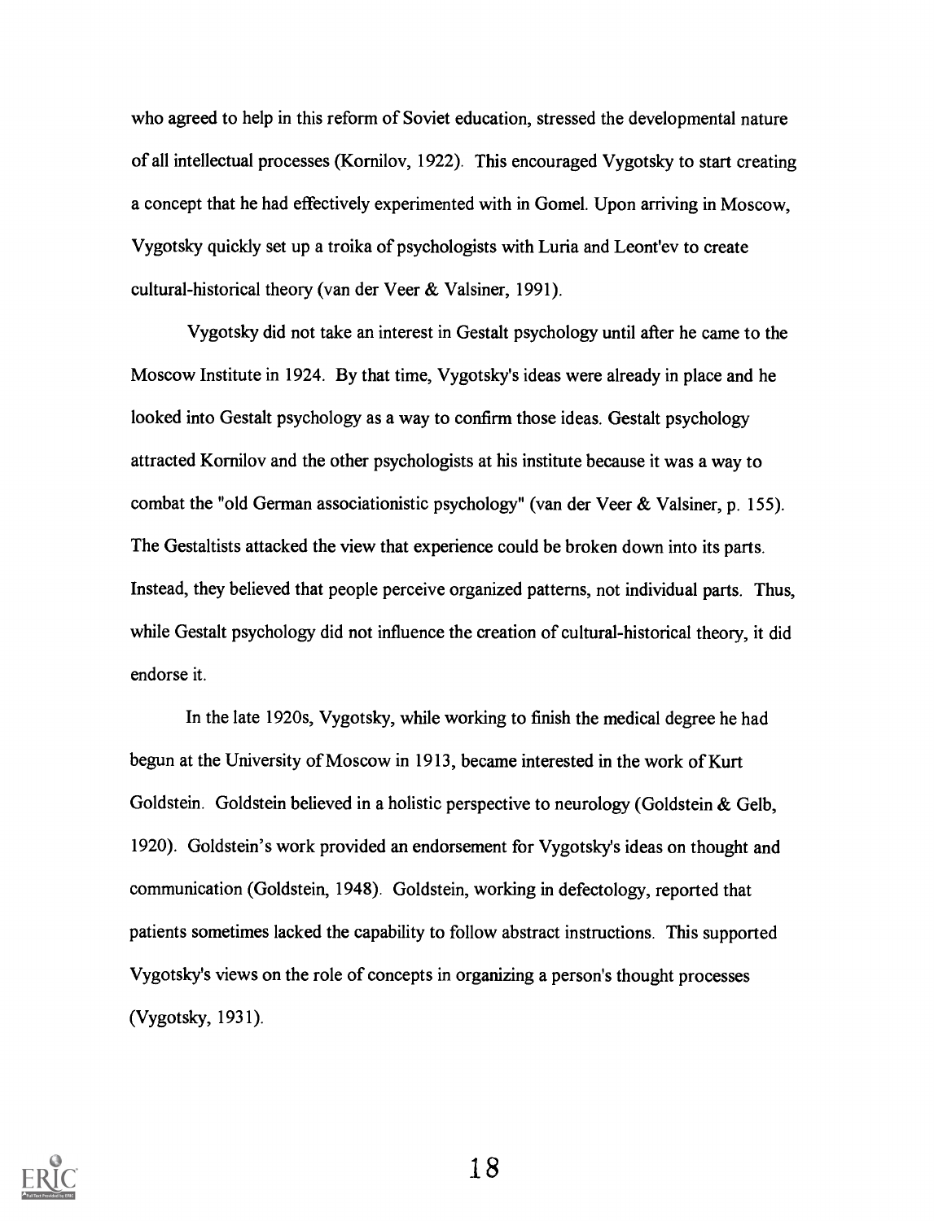who agreed to help in this reform of Soviet education, stressed the developmental nature of all intellectual processes (Kornilov, 1922). This encouraged Vygotsky to start creating a concept that he had effectively experimented with in Gomel. Upon arriving in Moscow, Vygotsky quickly set up a troika of psychologists with Luria and Leont'ev to create cultural-historical theory (van der Veer & Valsiner, 1991).

Vygotsky did not take an interest in Gestalt psychology until after he came to the Moscow Institute in 1924. By that time, Vygotsky's ideas were already in place and he looked into Gestalt psychology as a way to confirm those ideas. Gestalt psychology attracted Kornilov and the other psychologists at his institute because it was a way to combat the "old German associationistic psychology" (van der Veer & Valsiner, p. 155). The Gestaltists attacked the view that experience could be broken down into its parts. Instead, they believed that people perceive organized patterns, not individual parts. Thus, while Gestalt psychology did not influence the creation of cultural-historical theory, it did endorse it.

In the late 1920s, Vygotsky, while working to finish the medical degree he had begun at the University of Moscow in 1913, became interested in the work of Kurt Goldstein. Goldstein believed in a holistic perspective to neurology (Goldstein & Gelb, 1920). Goldstein's work provided an endorsement for Vygotsky's ideas on thought and communication (Goldstein, 1948). Goldstein, working in defectology, reported that patients sometimes lacked the capability to follow abstract instructions. This supported Vygotsky's views on the role of concepts in organizing a person's thought processes (Vygotsky, 1931).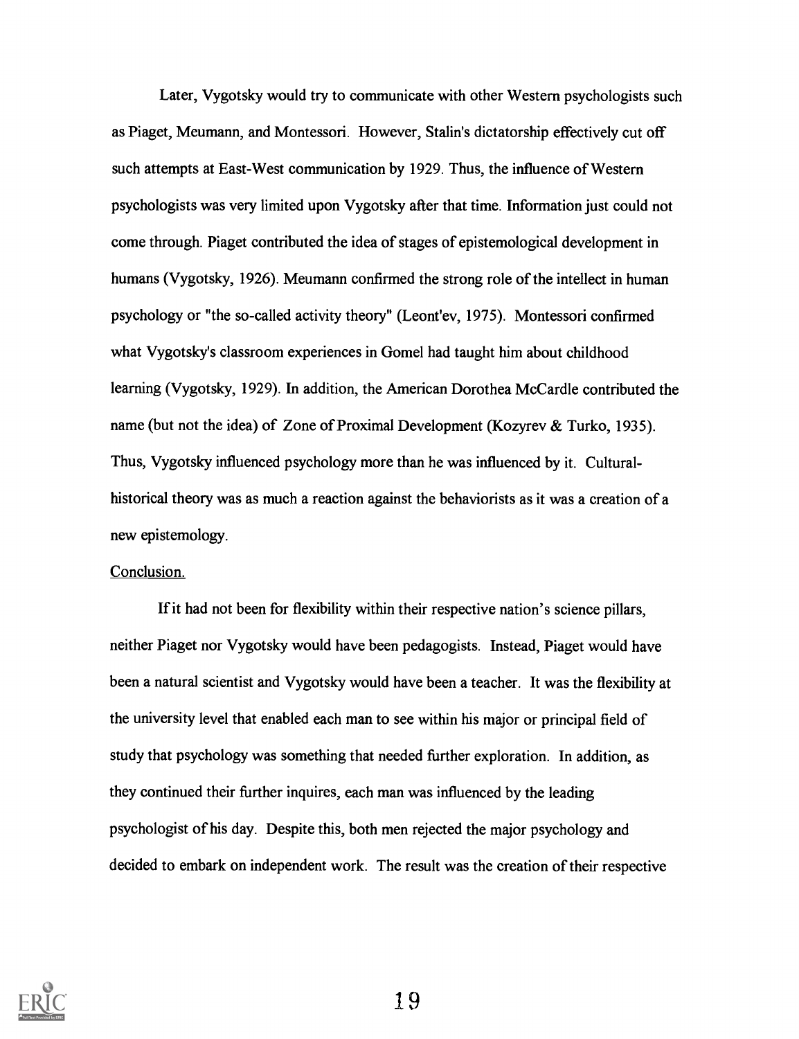Later, Vygotsky would try to communicate with other Western psychologists such as Piaget, Meumann, and Montessori. However, Stalin's dictatorship effectively cut off such attempts at East-West communication by 1929. Thus, the influence of Western psychologists was very limited upon Vygotsky after that time. Information just could not come through. Piaget contributed the idea of stages of epistemological development in humans (Vygotsky, 1926). Meumann confirmed the strong role of the intellect in human psychology or "the so-called activity theory" (Leont'ev, 1975). Montessori confirmed what Vygotsky's classroom experiences in Gomel had taught him about childhood learning (Vygotsky, 1929). In addition, the American Dorothea McCardle contributed the name (but not the idea) of Zone of Proximal Development (Kozyrev & Turko, 1935). Thus, Vygotsky influenced psychology more than he was influenced by it. Cultural-historical theory was as much a reaction against the behaviorists as it was a creation of a new epistemology.

Conclusion.

If it had not been for flexibility within their respective nation's science pillars, neither Piaget nor Vygotsky would have been pedagogists. Instead, Piaget would have been a natural scientist and Vygotsky would have been a teacher. It was the flexibility at the university level that enabled each man to see within his major or principal field of study that psychology was something that needed further exploration. In addition, as they continued their further inquires, each man was influenced by the leading psychologist of his day. Despite this, both men rejected the major psychology and decided to embark on independent work. The result was the creation of their respective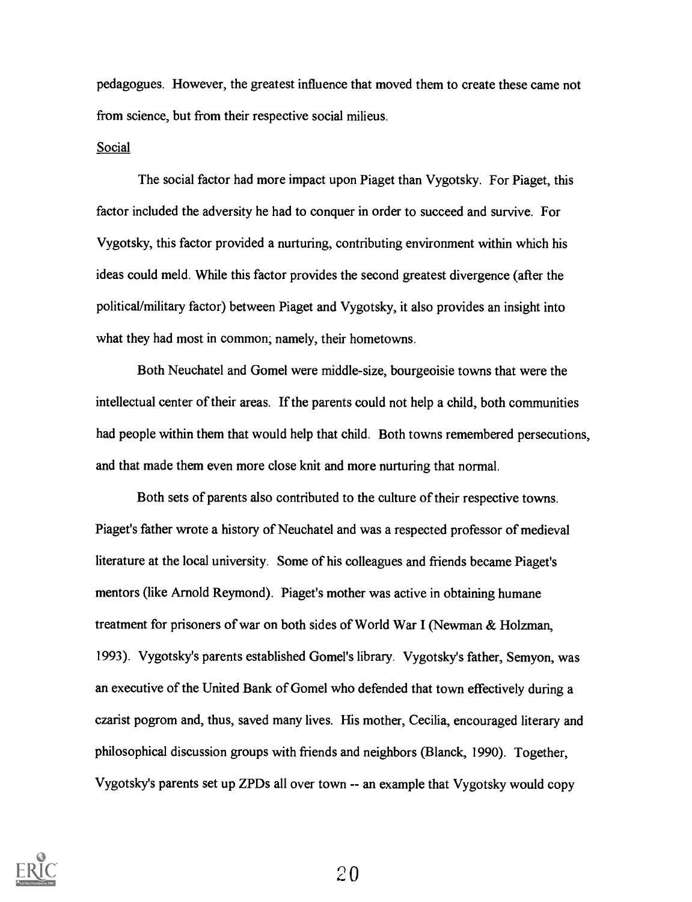pedagogues. However, the greatest influence that moved them to create these came not from science, but from their respective social milieus.

<u>Social</u>

The social factor had more impact upon Piaget than Vygotsky. For Piaget, this factor included the adversity he had to conquer in order to succeed and survive. For Vygotsky, this factor provided a nurturing, contributing environment within which his ideas could meld. While this factor provides the second greatest divergence (after the political/military factor) between Piaget and Vygotsky, it also provides an insight into what they had most in common; namely, their hometowns.

Both Neuchatel and Gomel were middle-size, bourgeoisie towns that were the intellectual center of their areas. If the parents could not help a child, both communities had people within them that would help that child. Both towns remembered persecutions, and that made them even more close knit and more nurturing that normal.

Both sets of parents also contributed to the culture of their respective towns. Piaget's father wrote a history of Neuchatel and was a respected professor of medieval literature at the local university. Some of his colleagues and friends became Piaget's mentors (like Arnold Reymond). Piaget's mother was active in obtaining humane treatment for prisoners of war on both sides of World War I (Newman & Holzman, 1993). Vygotsky's parents established Gomel's library. Vygotsky's father, Semyon, was an executive of the United Bank of Gomel who defended that town effectively during a czarist pogrom and, thus, saved many lives. His mother, Cecilia, encouraged literary and philosophical discussion groups with friends and neighbors (Blanck, 1990). Together, Vygotsky's parents set up ZPDs all over town -- an example that Vygotsky would copy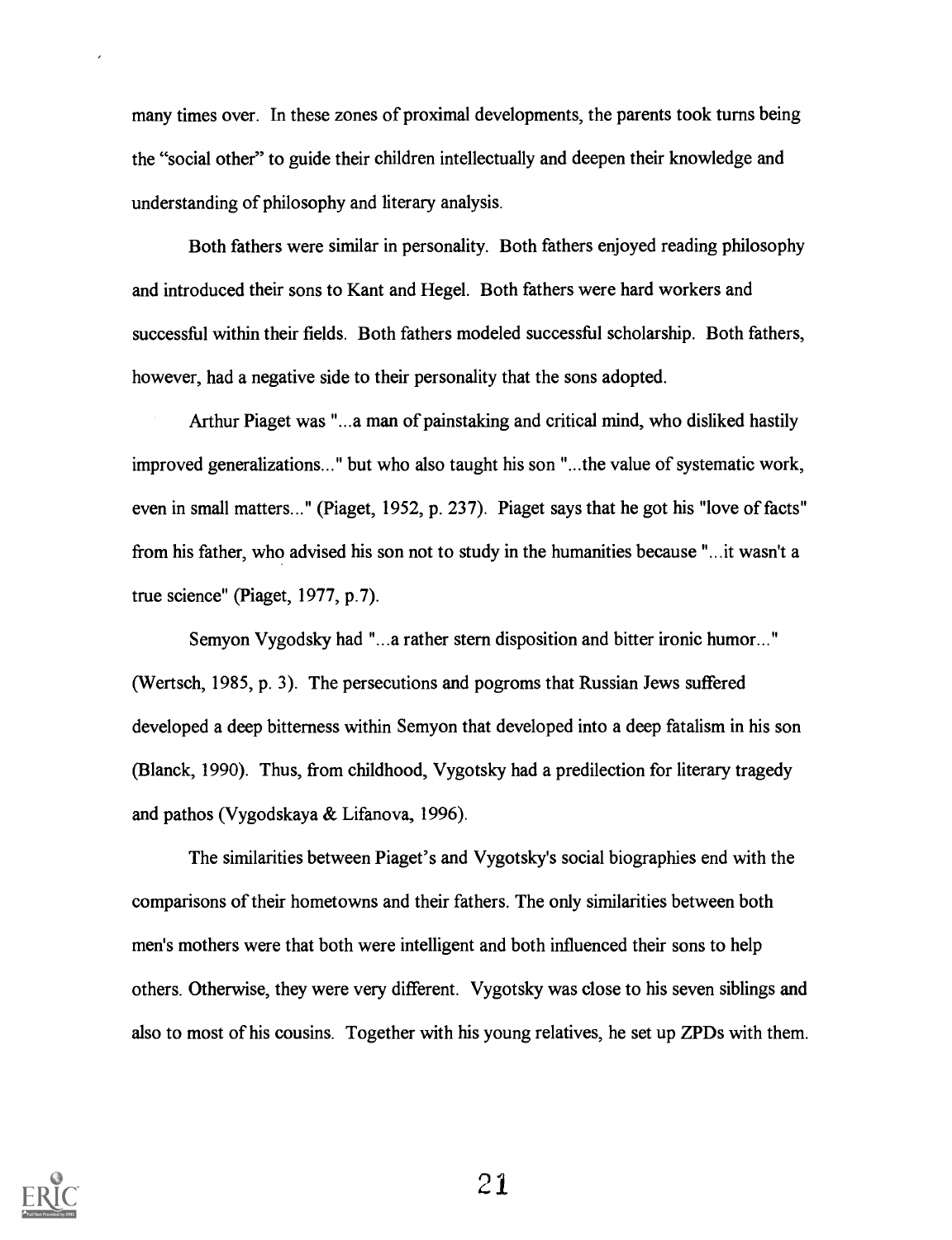many times over. In these zones of proximal developments, the parents took turns being the "social other" to guide their children intellectually and deepen their knowledge and understanding of philosophy and literary analysis.

Both fathers were similar in personality. Both fathers enjoyed reading philosophy and introduced their sons to Kant and Hegel. Both fathers were hard workers and successful within their fields. Both fathers modeled successful scholarship. Both fathers, however, had a negative side to their personality that the sons adopted.

Arthur Piaget was "...a man of painstaking and critical mind, who disliked hastily improved generalizations..." but who also taught his son "...the value of systematic work, even in small matters..." (Piaget, 1952, p. 237). Piaget says that he got his "love of facts" from his father, who advised his son not to study in the humanities because "...it wasn't a true science" (Piaget, 1977, p.7).

Semyon Vygodsky had "...a rather stern disposition and bitter ironic humor..." (Wertsch, 1985, p. 3). The persecutions and pogroms that Russian Jews suffered developed a deep bitterness within Semyon that developed into a deep fatalism in his son (Blanck, 1990). Thus, from childhood, Vygotsky had a predilection for literary tragedy and pathos (Vygodskaya & Lifanova, 1996).

The similarities between Piaget's and Vygotsky's social biographies end with the comparisons of their hometowns and their fathers. The only similarities between both men's mothers were that both were intelligent and both influenced their sons to help others. Otherwise, they were very different. Vygotsky was close to his seven siblings and also to most of his cousins. Together with his young relatives, he set up ZPDs with them.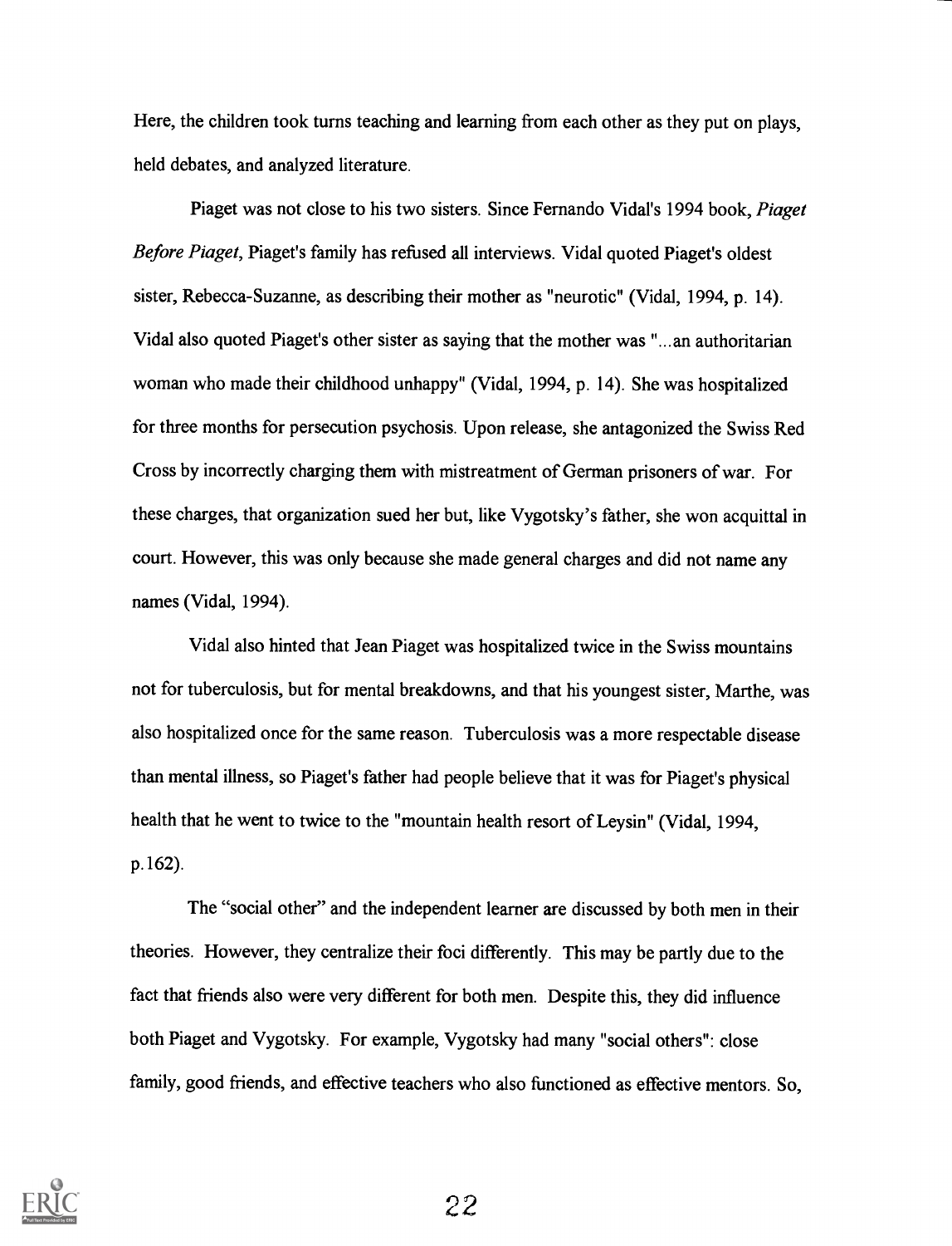Here, the children took turns teaching and learning from each other as they put on plays, held debates, and analyzed literature.

Piaget was not close to his two sisters. Since Fernando Vidal's 1994 book, *Piaget Before Piaget*, Piaget's family has refused all interviews. Vidal quoted Piaget's oldest sister, Rebecca-Suzanne, as describing their mother as "neurotic" (Vidal, 1994, p. 14). Vidal also quoted Piaget's other sister as saying that the mother was "...an authoritarian woman who made their childhood unhappy" (Vidal, 1994, p. 14). She was hospitalized for three months for persecution psychosis. Upon release, she antagonized the Swiss Red Cross by incorrectly charging them with mistreatment of German prisoners of war. For these charges, that organization sued her but, like Vygotsky's father, she won acquittal in court. However, this was only because she made general charges and did not name any names (Vidal, 1994).

Vidal also hinted that Jean Piaget was hospitalized twice in the Swiss mountains not for tuberculosis, but for mental breakdowns, and that his youngest sister, Marthe, was also hospitalized once for the same reason. Tuberculosis was a more respectable disease than mental illness, so Piaget's father had people believe that it was for Piaget's physical health that he went to twice to the "mountain health resort of Leysin" (Vidal, 1994, p.162).

The "social other" and the independent learner are discussed by both men in their theories. However, they centralize their foci differently. This may be partly due to the fact that friends also were very different for both men. Despite this, they did influence both Piaget and Vygotsky. For example, Vygotsky had many "social others": close family, good friends, and effective teachers who also functioned as effective mentors. So,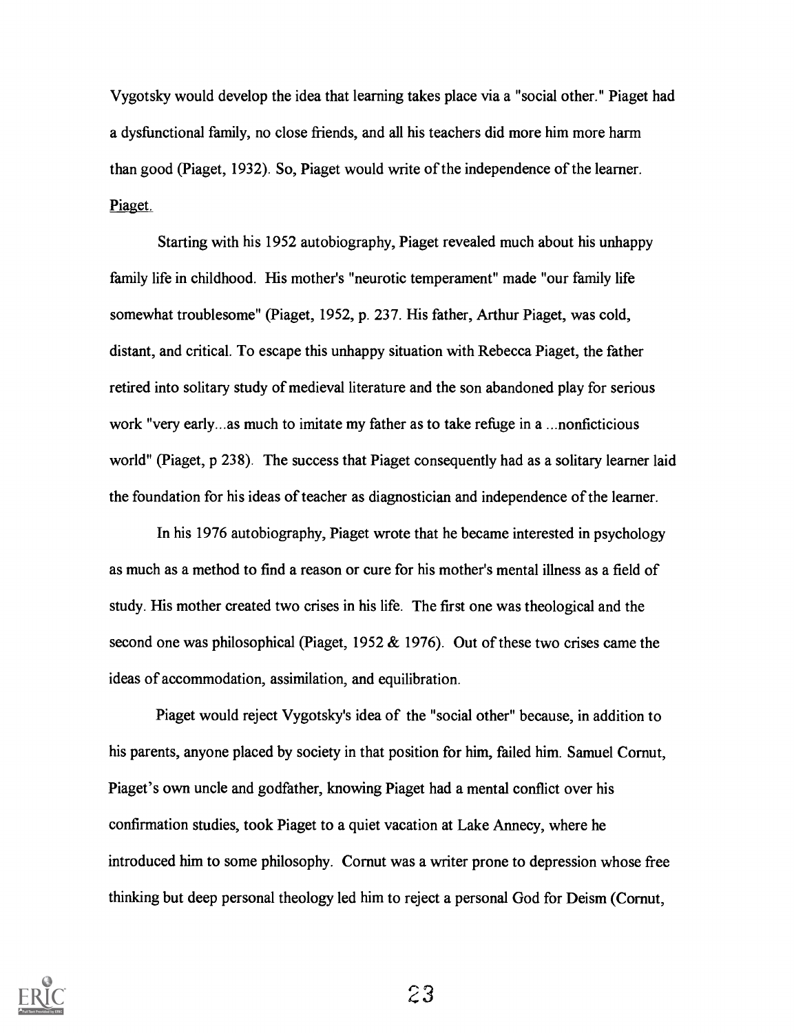Vygotsky would develop the idea that learning takes place via a "social other." Piaget had a dysfunctional family, no close friends, and all his teachers did more him more harm than good (Piaget, 1932). So, Piaget would write of the independence of the learner.

Piaget.

Starting with his 1952 autobiography, Piaget revealed much about his unhappy family life in childhood. His mother's "neurotic temperament" made "our family life somewhat troublesome" (Piaget, 1952, p. 237. His father, Arthur Piaget, was cold, distant, and critical. To escape this unhappy situation with Rebecca Piaget, the father retired into solitary study of medieval literature and the son abandoned play for serious work "very early...as much to imitate my father as to take refuge in a ...nonficticious world" (Piaget, p 238). The success that Piaget consequently had as a solitary learner laid the foundation for his ideas of teacher as diagnostician and independence of the learner.

In his 1976 autobiography, Piaget wrote that he became interested in psychology as much as a method to find a reason or cure for his mother's mental illness as a field of study. His mother created two crises in his life. The first one was theological and the second one was philosophical (Piaget, 1952 & 1976). Out of these two crises came the ideas of accommodation, assimilation, and equilibration.

Piaget would reject Vygotsky's idea of the "social other" because, in addition to his parents, anyone placed by society in that position for him, failed him. Samuel Cornut, Piaget's own uncle and godfather, knowing Piaget had a mental conflict over his confirmation studies, took Piaget to a quiet vacation at Lake Annecy, where he introduced him to some philosophy. Cornut was a writer prone to depression whose free thinking but deep personal theology led him to reject a personal God for Deism (Cornut,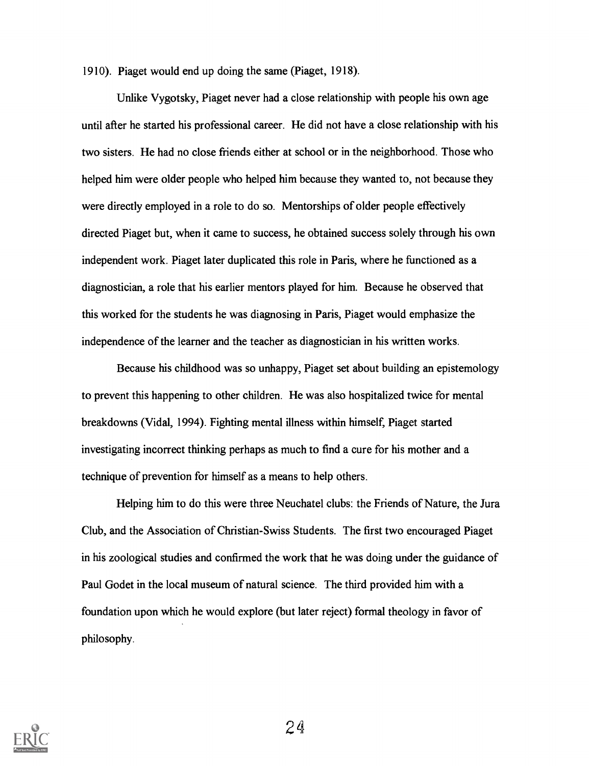1910). Piaget would end up doing the same (Piaget, 1918).

Unlike Vygotsky, Piaget never had a close relationship with people his own age until after he started his professional career. He did not have a close relationship with his two sisters. He had no close friends either at school or in the neighborhood. Those who helped him were older people who helped him because they wanted to, not because they were directly employed in a role to do so. Mentorships of older people effectively directed Piaget but, when it came to success, he obtained success solely through his own independent work. Piaget later duplicated this role in Paris, where he functioned as a diagnostician, a role that his earlier mentors played for him. Because he observed that this worked for the students he was diagnosing in Paris, Piaget would emphasize the independence of the learner and the teacher as diagnostician in his written works.

Because his childhood was so unhappy, Piaget set about building an epistemology to prevent this happening to other children. He was also hospitalized twice for mental breakdowns (Vidal, 1994). Fighting mental illness within himself, Piaget started investigating incorrect thinking perhaps as much to find a cure for his mother and a technique of prevention for himself as a means to help others.

Helping him to do this were three Neuchatel clubs: the Friends of Nature, the Jura Club, and the Association of Christian-Swiss Students. The first two encouraged Piaget in his zoological studies and confirmed the work that he was doing under the guidance of Paul Godet in the local museum of natural science. The third provided him with a foundation upon which he would explore (but later reject) formal theology in favor of philosophy.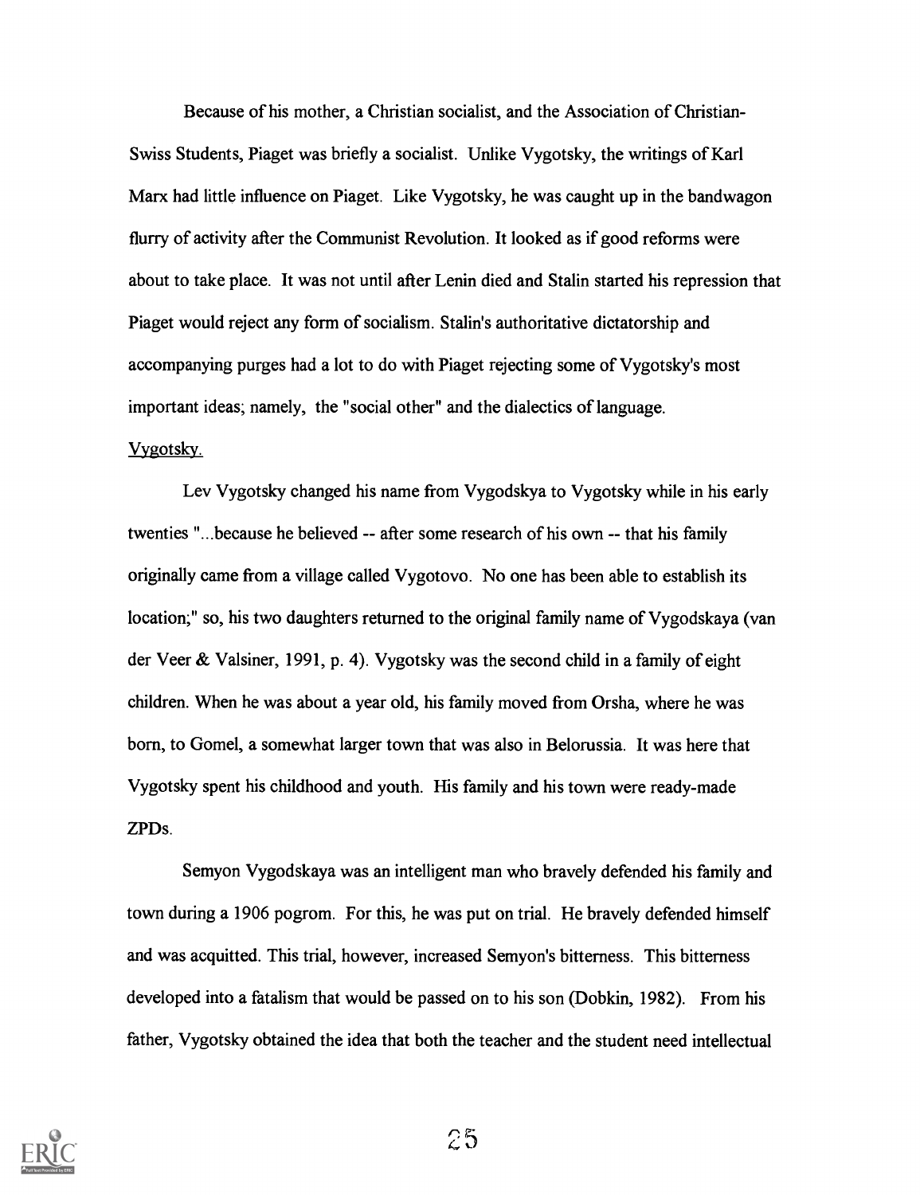Because of his mother, a Christian socialist, and the Association of Christian-Swiss Students, Piaget was briefly a socialist. Unlike Vygotsky, the writings of Karl Marx had little influence on Piaget. Like Vygotsky, he was caught up in the bandwagon flurry of activity after the Communist Revolution. It looked as if good reforms were about to take place. It was not until after Lenin died and Stalin started his repression that Piaget would reject any form of socialism. Stalin's authoritative dictatorship and accompanying purges had a lot to do with Piaget rejecting some of Vygotsky's most important ideas; namely, the "social other" and the dialectics of language.

Vygotsky.

Lev Vygotsky changed his name from Vygodskya to Vygotsky while in his early twenties "...because he believed -- after some research of his own -- that his family originally came from a village called Vygotovo. No one has been able to establish its location;" so, his two daughters returned to the original family name of Vygodskaya (van der Veer & Valsiner, 1991, p. 4). Vygotsky was the second child in a family of eight children. When he was about a year old, his family moved from Orsha, where he was born, to Gomel, a somewhat larger town that was also in Belorussia. It was here that Vygotsky spent his childhood and youth. His family and his town were ready-made ZPDs.

Semyon Vygodskaya was an intelligent man who bravely defended his family and town during a 1906 pogrom. For this, he was put on trial. He bravely defended himself and was acquitted. This trial, however, increased Semyon's bitterness. This bitterness developed into a fatalism that would be passed on to his son (Dobkin, 1982). From his father, Vygotsky obtained the idea that both the teacher and the student need intellectual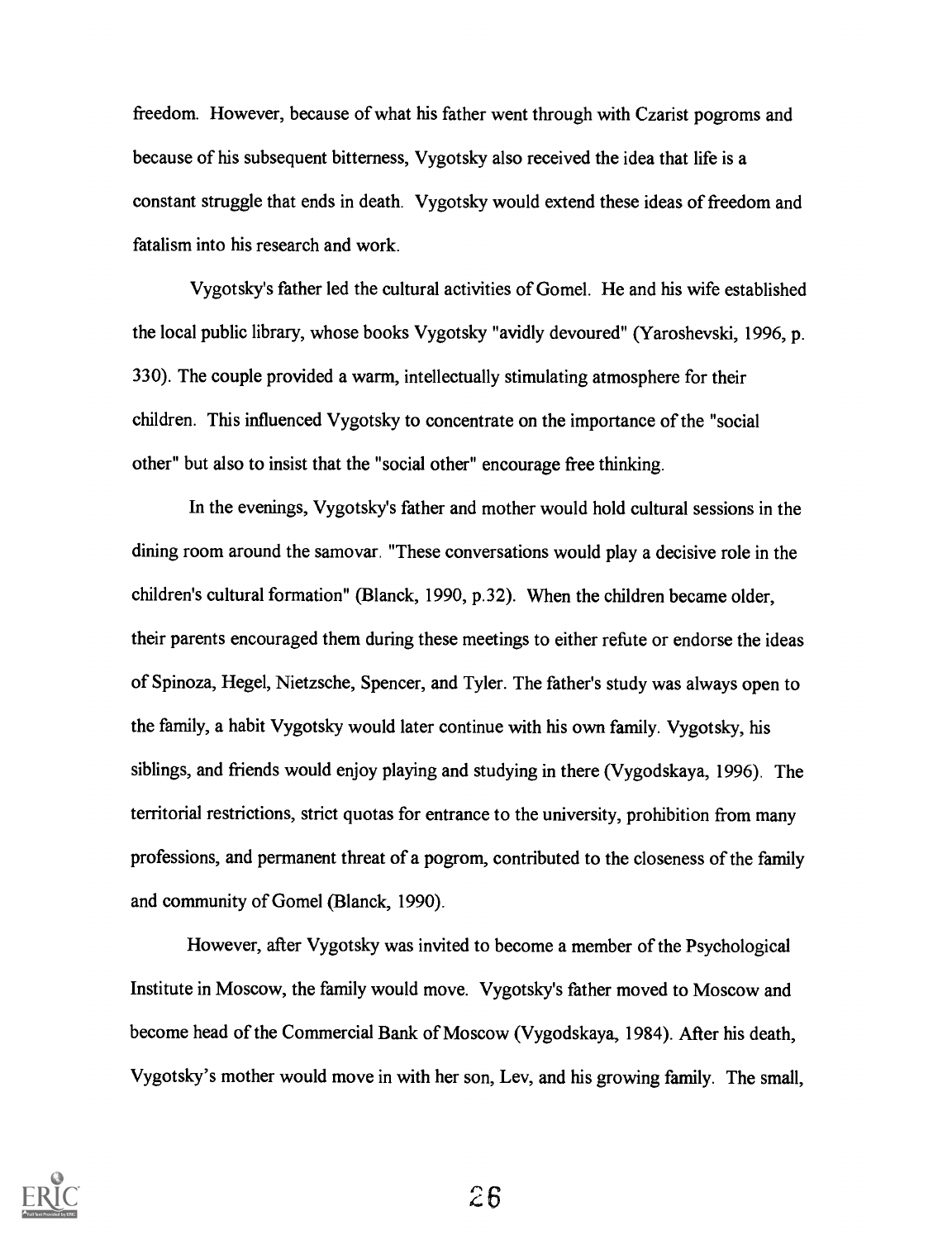freedom. However, because of what his father went through with Czarist pogroms and because of his subsequent bitterness, Vygotsky also received the idea that life is a constant struggle that ends in death. Vygotsky would extend these ideas of freedom and fatalism into his research and work.

Vygotsky's father led the cultural activities of Gomel. He and his wife established the local public library, whose books Vygotsky "avidly devoured" (Yaroshevski, 1996, p. 330). The couple provided a warm, intellectually stimulating atmosphere for their children. This influenced Vygotsky to concentrate on the importance of the "social other" but also to insist that the "social other" encourage free thinking.

In the evenings, Vygotsky's father and mother would hold cultural sessions in the dining room around the samovar. "These conversations would play a decisive role in the children's cultural formation" (Blanck, 1990, p.32). When the children became older, their parents encouraged them during these meetings to either refute or endorse the ideas of Spinoza, Hegel, Nietzsche, Spencer, and Tyler. The father's study was always open to the family, a habit Vygotsky would later continue with his own family. Vygotsky, his siblings, and friends would enjoy playing and studying in there (Vygodskaya, 1996). The territorial restrictions, strict quotas for entrance to the university, prohibition from many professions, and permanent threat of a pogrom, contributed to the closeness of the family and community of Gomel (Blanck, 1990).

However, after Vygotsky was invited to become a member of the Psychological Institute in Moscow, the family would move. Vygotsky's father moved to Moscow and become head of the Commercial Bank of Moscow (Vygodskaya, 1984). After his death, Vygotsky's mother would move in with her son, Lev, and his growing family. The small,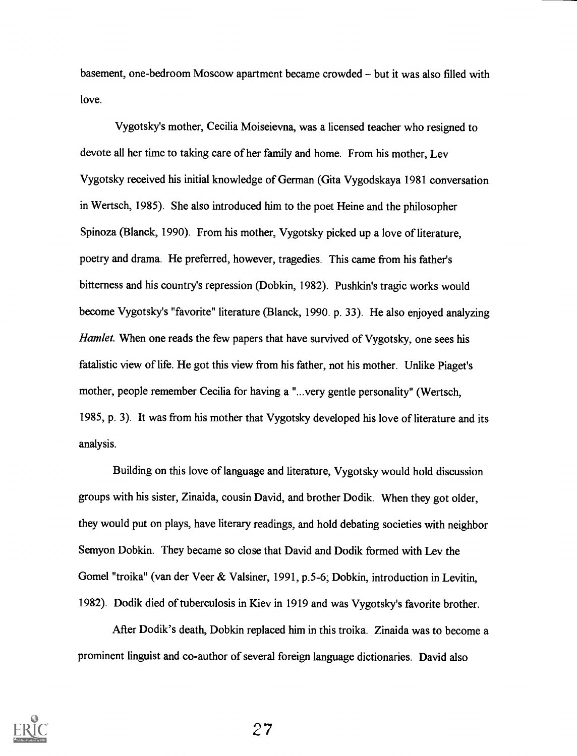basement, one-bedroom Moscow apartment became crowded – but it was also filled with love.

Vygotsky's mother, Cecilia Moiseievna, was a licensed teacher who resigned to devote all her time to taking care of her family and home. From his mother, Lev Vygotsky received his initial knowledge of German (Gita Vygodskaya 1981 conversation in Wertsch, 1985). She also introduced him to the poet Heine and the philosopher Spinoza (Blanck, 1990). From his mother, Vygotsky picked up a love of literature, poetry and drama. He preferred, however, tragedies. This came from his father's bitterness and his country's repression (Dobkin, 1982). Pushkin's tragic works would become Vygotsky's "favorite" literature (Blanck, 1990. p. 33). He also enjoyed analyzing *Hamlet.* When one reads the few papers that have survived of Vygotsky, one sees his fatalistic view of life. He got this view from his father, not his mother. Unlike Piaget's mother, people remember Cecilia for having a "...very gentle personality" (Wertsch, 1985, p. 3). It was from his mother that Vygotsky developed his love of literature and its analysis.

Building on this love of language and literature, Vygotsky would hold discussion groups with his sister, Zinaida, cousin David, and brother Dodik. When they got older, they would put on plays, have literary readings, and hold debating societies with neighbor Semyon Dobkin. They became so close that David and Dodik formed with Lev the Gomel "troika" (van der Veer & Valsiner, 1991, p.5-6; Dobkin, introduction in Levitin, 1982). Dodik died of tuberculosis in Kiev in 1919 and was Vygotsky's favorite brother.

After Dodik's death, Dobkin replaced him in this troika. Zinaida was to become a prominent linguist and co-author of several foreign language dictionaries. David also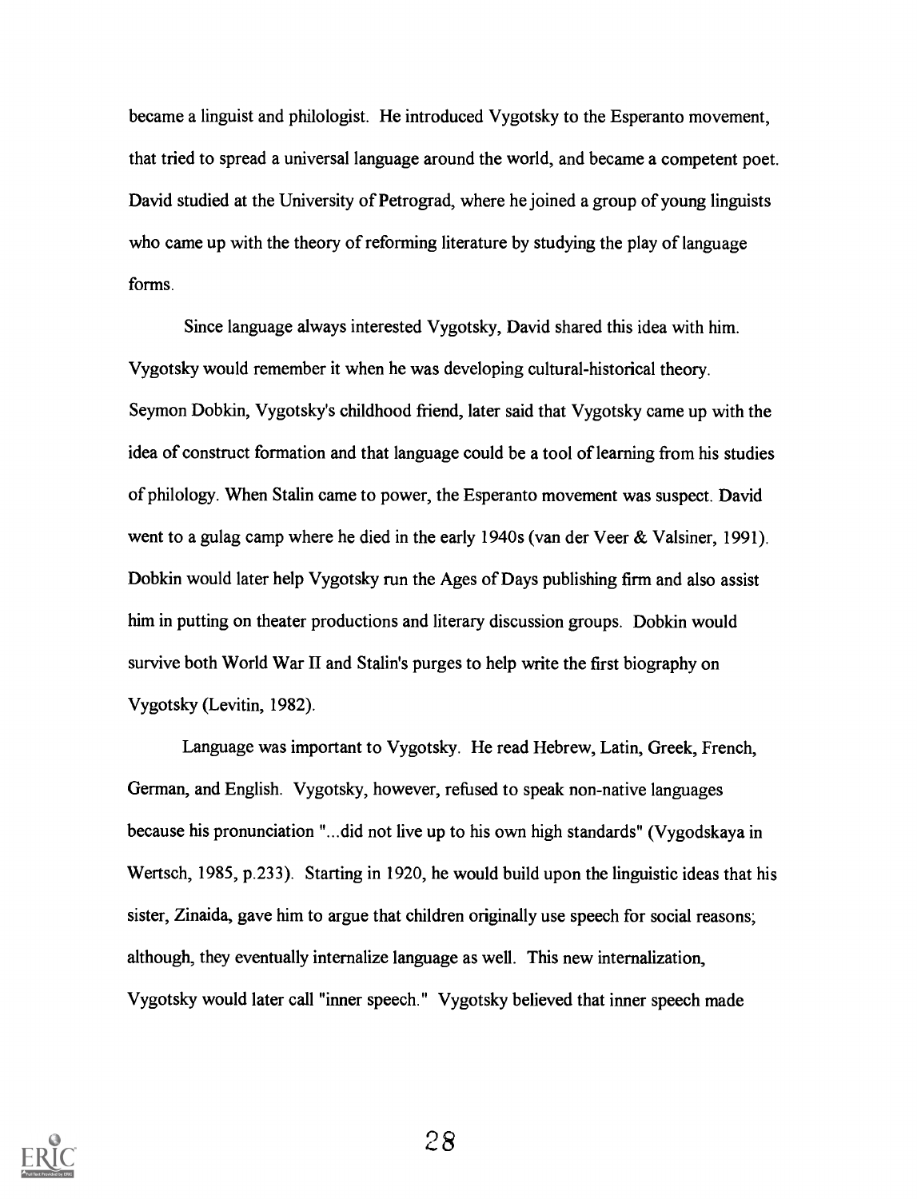became a linguist and philologist. He introduced Vygotsky to the Esperanto movement, that tried to spread a universal language around the world, and became a competent poet. David studied at the University of Petrograd, where he joined a group of young linguists who came up with the theory of reforming literature by studying the play of language forms.

Since language always interested Vygotsky, David shared this idea with him. Vygotsky would remember it when he was developing cultural-historical theory. Seymon Dobkin, Vygotsky's childhood friend, later said that Vygotsky came up with the idea of construct formation and that language could be a tool of learning from his studies of philology. When Stalin came to power, the Esperanto movement was suspect. David went to a gulag camp where he died in the early 1940s (van der Veer & Valsiner, 1991). Dobkin would later help Vygotsky run the Ages of Days publishing firm and also assist him in putting on theater productions and literary discussion groups. Dobkin would survive both World War II and Stalin's purges to help write the first biography on Vygotsky (Levitin, 1982).

Language was important to Vygotsky. He read Hebrew, Latin, Greek, French, German, and English. Vygotsky, however, refused to speak non-native languages because his pronunciation "...did not live up to his own high standards" (Vygodskaya in Wertsch, 1985, p.233). Starting in 1920, he would build upon the linguistic ideas that his sister, Zinaida, gave him to argue that children originally use speech for social reasons; although, they eventually internalize language as well. This new internalization, Vygotsky would later call "inner speech." Vygotsky believed that inner speech made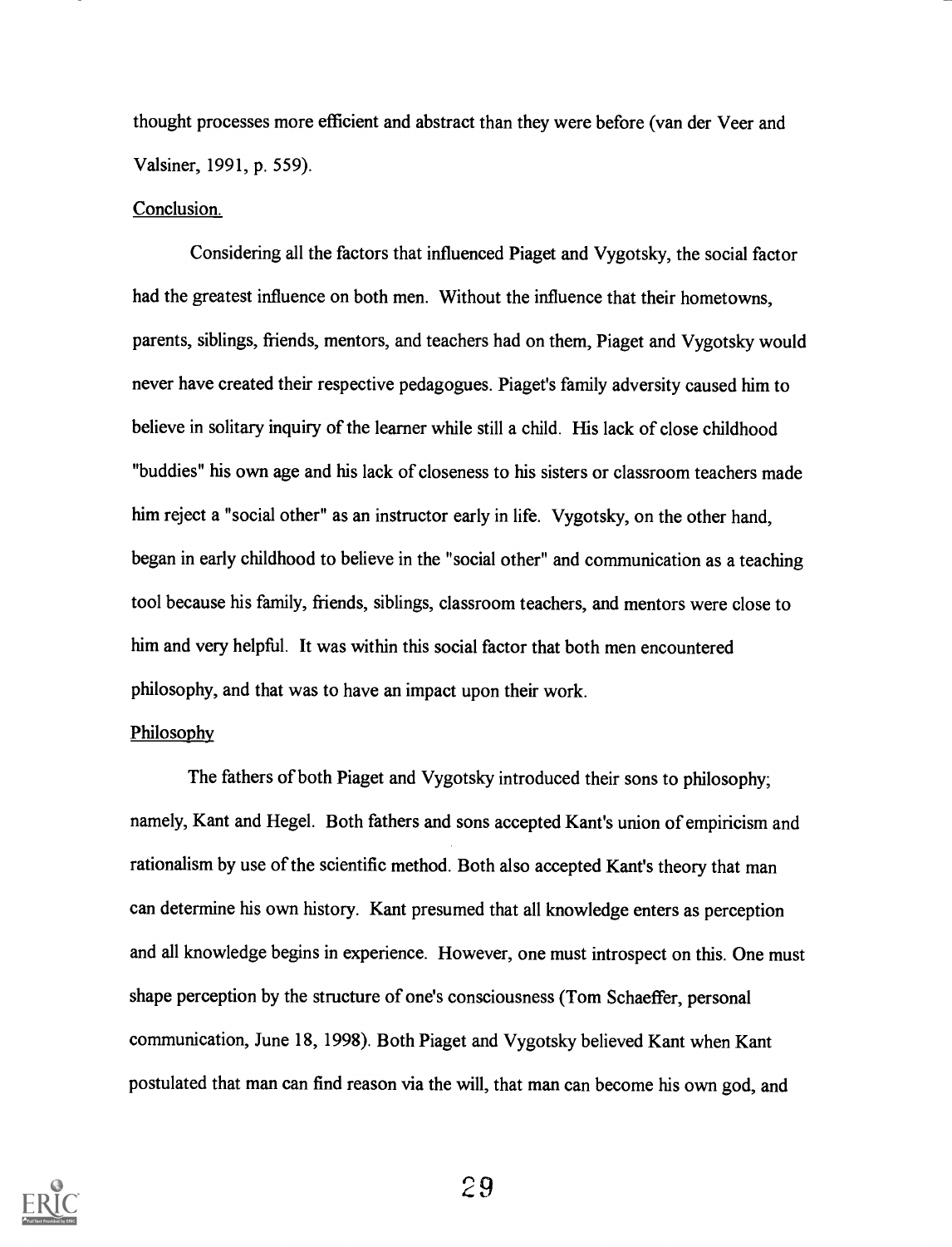thought processes more efficient and abstract than they were before (van der Veer and Valsiner, 1991, p. 559).

Conclusion.

Considering all the factors that influenced Piaget and Vygotsky, the social factor had the greatest influence on both men. Without the influence that their hometowns, parents, siblings, friends, mentors, and teachers had on them, Piaget and Vygotsky would never have created their respective pedagogues. Piaget's family adversity caused him to believe in solitary inquiry of the learner while still a child. His lack of close childhood "buddies" his own age and his lack of closeness to his sisters or classroom teachers made him reject a "social other" as an instructor early in life. Vygotsky, on the other hand, began in early childhood to believe in the "social other" and communication as a teaching tool because his family, friends, siblings, classroom teachers, and mentors were close to him and very helpful. It was within this social factor that both men encountered philosophy, and that was to have an impact upon their work.

Philosophy

The fathers of both Piaget and Vygotsky introduced their sons to philosophy; namely, Kant and Hegel. Both fathers and sons accepted Kant's union of empiricism and rationalism by use of the scientific method. Both also accepted Kant's theory that man can determine his own history. Kant presumed that all knowledge enters as perception and all knowledge begins in experience. However, one must introspect on this. One must shape perception by the structure of one's consciousness (Tom Schaeffer, personal communication, June 18, 1998). Both Piaget and Vygotsky believed Kant when Kant postulated that man can find reason via the will, that man can become his own god, and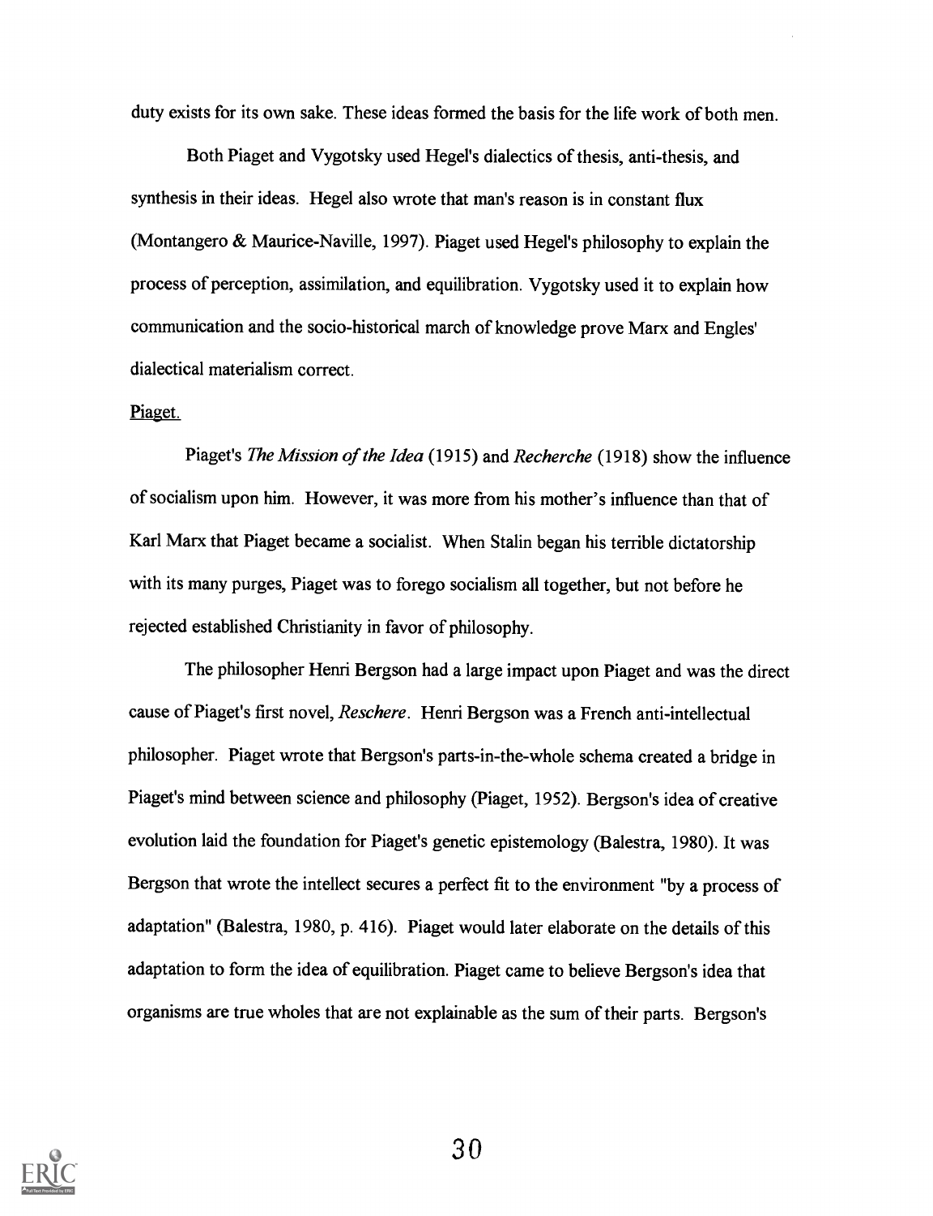duty exists for its own sake. These ideas formed the basis for the life work of both men.

Both Piaget and Vygotsky used Hegel's dialectics of thesis, anti-thesis, and synthesis in their ideas. Hegel also wrote that man's reason is in constant flux (Montangero & Maurice-Naville, 1997). Piaget used Hegel's philosophy to explain the process of perception, assimilation, and equilibration. Vygotsky used it to explain how communication and the socio-historical march of knowledge prove Marx and Engles' dialectical materialism correct.

Piaget.

Piaget's *The Mission of the Idea* (1915) and *Recherche* (1918) show the influence of socialism upon him. However, it was more from his mother's influence than that of Karl Marx that Piaget became a socialist. When Stalin began his terrible dictatorship with its many purges, Piaget was to forego socialism all together, but not before he rejected established Christianity in favor of philosophy.

The philosopher Henri Bergson had a large impact upon Piaget and was the direct cause of Piaget's first novel, *Reschere*. Henri Bergson was a French anti-intellectual philosopher. Piaget wrote that Bergson's parts-in-the-whole schema created a bridge in Piaget's mind between science and philosophy (Piaget, 1952). Bergson's idea of creative evolution laid the foundation for Piaget's genetic epistemology (Balestra, 1980). It was Bergson that wrote the intellect secures a perfect fit to the environment "by a process of adaptation" (Balestra, 1980, p. 416). Piaget would later elaborate on the details of this adaptation to form the idea of equilibration. Piaget came to believe Bergson's idea that organisms are true wholes that are not explainable as the sum of their parts. Bergson's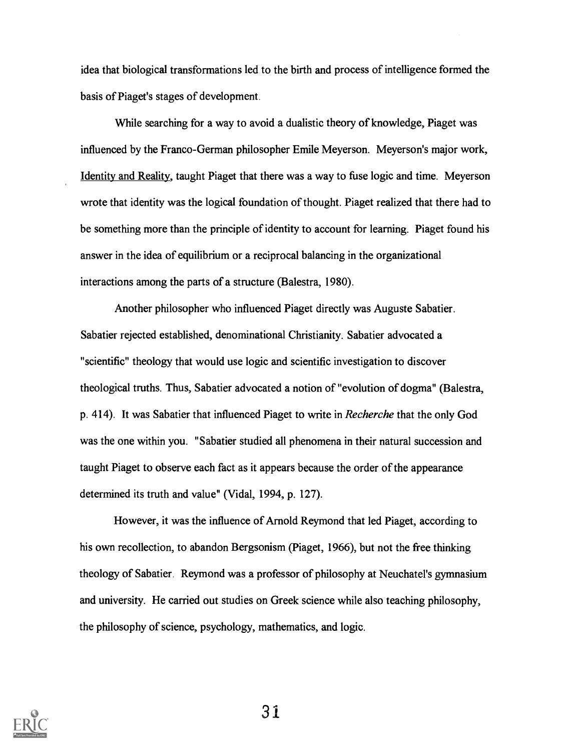idea that biological transformations led to the birth and process of intelligence formed the basis of Piaget's stages of development.

While searching for a way to avoid a dualistic theory of knowledge, Piaget was influenced by the Franco-German philosopher Emile Meyerson. Meyerson's major work, Identity and Reality, taught Piaget that there was a way to fuse logic and time. Meyerson wrote that identity was the logical foundation of thought. Piaget realized that there had to be something more than the principle of identity to account for learning. Piaget found his answer in the idea of equilibrium or a reciprocal balancing in the organizational interactions among the parts of a structure (Balestra, 1980).

Another philosopher who influenced Piaget directly was Auguste Sabatier. Sabatier rejected established, denominational Christianity. Sabatier advocated a "scientific" theology that would use logic and scientific investigation to discover theological truths. Thus, Sabatier advocated a notion of "evolution of dogma" (Balestra, p. 414). It was Sabatier that influenced Piaget to write in *Recherche* that the only God was the one within you. "Sabatier studied all phenomena in their natural succession and taught Piaget to observe each fact as it appears because the order of the appearance determined its truth and value" (Vidal, 1994, p. 127).

However, it was the influence of Arnold Reymond that led Piaget, according to his own recollection, to abandon Bergsonism (Piaget, 1966), but not the free thinking theology of Sabatier. Reymond was a professor of philosophy at Neuchatel's gymnasium and university. He carried out studies on Greek science while also teaching philosophy, the philosophy of science, psychology, mathematics, and logic.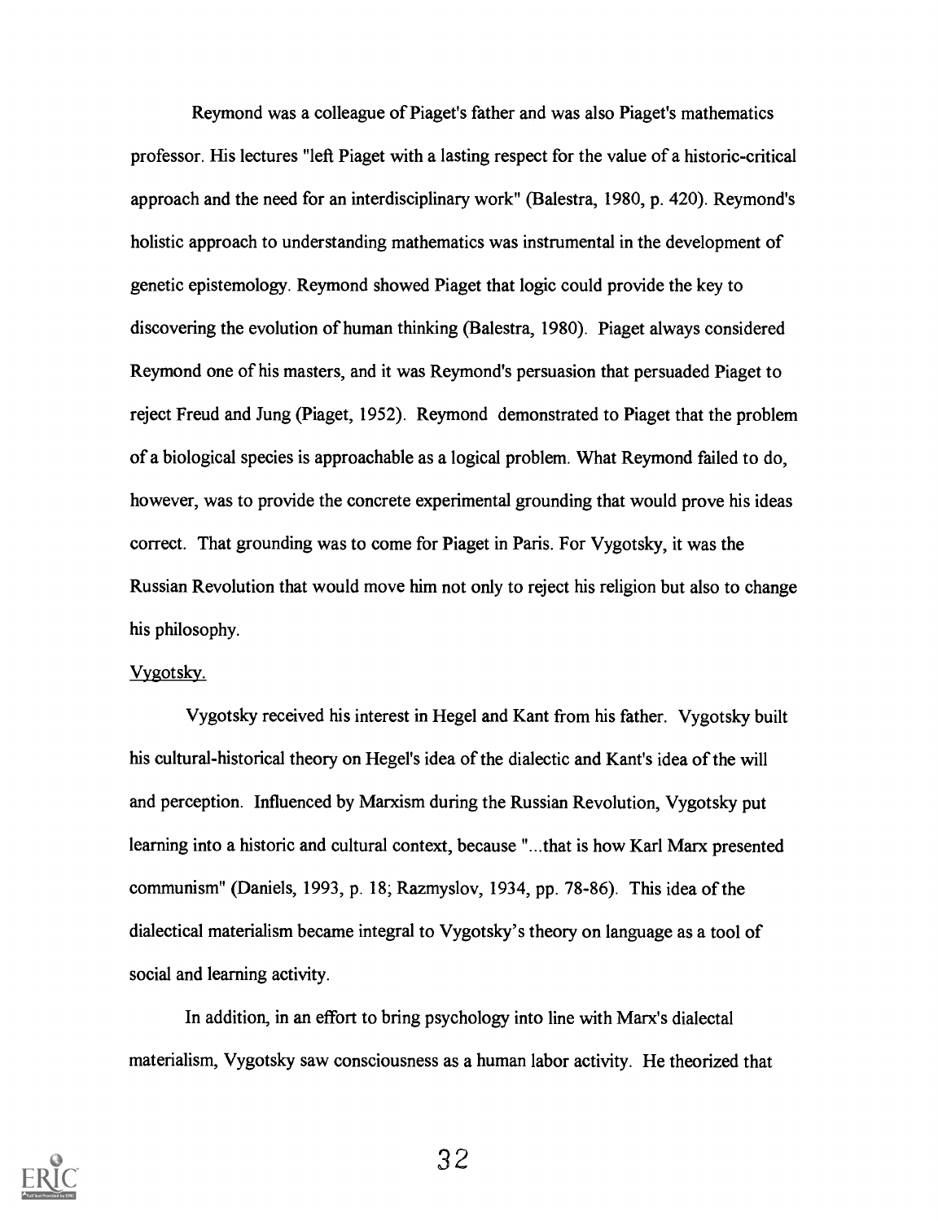Reymond was a colleague of Piaget's father and was also Piaget's mathematics professor. His lectures "left Piaget with a lasting respect for the value of a historic-critical approach and the need for an interdisciplinary work" (Balestra, 1980, p. 420). Reymond's holistic approach to understanding mathematics was instrumental in the development of genetic epistemology. Reymond showed Piaget that logic could provide the key to discovering the evolution of human thinking (Balestra, 1980). Piaget always considered Reymond one of his masters, and it was Reymond's persuasion that persuaded Piaget to reject Freud and Jung (Piaget, 1952). Reymond demonstrated to Piaget that the problem of a biological species is approachable as a logical problem. What Reymond failed to do, however, was to provide the concrete experimental grounding that would prove his ideas correct. That grounding was to come for Piaget in Paris. For Vygotsky, it was the Russian Revolution that would move him not only to reject his religion but also to change his philosophy.

Vygotsky.

Vygotsky received his interest in Hegel and Kant from his father. Vygotsky built his cultural-historical theory on Hegel's idea of the dialectic and Kant's idea of the will and perception. Influenced by Marxism during the Russian Revolution, Vygotsky put learning into a historic and cultural context, because "...that is how Karl Marx presented communism" (Daniels, 1993, p. 18; Razmyslov, 1934, pp. 78-86). This idea of the dialectical materialism became integral to Vygotsky's theory on language as a tool of social and learning activity.

In addition, in an effort to bring psychology into line with Marx's dialectal materialism, Vygotsky saw consciousness as a human labor activity. He theorized that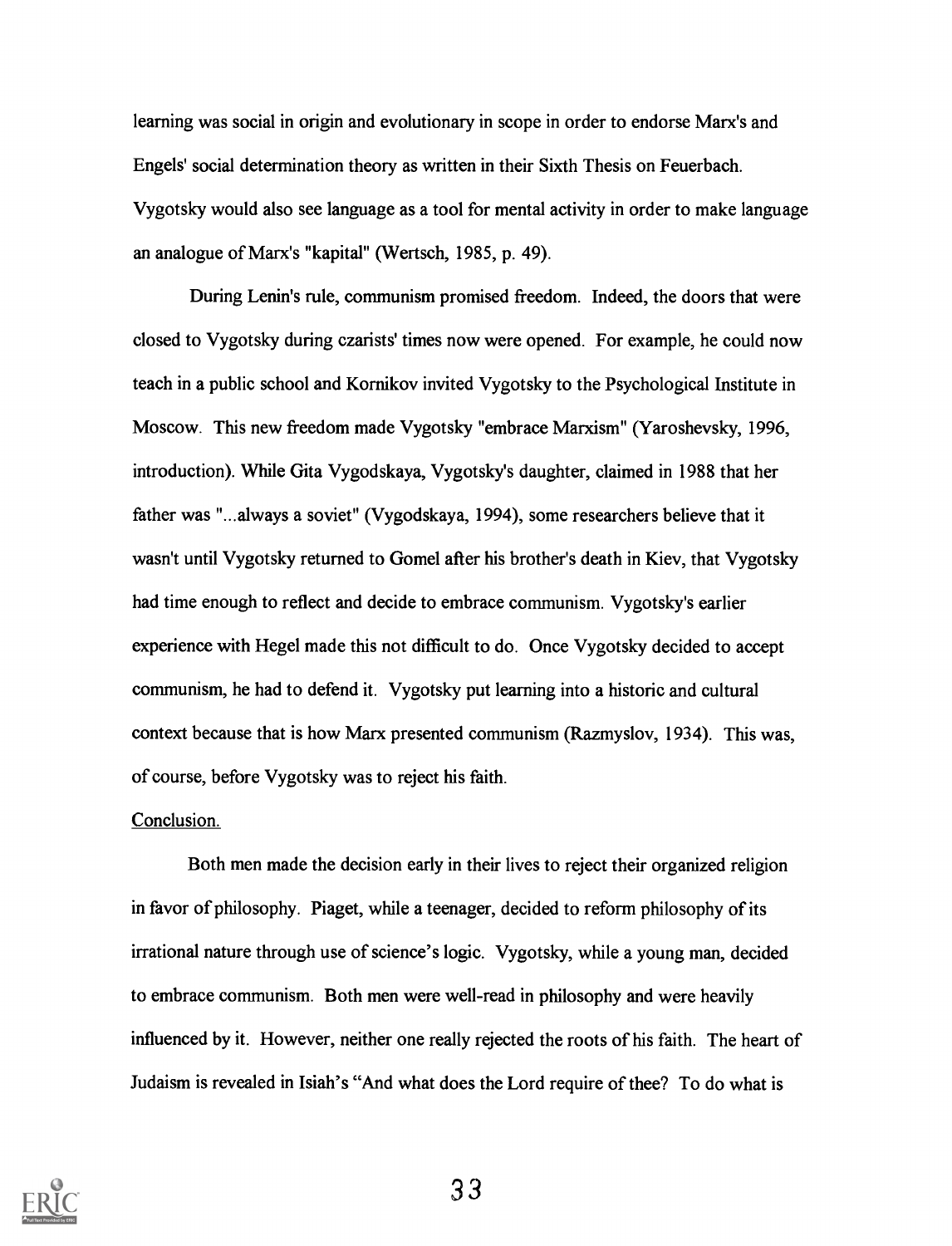learning was social in origin and evolutionary in scope in order to endorse Marx's and Engels' social determination theory as written in their Sixth Thesis on Feuerbach. Vygotsky would also see language as a tool for mental activity in order to make language an analogue of Marx's "kapital" (Wertsch, 1985, p. 49).

During Lenin's rule, communism promised freedom. Indeed, the doors that were closed to Vygotsky during czarists' times now were opened. For example, he could now teach in a public school and Kornikov invited Vygotsky to the Psychological Institute in Moscow. This new freedom made Vygotsky "embrace Marxism" (Yaroshevsky, 1996, introduction). While Gita Vygodskaya, Vygotsky's daughter, claimed in 1988 that her father was "...always a soviet" (Vygodskaya, 1994), some researchers believe that it wasn't until Vygotsky returned to Gomel after his brother's death in Kiev, that Vygotsky had time enough to reflect and decide to embrace communism. Vygotsky's earlier experience with Hegel made this not difficult to do. Once Vygotsky decided to accept communism, he had to defend it. Vygotsky put learning into a historic and cultural context because that is how Marx presented communism (Razmyslov, 1934). This was, of course, before Vygotsky was to reject his faith.

<u>Conclusion.</u>

Both men made the decision early in their lives to reject their organized religion in favor of philosophy. Piaget, while a teenager, decided to reform philosophy of its irrational nature through use of science's logic. Vygotsky, while a young man, decided to embrace communism. Both men were well-read in philosophy and were heavily influenced by it. However, neither one really rejected the roots of his faith. The heart of Judaism is revealed in Isiah's "And what does the Lord require of thee? To do what is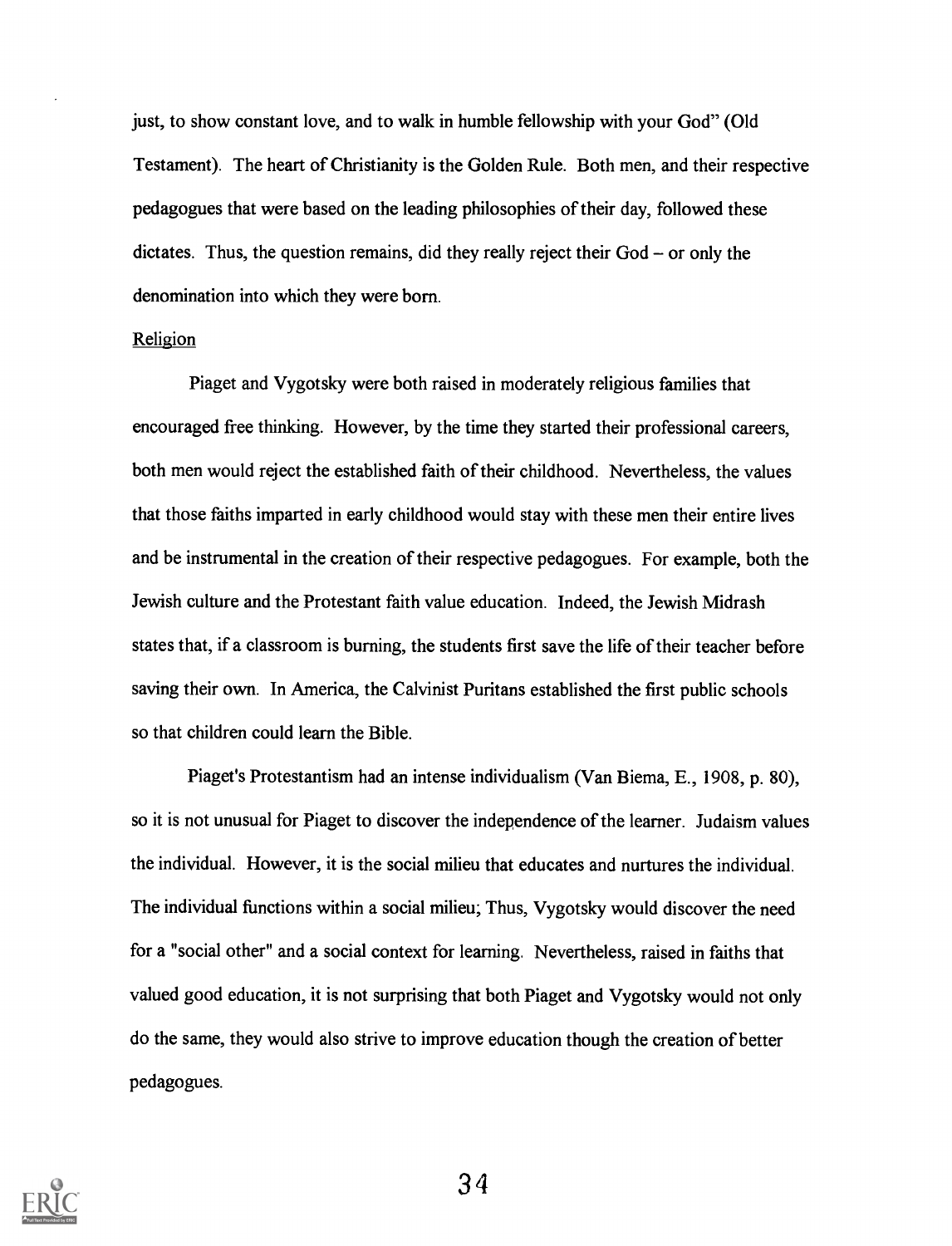just, to show constant love, and to walk in humble fellowship with your God" (Old Testament). The heart of Christianity is the Golden Rule. Both men, and their respective pedagogues that were based on the leading philosophies of their day, followed these dictates. Thus, the question remains, did they really reject their God – or only the denomination into which they were born.

## Religion

Piaget and Vygotsky were both raised in moderately religious families that encouraged free thinking. However, by the time they started their professional careers, both men would reject the established faith of their childhood. Nevertheless, the values that those faiths imparted in early childhood would stay with these men their entire lives and be instrumental in the creation of their respective pedagogues. For example, both the Jewish culture and the Protestant faith value education. Indeed, the Jewish Midrash states that, if a classroom is burning, the students first save the life of their teacher before saving their own. In America, the Calvinist Puritans established the first public schools so that children could learn the Bible.

Piaget's Protestantism had an intense individualism (Van Biema, E., 1908, p. 80), so it is not unusual for Piaget to discover the independence of the learner. Judaism values the individual. However, it is the social milieu that educates and nurtures the individual. The individual functions within a social milieu; Thus, Vygotsky would discover the need for a "social other" and a social context for learning. Nevertheless, raised in faiths that valued good education, it is not surprising that both Piaget and Vygotsky would not only do the same, they would also strive to improve education though the creation of better pedagogues.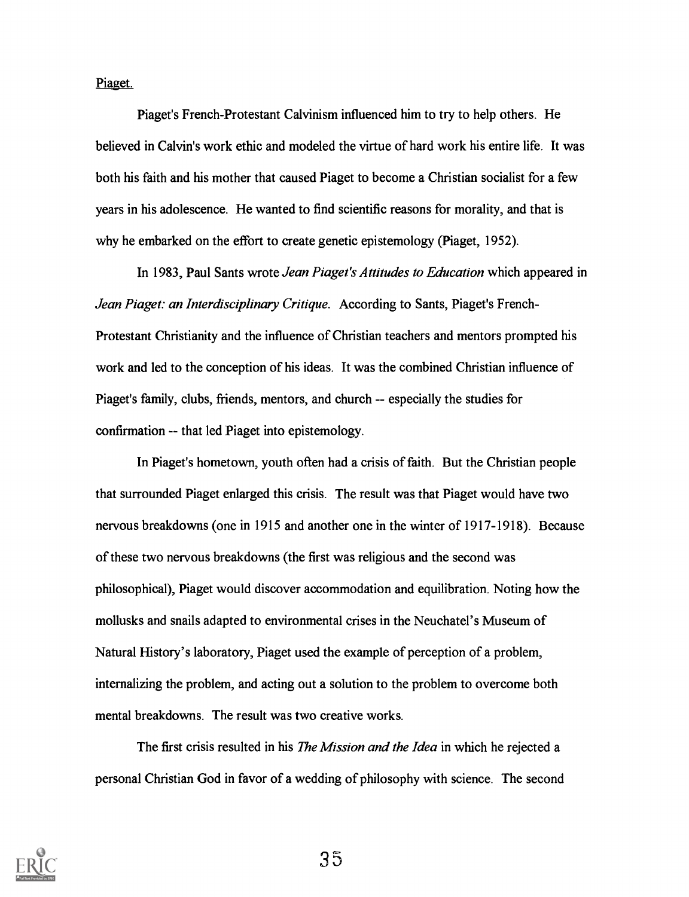Piaget.

Piaget's French-Protestant Calvinism influenced him to try to help others. He believed in Calvin's work ethic and modeled the virtue of hard work his entire life. It was both his faith and his mother that caused Piaget to become a Christian socialist for a few years in his adolescence. He wanted to find scientific reasons for morality, and that is why he embarked on the effort to create genetic epistemology (Piaget, 1952).

In 1983, Paul Sants wrote *Jean Piaget's Attitudes to Education* which appeared in *Jean Piaget: an Interdisciplinary Critique*. According to Sants, Piaget's French-Protestant Christianity and the influence of Christian teachers and mentors prompted his work and led to the conception of his ideas. It was the combined Christian influence of Piaget's family, clubs, friends, mentors, and church -- especially the studies for confirmation -- that led Piaget into epistemology.

In Piaget's hometown, youth often had a crisis of faith. But the Christian people that surrounded Piaget enlarged this crisis. The result was that Piaget would have two nervous breakdowns (one in 1915 and another one in the winter of 1917-1918). Because of these two nervous breakdowns (the first was religious and the second was philosophical), Piaget would discover accommodation and equilibration. Noting how the mollusks and snails adapted to environmental crises in the Neuchatel's Museum of Natural History's laboratory, Piaget used the example of perception of a problem, internalizing the problem, and acting out a solution to the problem to overcome both mental breakdowns. The result was two creative works.

The first crisis resulted in his *The Mission and the Idea* in which he rejected a personal Christian God in favor of a wedding of philosophy with science. The second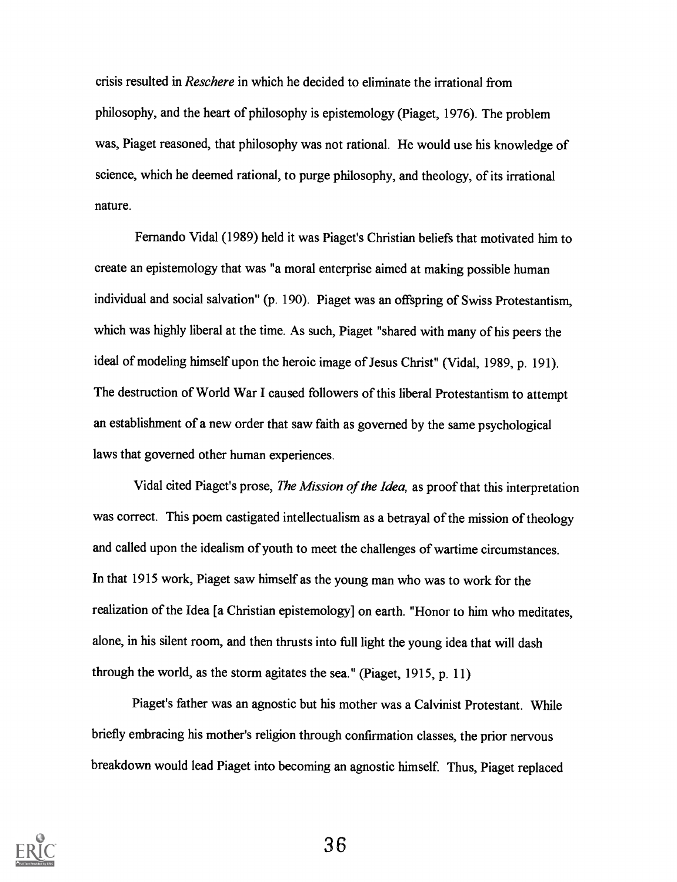crisis resulted in *Reschere* in which he decided to eliminate the irrational from philosophy, and the heart of philosophy is epistemology (Piaget, 1976). The problem was, Piaget reasoned, that philosophy was not rational. He would use his knowledge of science, which he deemed rational, to purge philosophy, and theology, of its irrational nature.

Fernando Vidal (1989) held it was Piaget's Christian beliefs that motivated him to create an epistemology that was "a moral enterprise aimed at making possible human individual and social salvation" (p. 190). Piaget was an offspring of Swiss Protestantism, which was highly liberal at the time. As such, Piaget "shared with many of his peers the ideal of modeling himself upon the heroic image of Jesus Christ" (Vidal, 1989, p. 191). The destruction of World War I caused followers of this liberal Protestantism to attempt an establishment of a new order that saw faith as governed by the same psychological laws that governed other human experiences.

Vidal cited Piaget's prose, *The Mission of the Idea,* as proof that this interpretation was correct. This poem castigated intellectualism as a betrayal of the mission of theology and called upon the idealism of youth to meet the challenges of wartime circumstances. In that 1915 work, Piaget saw himself as the young man who was to work for the realization of the Idea [a Christian epistemology] on earth. "Honor to him who meditates, alone, in his silent room, and then thrusts into full light the young idea that will dash through the world, as the storm agitates the sea." (Piaget, 1915, p. 11)

Piaget's father was an agnostic but his mother was a Calvinist Protestant. While briefly embracing his mother's religion through confirmation classes, the prior nervous breakdown would lead Piaget into becoming an agnostic himself. Thus, Piaget replaced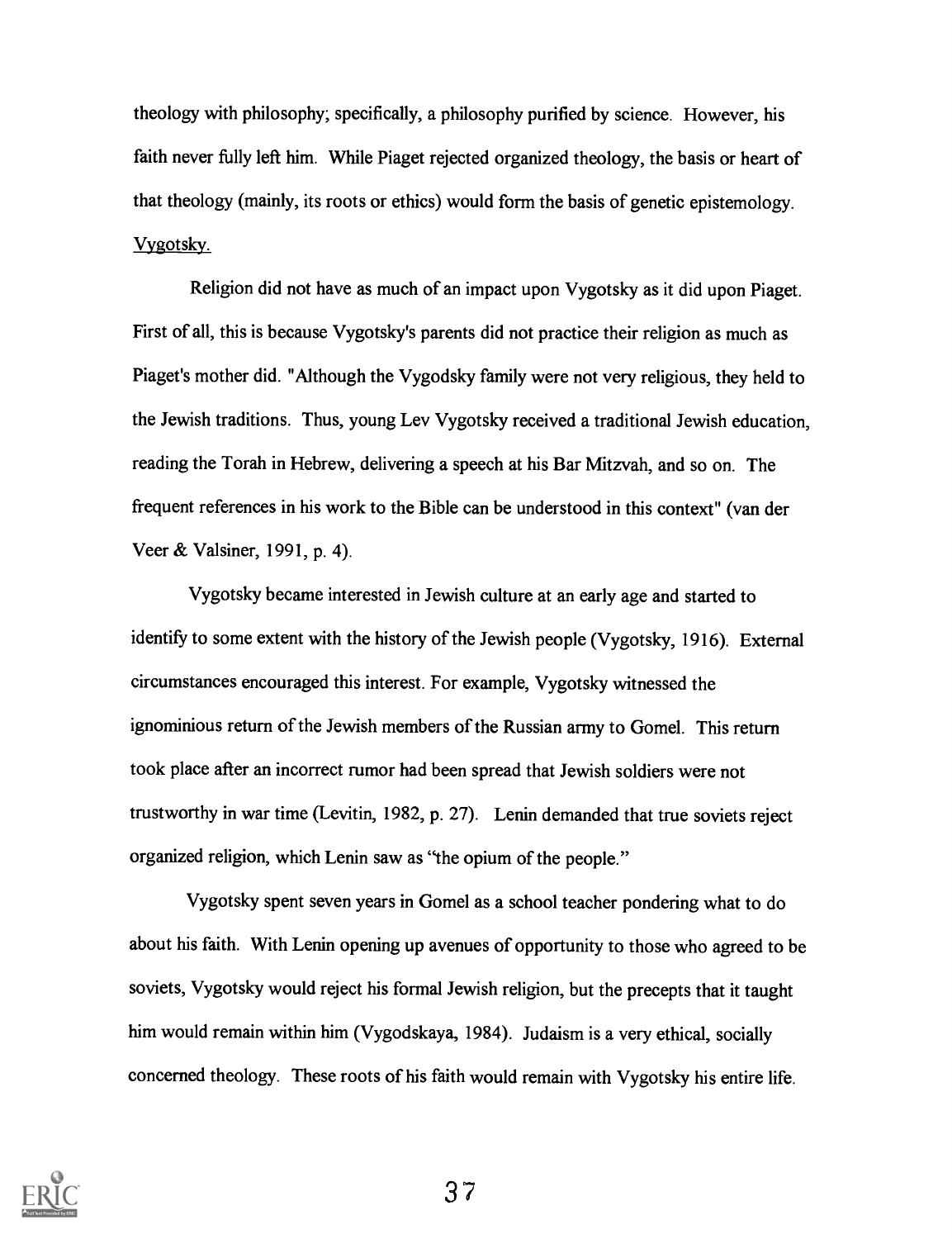theology with philosophy; specifically, a philosophy purified by science. However, his faith never fully left him. While Piaget rejected organized theology, the basis or heart of that theology (mainly, its roots or ethics) would form the basis of genetic epistemology.

Vygotsky.

Religion did not have as much of an impact upon Vygotsky as it did upon Piaget. First of all, this is because Vygotsky's parents did not practice their religion as much as Piaget's mother did. "Although the Vygodsky family were not very religious, they held to the Jewish traditions. Thus, young Lev Vygotsky received a traditional Jewish education, reading the Torah in Hebrew, delivering a speech at his Bar Mitzvah, and so on. The frequent references in his work to the Bible can be understood in this context" (van der Veer & Valsiner, 1991, p. 4).

Vygotsky became interested in Jewish culture at an early age and started to identify to some extent with the history of the Jewish people (Vygotsky, 1916). External circumstances encouraged this interest. For example, Vygotsky witnessed the ignominious return of the Jewish members of the Russian army to Gomel. This return took place after an incorrect rumor had been spread that Jewish soldiers were not trustworthy in war time (Levitin, 1982, p. 27). Lenin demanded that true soviets reject organized religion, which Lenin saw as "the opium of the people."

Vygotsky spent seven years in Gomel as a school teacher pondering what to do about his faith. With Lenin opening up avenues of opportunity to those who agreed to be soviets, Vygotsky would reject his formal Jewish religion, but the precepts that it taught him would remain within him (Vygodskaya, 1984). Judaism is a very ethical, socially concerned theology. These roots of his faith would remain with Vygotsky his entire life.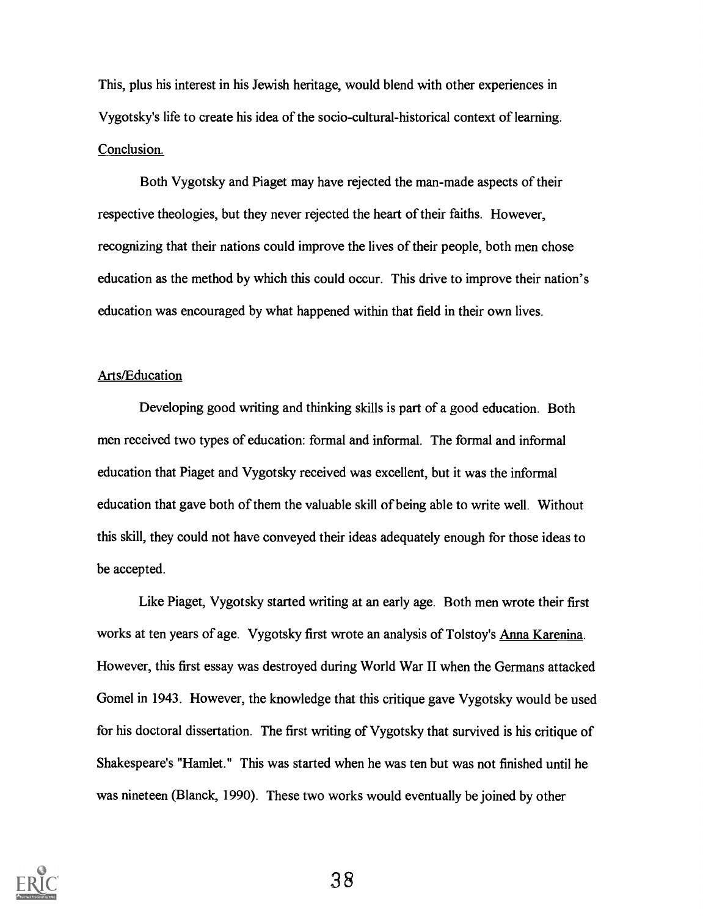This, plus his interest in his Jewish heritage, would blend with other experiences in Vygotsky's life to create his idea of the socio-cultural-historical context of learning.

Conclusion.

Both Vygotsky and Piaget may have rejected the man-made aspects of their respective theologies, but they never rejected the heart of their faiths. However, recognizing that their nations could improve the lives of their people, both men chose education as the method by which this could occur. This drive to improve their nation's education was encouraged by what happened within that field in their own lives.

Arts/Education

Developing good writing and thinking skills is part of a good education. Both men received two types of education: formal and informal. The formal and informal education that Piaget and Vygotsky received was excellent, but it was the informal education that gave both of them the valuable skill of being able to write well. Without this skill, they could not have conveyed their ideas adequately enough for those ideas to be accepted.

Like Piaget, Vygotsky started writing at an early age. Both men wrote their first works at ten years of age. Vygotsky first wrote an analysis of Tolstoy's Anna Karenina. However, this first essay was destroyed during World War II when the Germans attacked Gomel in 1943. However, the knowledge that this critique gave Vygotsky would be used for his doctoral dissertation. The first writing of Vygotsky that survived is his critique of Shakespeare's "Hamlet." This was started when he was ten but was not finished until he was nineteen (Blanck, 1990). These two works would eventually be joined by other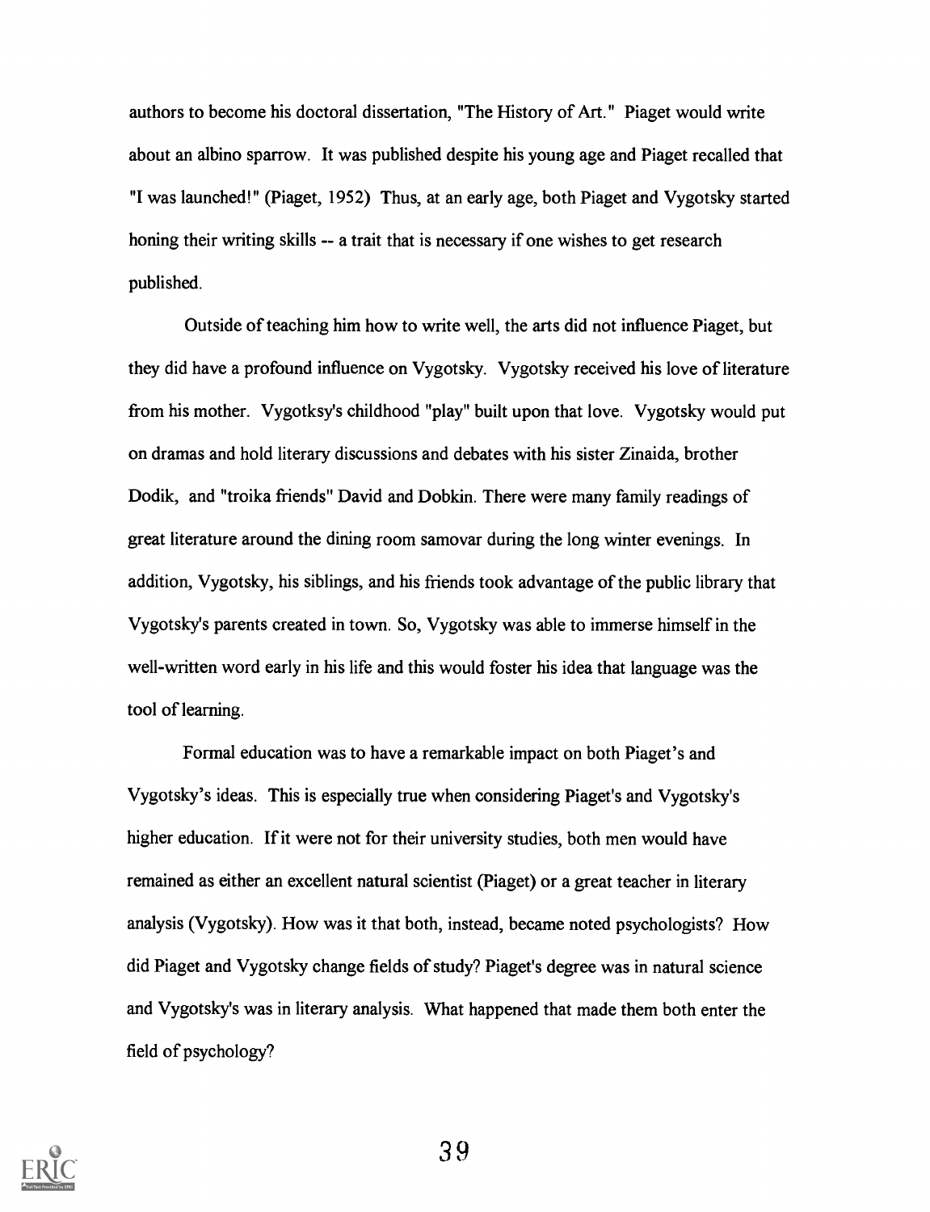authors to become his doctoral dissertation, "The History of Art." Piaget would write about an albino sparrow. It was published despite his young age and Piaget recalled that "I was launched!" (Piaget, 1952) Thus, at an early age, both Piaget and Vygotsky started honing their writing skills -- a trait that is necessary if one wishes to get research published.

Outside of teaching him how to write well, the arts did not influence Piaget, but they did have a profound influence on Vygotsky. Vygotsky received his love of literature from his mother. Vygotksy's childhood "play" built upon that love. Vygotsky would put on dramas and hold literary discussions and debates with his sister Zinaida, brother Dodik, and "troika friends" David and Dobkin. There were many family readings of great literature around the dining room samovar during the long winter evenings. In addition, Vygotsky, his siblings, and his friends took advantage of the public library that Vygotsky's parents created in town. So, Vygotsky was able to immerse himself in the well-written word early in his life and this would foster his idea that language was the tool of learning.

Formal education was to have a remarkable impact on both Piaget's and Vygotsky's ideas. This is especially true when considering Piaget's and Vygotsky's higher education. If it were not for their university studies, both men would have remained as either an excellent natural scientist (Piaget) or a great teacher in literary analysis (Vygotsky). How was it that both, instead, became noted psychologists? How did Piaget and Vygotsky change fields of study? Piaget's degree was in natural science and Vygotsky's was in literary analysis. What happened that made them both enter the field of psychology?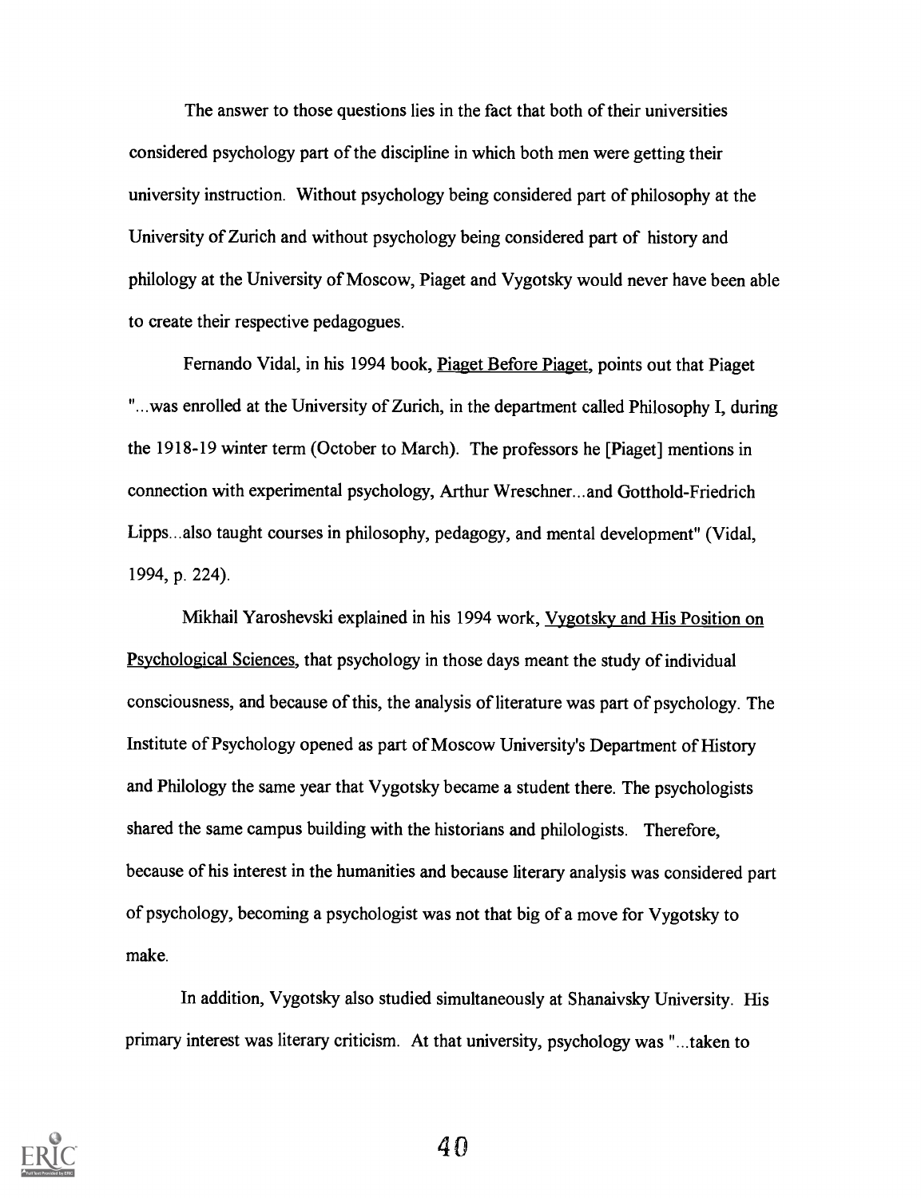The answer to those questions lies in the fact that both of their universities considered psychology part of the discipline in which both men were getting their university instruction. Without psychology being considered part of philosophy at the University of Zurich and without psychology being considered part of history and philology at the University of Moscow, Piaget and Vygotsky would never have been able to create their respective pedagogues.

Fernando Vidal, in his 1994 book, Piaget Before Piaget, points out that Piaget "...was enrolled at the University of Zurich, in the department called Philosophy I, during the 1918-19 winter term (October to March). The professors he [Piaget] mentions in connection with experimental psychology, Arthur Wreschner...and Gotthold-Friedrich Lipps...also taught courses in philosophy, pedagogy, and mental development" (Vidal, 1994, p. 224).

Mikhail Yaroshevski explained in his 1994 work, Vygotsky and His Position on Psychological Sciences, that psychology in those days meant the study of individual consciousness, and because of this, the analysis of literature was part of psychology. The Institute of Psychology opened as part of Moscow University's Department of History and Philology the same year that Vygotsky became a student there. The psychologists shared the same campus building with the historians and philologists. Therefore, because of his interest in the humanities and because literary analysis was considered part of psychology, becoming a psychologist was not that big of a move for Vygotsky to make.

In addition, Vygotsky also studied simultaneously at Shanaivsky University. His primary interest was literary criticism. At that university, psychology was "...taken to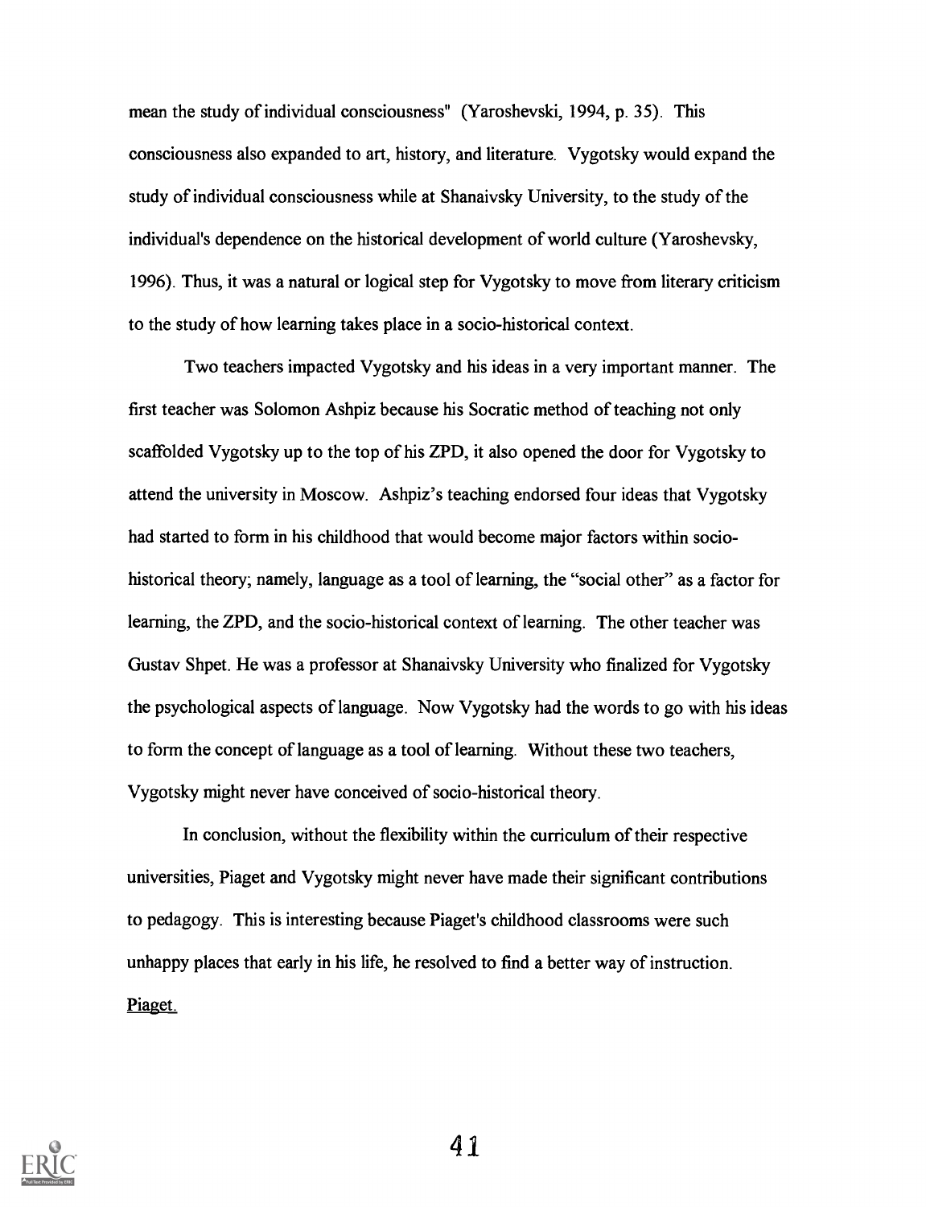mean the study of individual consciousness" (Yaroshevski, 1994, p. 35). This consciousness also expanded to art, history, and literature. Vygotsky would expand the study of individual consciousness while at Shanaivsky University, to the study of the individual's dependence on the historical development of world culture (Yaroshevsky, 1996). Thus, it was a natural or logical step for Vygotsky to move from literary criticism to the study of how learning takes place in a socio-historical context.

Two teachers impacted Vygotsky and his ideas in a very important manner. The first teacher was Solomon Ashpiz because his Socratic method of teaching not only scaffolded Vygotsky up to the top of his ZPD, it also opened the door for Vygotsky to attend the university in Moscow. Ashpiz's teaching endorsed four ideas that Vygotsky had started to form in his childhood that would become major factors within socio-historical theory; namely, language as a tool of learning, the "social other" as a factor for learning, the ZPD, and the socio-historical context of learning. The other teacher was Gustav Shpet. He was a professor at Shanaivsky University who finalized for Vygotsky the psychological aspects of language. Now Vygotsky had the words to go with his ideas to form the concept of language as a tool of learning. Without these two teachers, Vygotsky might never have conceived of socio-historical theory.

In conclusion, without the flexibility within the curriculum of their respective universities, Piaget and Vygotsky might never have made their significant contributions to pedagogy. This is interesting because Piaget's childhood classrooms were such unhappy places that early in his life, he resolved to find a better way of instruction.

Piaget.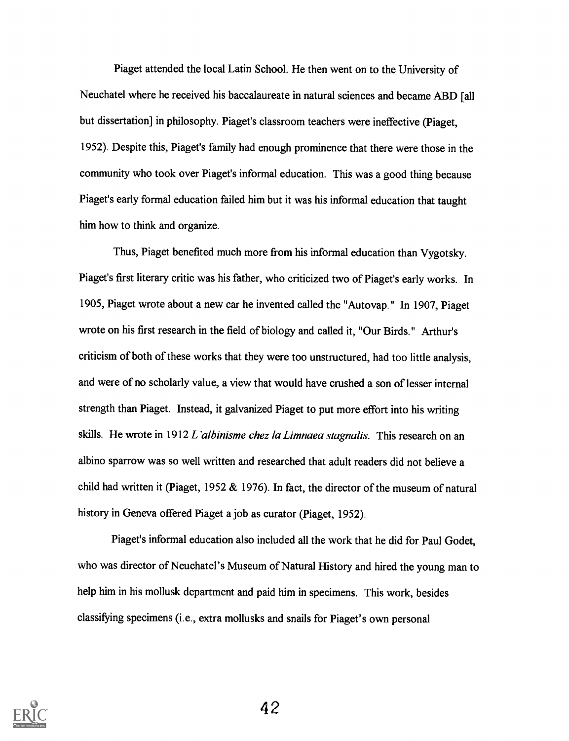Piaget attended the local Latin School. He then went on to the University of Neuchatel where he received his baccalaureate in natural sciences and became ABD [all but dissertation] in philosophy. Piaget's classroom teachers were ineffective (Piaget, 1952). Despite this, Piaget's family had enough prominence that there were those in the community who took over Piaget's informal education. This was a good thing because Piaget's early formal education failed him but it was his informal education that taught him how to think and organize.

Thus, Piaget benefited much more from his informal education than Vygotsky. Piaget's first literary critic was his father, who criticized two of Piaget's early works. In 1905, Piaget wrote about a new car he invented called the "Autovap." In 1907, Piaget wrote on his first research in the field of biology and called it, "Our Birds." Arthur's criticism of both of these works that they were too unstructured, had too little analysis, and were of no scholarly value, a view that would have crushed a son of lesser internal strength than Piaget. Instead, it galvanized Piaget to put more effort into his writing skills. He wrote in 1912 *L'albinisme chez la Limnaea stagnalis*. This research on an albino sparrow was so well written and researched that adult readers did not believe a child had written it (Piaget, 1952 & 1976). In fact, the director of the museum of natural history in Geneva offered Piaget a job as curator (Piaget, 1952).

Piaget's informal education also included all the work that he did for Paul Godet, who was director of Neuchatel's Museum of Natural History and hired the young man to help him in his mollusk department and paid him in specimens. This work, besides classifying specimens (i.e., extra mollusks and snails for Piaget's own personal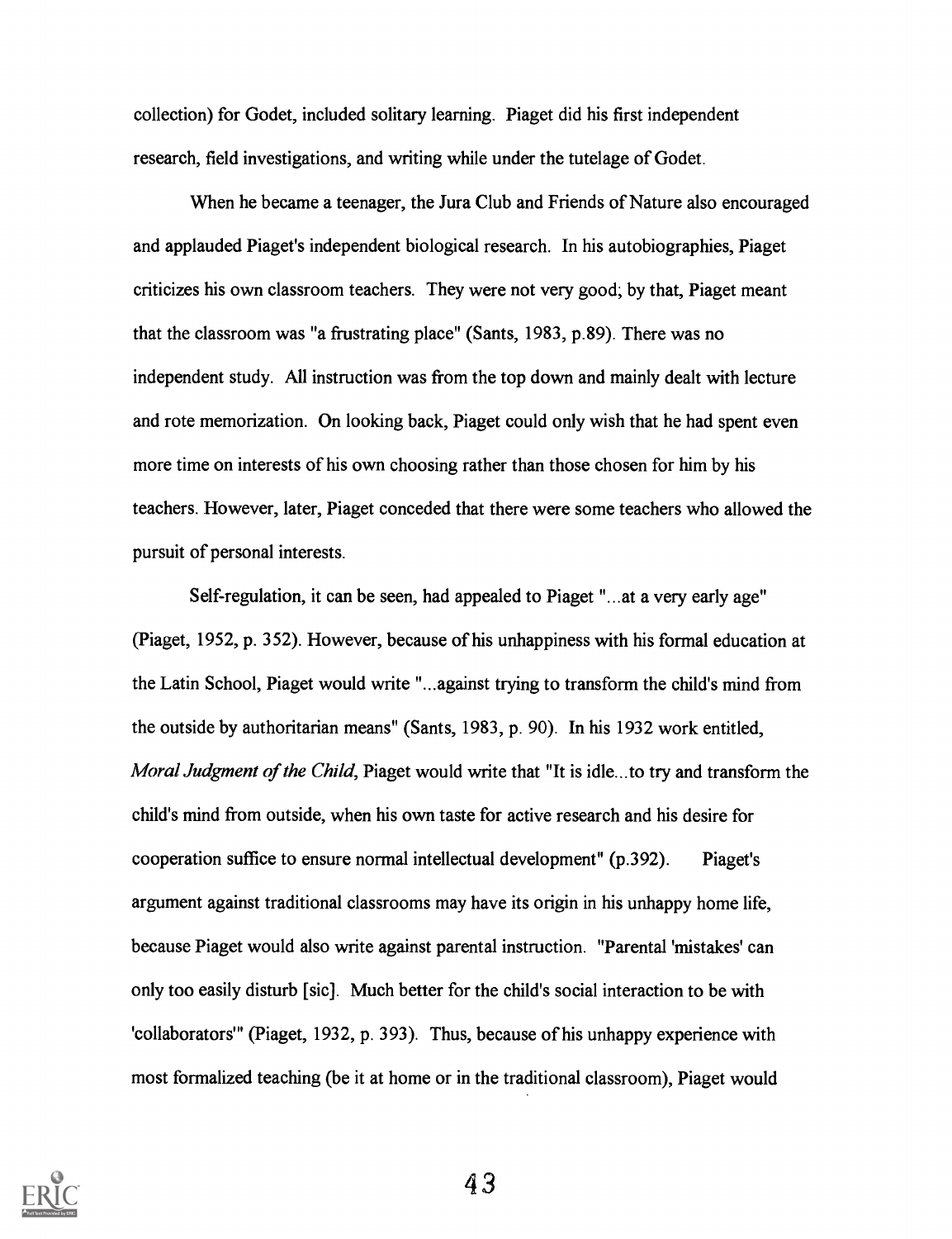collection) for Godet, included solitary learning. Piaget did his first independent research, field investigations, and writing while under the tutelage of Godet.

When he became a teenager, the Jura Club and Friends of Nature also encouraged and applauded Piaget's independent biological research. In his autobiographies, Piaget criticizes his own classroom teachers. They were not very good; by that, Piaget meant that the classroom was "a frustrating place" (Sants, 1983, p.89). There was no independent study. All instruction was from the top down and mainly dealt with lecture and rote memorization. On looking back, Piaget could only wish that he had spent even more time on interests of his own choosing rather than those chosen for him by his teachers. However, later, Piaget conceded that there were some teachers who allowed the pursuit of personal interests.

Self-regulation, it can be seen, had appealed to Piaget "...at a very early age" (Piaget, 1952, p. 352). However, because of his unhappiness with his formal education at the Latin School, Piaget would write "...against trying to transform the child's mind from the outside by authoritarian means" (Sants, 1983, p. 90). In his 1932 work entitled, *Moral Judgment of the Child*, Piaget would write that "It is idle...to try and transform the child's mind from outside, when his own taste for active research and his desire for cooperation suffice to ensure normal intellectual development" (p.392). Piaget's argument against traditional classrooms may have its origin in his unhappy home life, because Piaget would also write against parental instruction. "Parental 'mistakes' can only too easily disturb [sic]. Much better for the child's social interaction to be with 'collaborators'" (Piaget, 1932, p. 393). Thus, because of his unhappy experience with most formalized teaching (be it at home or in the traditional classroom), Piaget would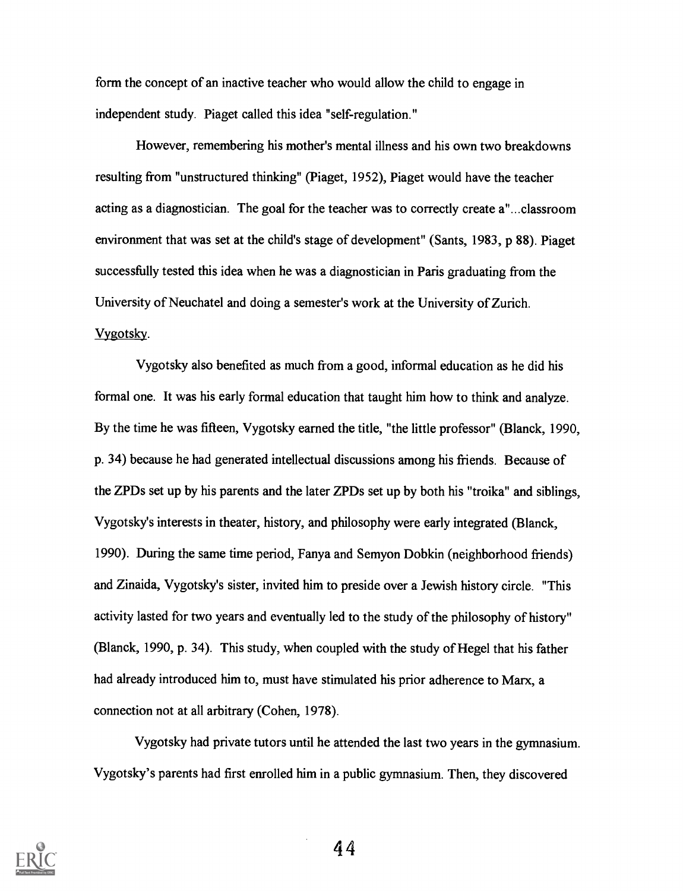form the concept of an inactive teacher who would allow the child to engage in independent study. Piaget called this idea "self-regulation."

However, remembering his mother's mental illness and his own two breakdowns resulting from "unstructured thinking" (Piaget, 1952), Piaget would have the teacher acting as a diagnostician. The goal for the teacher was to correctly create a"...classroom environment that was set at the child's stage of development" (Sants, 1983, p 88). Piaget successfully tested this idea when he was a diagnostician in Paris graduating from the University of Neuchatel and doing a semester's work at the University of Zurich.

Vygotsky.

Vygotsky also benefited as much from a good, informal education as he did his formal one. It was his early formal education that taught him how to think and analyze. By the time he was fifteen, Vygotsky earned the title, "the little professor" (Blanck, 1990, p. 34) because he had generated intellectual discussions among his friends. Because of the ZPDs set up by his parents and the later ZPDs set up by both his "troika" and siblings, Vygotsky's interests in theater, history, and philosophy were early integrated (Blanck, 1990). During the same time period, Fanya and Semyon Dobkin (neighborhood friends) and Zinaida, Vygotsky's sister, invited him to preside over a Jewish history circle. "This activity lasted for two years and eventually led to the study of the philosophy of history" (Blanck, 1990, p. 34). This study, when coupled with the study of Hegel that his father had already introduced him to, must have stimulated his prior adherence to Marx, a connection not at all arbitrary (Cohen, 1978).

Vygotsky had private tutors until he attended the last two years in the gymnasium. Vygotsky's parents had first enrolled him in a public gymnasium. Then, they discovered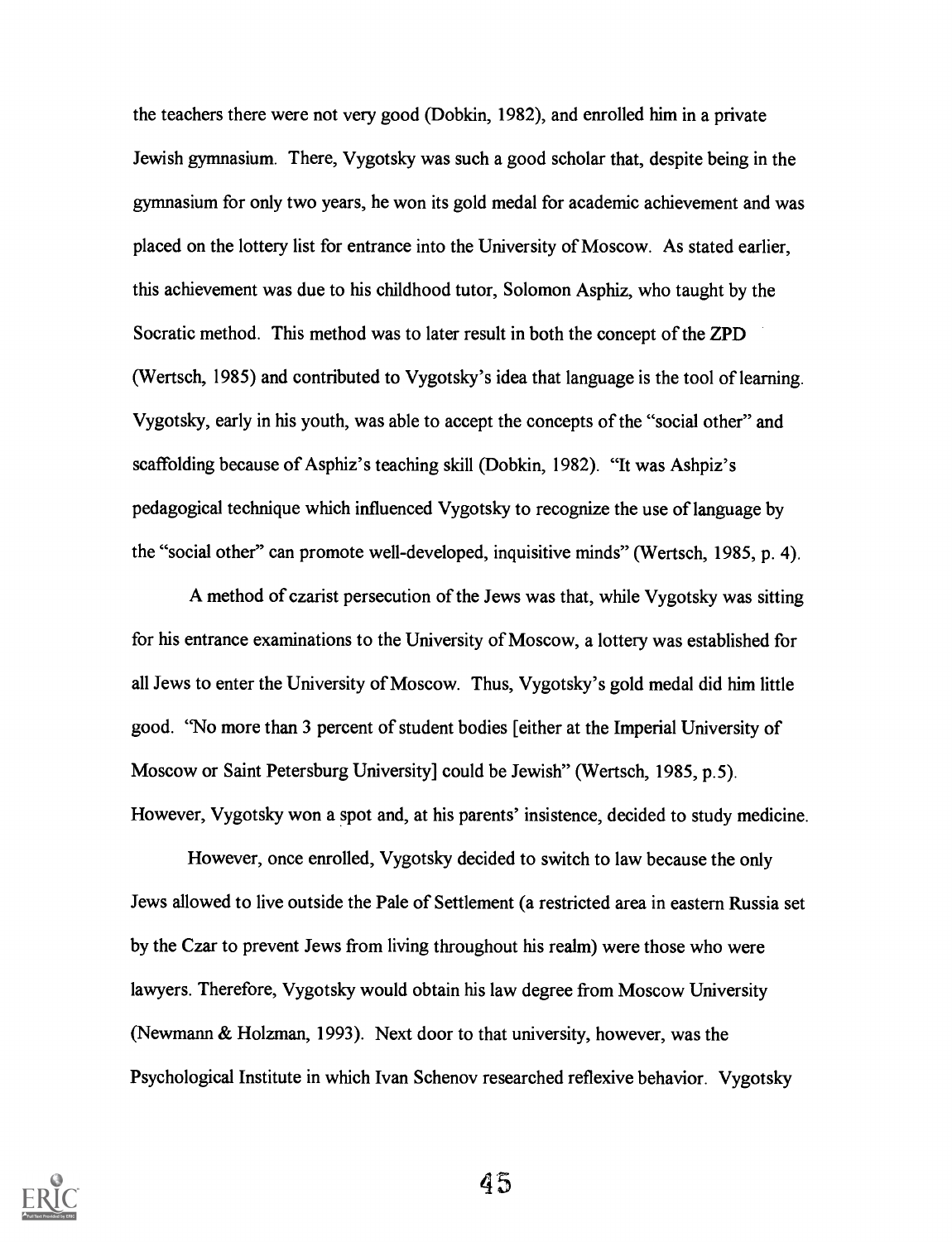the teachers there were not very good (Dobkin, 1982), and enrolled him in a private Jewish gymnasium. There, Vygotsky was such a good scholar that, despite being in the gymnasium for only two years, he won its gold medal for academic achievement and was placed on the lottery list for entrance into the University of Moscow. As stated earlier, this achievement was due to his childhood tutor, Solomon Asphiz, who taught by the Socratic method. This method was to later result in both the concept of the ZPD (Wertsch, 1985) and contributed to Vygotsky's idea that language is the tool of learning. Vygotsky, early in his youth, was able to accept the concepts of the "social other" and scaffolding because of Asphiz's teaching skill (Dobkin, 1982). "It was Ashpiz's pedagogical technique which influenced Vygotsky to recognize the use of language by the "social other" can promote well-developed, inquisitive minds" (Wertsch, 1985, p. 4).

A method of czarist persecution of the Jews was that, while Vygotsky was sitting for his entrance examinations to the University of Moscow, a lottery was established for all Jews to enter the University of Moscow. Thus, Vygotsky's gold medal did him little good. "No more than 3 percent of student bodies [either at the Imperial University of Moscow or Saint Petersburg University] could be Jewish" (Wertsch, 1985, p.5). However, Vygotsky won a spot and, at his parents' insistence, decided to study medicine.

However, once enrolled, Vygotsky decided to switch to law because the only Jews allowed to live outside the Pale of Settlement (a restricted area in eastern Russia set by the Czar to prevent Jews from living throughout his realm) were those who were lawyers. Therefore, Vygotsky would obtain his law degree from Moscow University (Newmann & Holzman, 1993). Next door to that university, however, was the Psychological Institute in which Ivan Schenov researched reflexive behavior. Vygotsky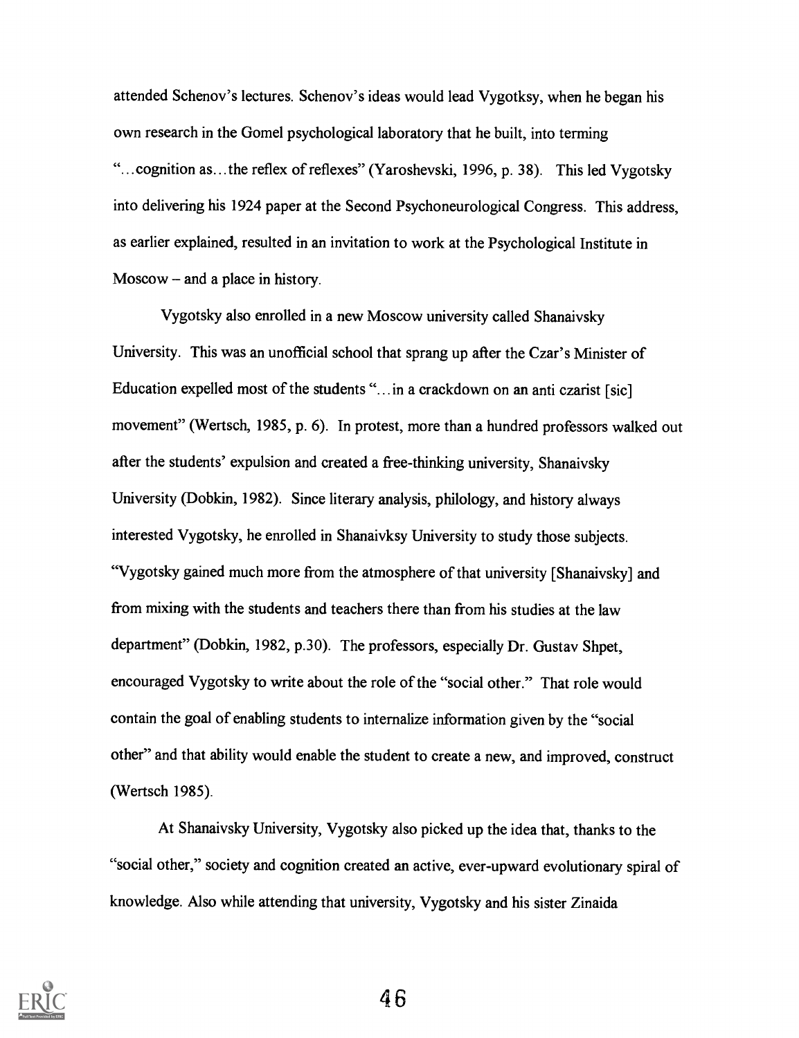attended Schenov's lectures. Schenov's ideas would lead Vygotksy, when he began his own research in the Gomel psychological laboratory that he built, into terming "...cognition as...the reflex of reflexes" (Yaroshevski, 1996, p. 38). This led Vygotsky into delivering his 1924 paper at the Second Psychoneurological Congress. This address, as earlier explained, resulted in an invitation to work at the Psychological Institute in Moscow – and a place in history.

Vygotsky also enrolled in a new Moscow university called Shanaivsky University. This was an unofficial school that sprang up after the Czar's Minister of Education expelled most of the students "...in a crackdown on an anti czarist [sic] movement" (Wertsch, 1985, p. 6). In protest, more than a hundred professors walked out after the students' expulsion and created a free-thinking university, Shanaivsky University (Dobkin, 1982). Since literary analysis, philology, and history always interested Vygotsky, he enrolled in Shanaivksy University to study those subjects. "Vygotsky gained much more from the atmosphere of that university [Shanaivsky] and from mixing with the students and teachers there than from his studies at the law department" (Dobkin, 1982, p.30). The professors, especially Dr. Gustav Shpet, encouraged Vygotsky to write about the role of the "social other." That role would contain the goal of enabling students to internalize information given by the "social other" and that ability would enable the student to create a new, and improved, construct (Wertsch 1985).

At Shanaivsky University, Vygotsky also picked up the idea that, thanks to the "social other," society and cognition created an active, ever-upward evolutionary spiral of knowledge. Also while attending that university, Vygotsky and his sister Zinaida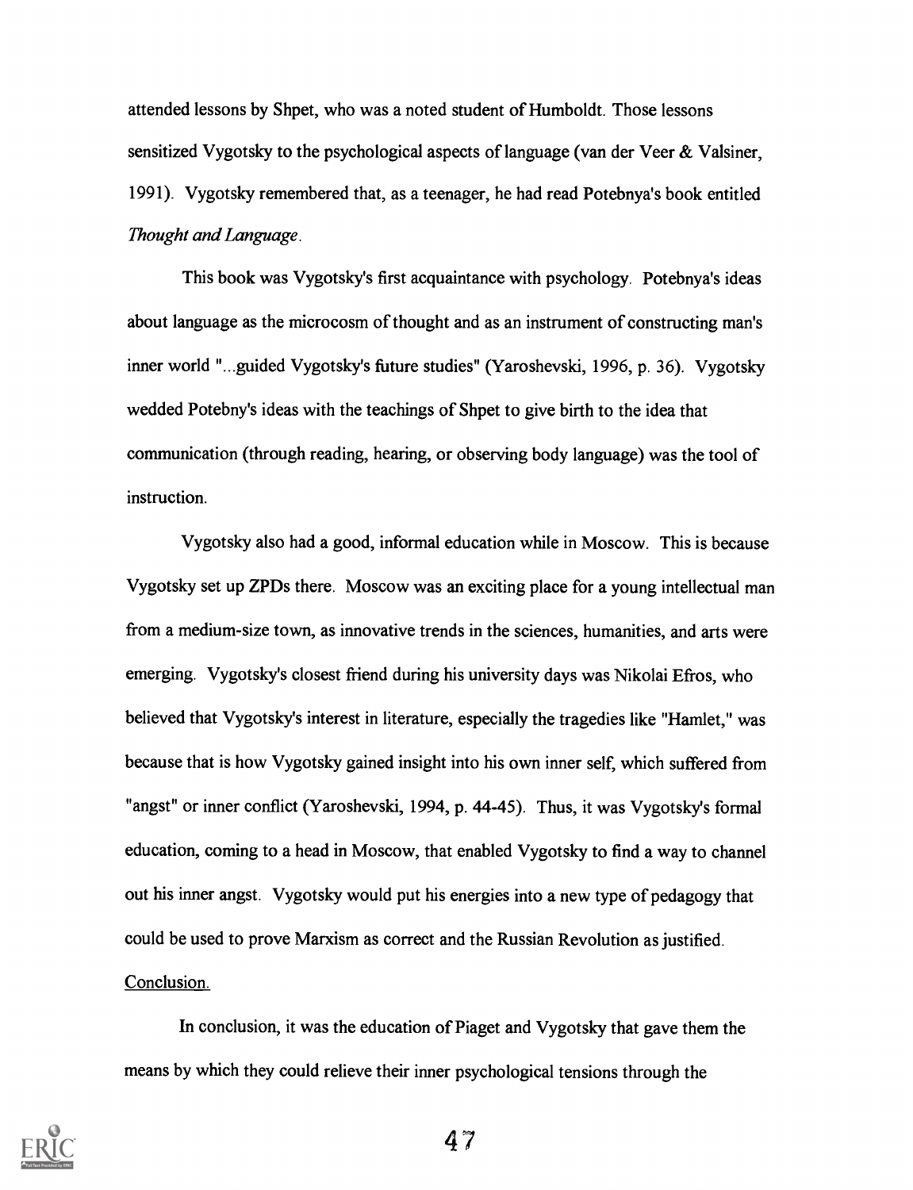attended lessons by Shpet, who was a noted student of Humboldt. Those lessons sensitized Vygotsky to the psychological aspects of language (van der Veer & Valsiner, 1991). Vygotsky remembered that, as a teenager, he had read Potebnya's book entitled *Thought and Language*.

This book was Vygotsky's first acquaintance with psychology. Potebnya's ideas about language as the microcosm of thought and as an instrument of constructing man's inner world "...guided Vygotsky's future studies" (Yaroshevski, 1996, p. 36). Vygotsky wedded Potebny's ideas with the teachings of Shpet to give birth to the idea that communication (through reading, hearing, or observing body language) was the tool of instruction.

Vygotsky also had a good, informal education while in Moscow. This is because Vygotsky set up ZPDs there. Moscow was an exciting place for a young intellectual man from a medium-size town, as innovative trends in the sciences, humanities, and arts were emerging. Vygotsky's closest friend during his university days was Nikolai Efros, who believed that Vygotsky's interest in literature, especially the tragedies like "Hamlet," was because that is how Vygotsky gained insight into his own inner self, which suffered from "angst" or inner conflict (Yaroshevski, 1994, p. 44-45). Thus, it was Vygotsky's formal education, coming to a head in Moscow, that enabled Vygotsky to find a way to channel out his inner angst. Vygotsky would put his energies into a new type of pedagogy that could be used to prove Marxism as correct and the Russian Revolution as justified.

Conclusion.

In conclusion, it was the education of Piaget and Vygotsky that gave them the means by which they could relieve their inner psychological tensions through the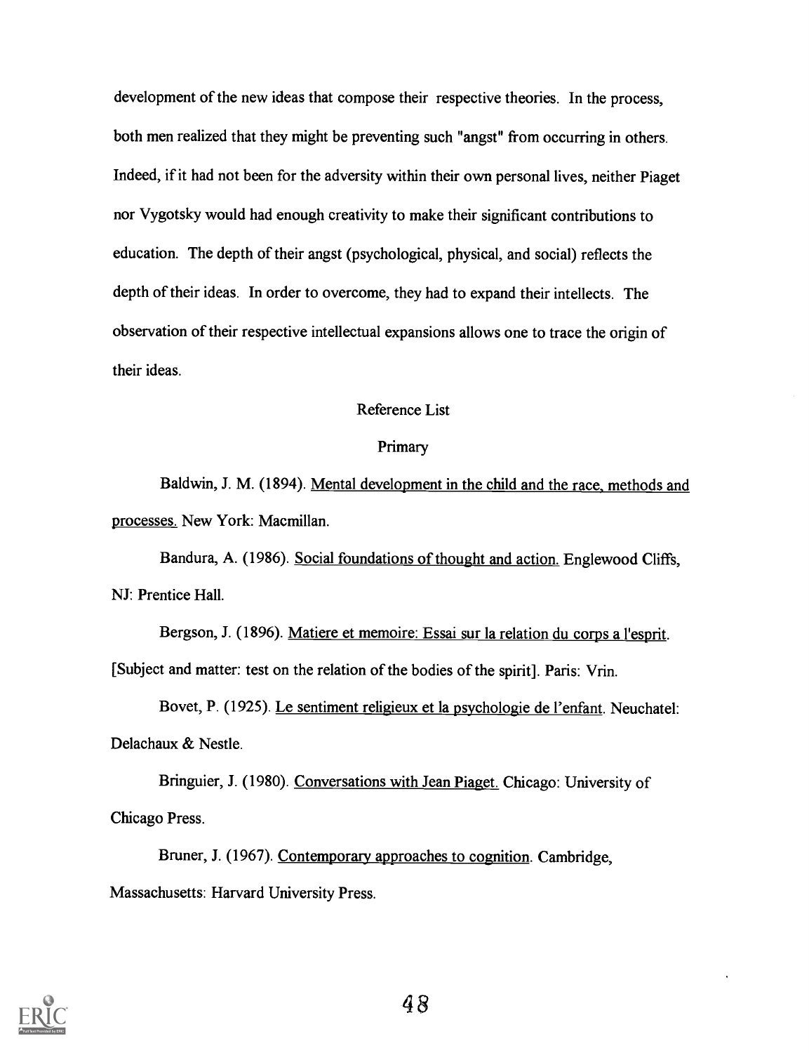development of the new ideas that compose their respective theories. In the process, both men realized that they might be preventing such "angst" from occurring in others. Indeed, if it had not been for the adversity within their own personal lives, neither Piaget nor Vygotsky would had enough creativity to make their significant contributions to education. The depth of their angst (psychological, physical, and social) reflects the depth of their ideas. In order to overcome, they had to expand their intellects. The observation of their respective intellectual expansions allows one to trace the origin of their ideas.

## Reference List

### Primary

Baldwin, J. M. (1894). Mental development in the child and the race, methods and processes. New York: Macmillan.

Bandura, A. (1986). Social foundations of thought and action. Englewood Cliffs, NJ: Prentice Hall.

Bergson, J. (1896). Matiere et memoire: Essai sur la relation du corps a l'esprit. [Subject and matter: test on the relation of the bodies of the spirit]. Paris: Vrin.

Bovet, P. (1925). Le sentiment religieux et la psychologie de l'enfant. Neuchatel: Delachaux & Nestle.

Bringuier, J. (1980). Conversations with Jean Piaget. Chicago: University of Chicago Press.

Bruner, J. (1967). Contemporary approaches to cognition. Cambridge, Massachusetts: Harvard University Press.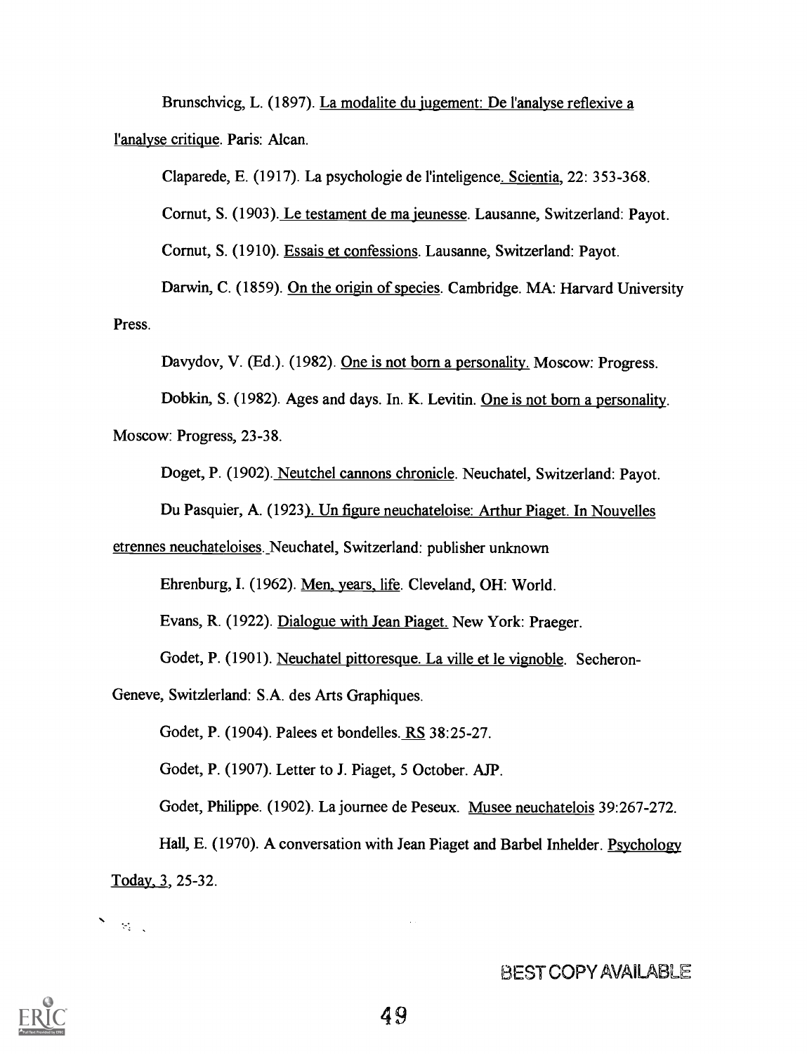Brunschvicg, L. (1897). La modalite du jugement: De l'analyse reflexive a l'analyse critique. Paris: Alcan.

Claparede, E. (1917). La psychologie de l'inteligence. Scientia, 22: 353-368.

Cornut, S. (1903). Le testament de ma jeunesse. Lausanne, Switzerland: Payot.

Cornut, S. (1910). Essais et confessions. Lausanne, Switzerland: Payot.

Darwin, C. (1859). On the origin of species. Cambridge. MA: Harvard University Press.

Davydov, V. (Ed.). (1982). One is not born a personality. Moscow: Progress.

Dobkin, S. (1982). Ages and days. In. K. Levitin. One is not born a personality. Moscow: Progress, 23-38.

Doget, P. (1902). Neutchel cannons chronicle. Neuchatel, Switzerland: Payot.

Du Pasquier, A. (1923). Un figure neuchateloise: Arthur Piaget. In Nouvelles etrennes neuchateloises. Neuchatel, Switzerland: publisher unknown

Ehrenburg, I. (1962). Men, years, life. Cleveland, OH: World.

Evans, R. (1922). Dialogue with Jean Piaget. New York: Praeger.

Godet, P. (1901). Neuchatel pittoresque. La ville et le vignoble. Secheron-Geneve, Switzlerland: S.A. des Arts Graphiques.

Godet, P. (1904). Palees et bondelles. RS 38:25-27.

Godet, P. (1907). Letter to J. Piaget, 5 October. AJP.

Godet, Philippe. (1902). La journee de Peseux. Musee neuchatelois 39:267-272.

Hall, E. (1970). A conversation with Jean Piaget and Barbel Inhelder. Psychology Today, 3, 25-32.

BEST COPY AVAILABLE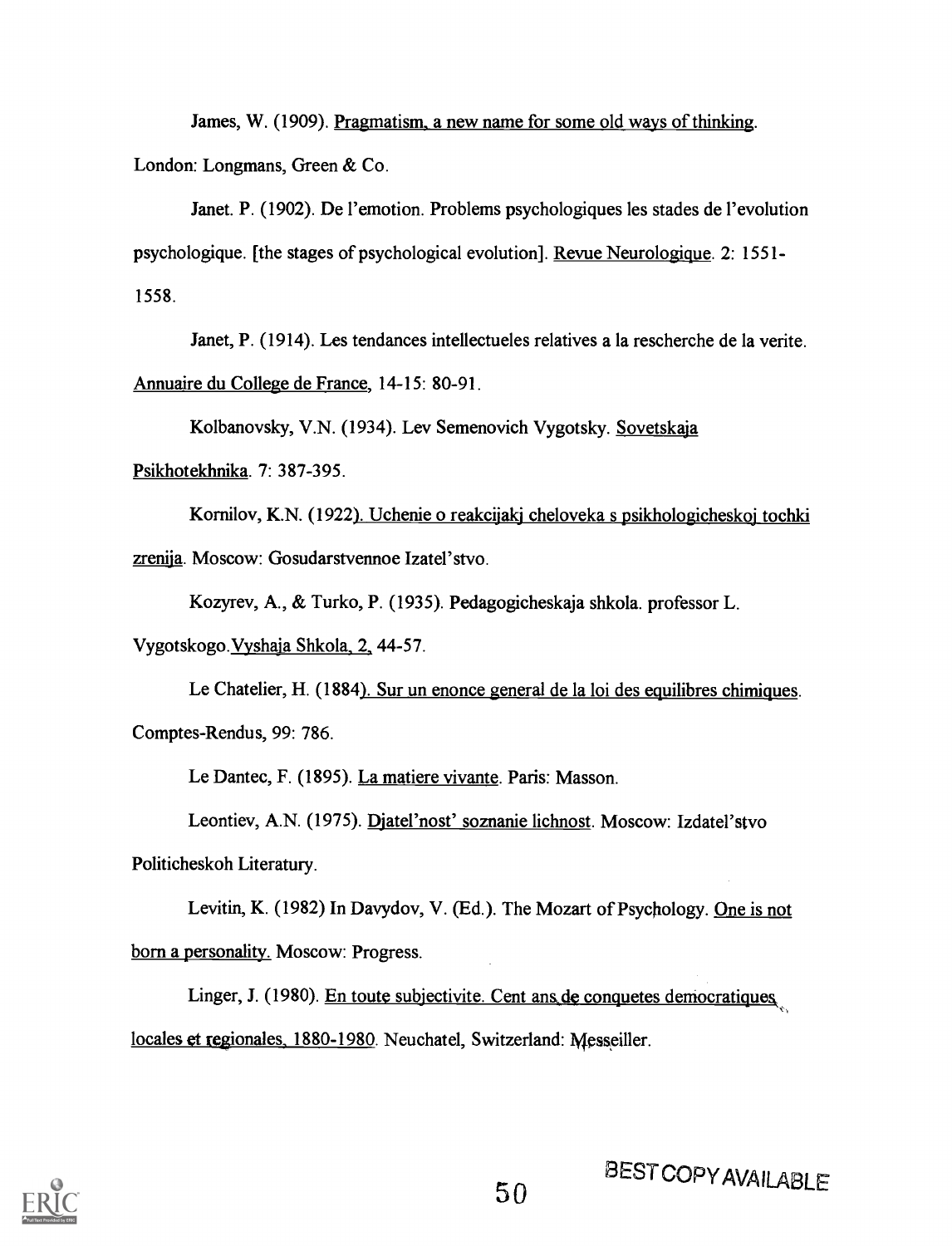James, W. (1909). Pragmatism, a new name for some old ways of thinking. London: Longmans, Green & Co.

Janet. P. (1902). De l'emotion. Problems psychologiques les stades de l'evolution psychologique. [the stages of psychological evolution]. Revue Neurologique. 2: 1551-1558.

Janet, P. (1914). Les tendances intellectueles relatives a la rescherche de la verite. Annuaire du College de France, 14-15: 80-91.

Kolbanovsky, V.N. (1934). Lev Semenovich Vygotsky. Sovetskaja Psikhotekhnika. 7: 387-395.

Kornilov, K.N. (1922). Uchenie o reakcijakj cheloveka s psikhologicheskoj tochki zrenija. Moscow: Gosudarstvennoe Izatel'stvo.

Kozyrev, A., & Turko, P. (1935). Pedagogicheskaja shkola. professor L. Vygotskogo.Vyshaja Shkola, 2, 44-57.

Le Chatelier, H. (1884). Sur un enonce general de la loi des equilibres chimiques. Comptes-Rendus, 99: 786.

Le Dantec, F. (1895). La matiere vivante. Paris: Masson.

Leontiev, A.N. (1975). Djatel'nost' soznanie lichnost. Moscow: Izdatel'stvo Politicheskoh Literatury.

Levitin, K. (1982) In Davydov, V. (Ed.). The Mozart of Psychology. One is not born a personality. Moscow: Progress.

Linger, J. (1980). En toute subjectivite. Cent ans de conquetes democratiques locales et regionales, 1880-1980. Neuchatel, Switzerland: Messeiller.

BEST COPY AVAILABLE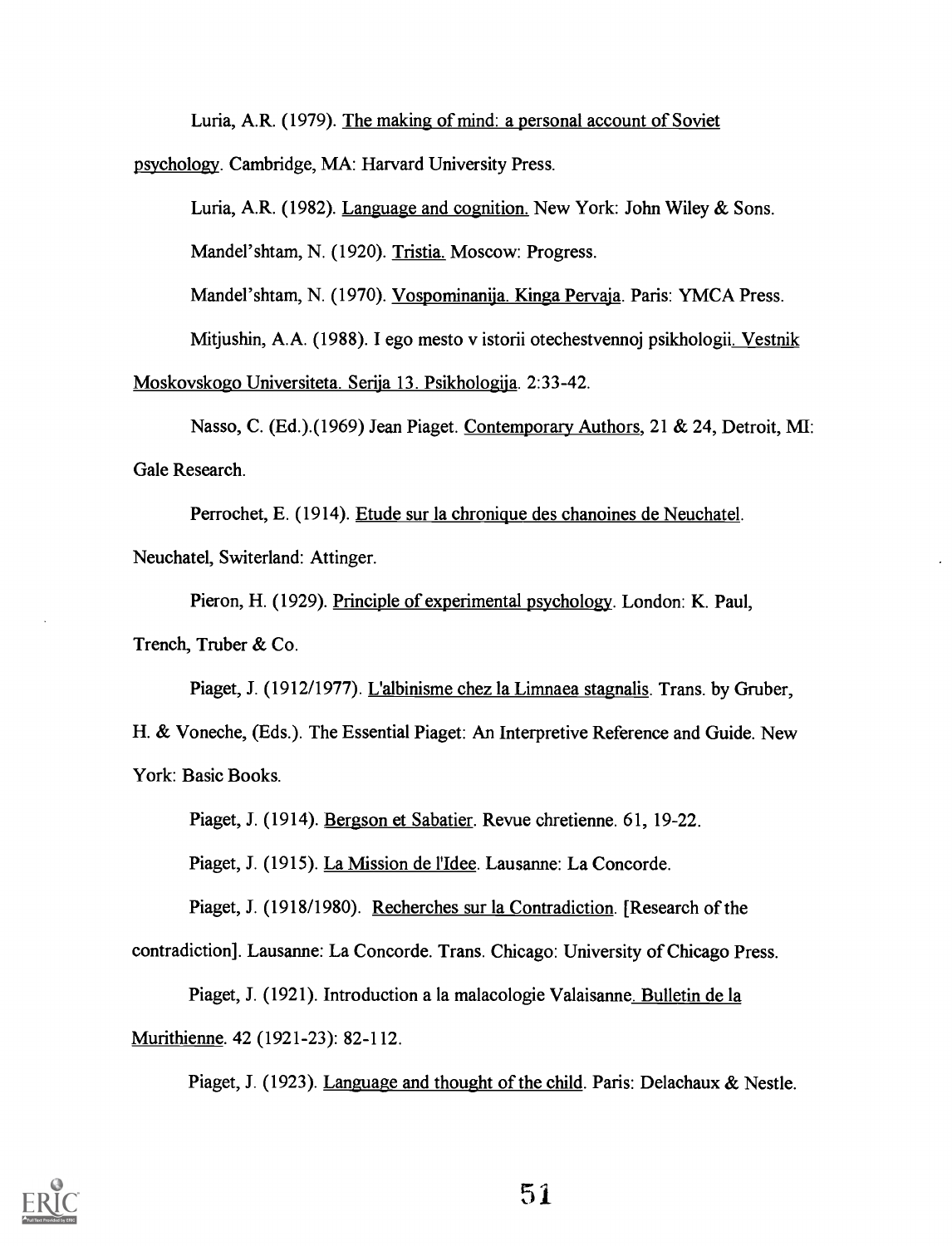Luria, A.R. (1979). The making of mind: a personal account of Soviet psychology. Cambridge, MA: Harvard University Press.

Luria, A.R. (1982). Language and cognition. New York: John Wiley & Sons.

Mandel'shtam, N. (1920). Tristia. Moscow: Progress.

Mandel'shtam, N. (1970). Vospominanija. Kinga Pervaja. Paris: YMCA Press.

Mitjushin, A.A. (1988). I ego mesto v istorii otechestvennoj psikhologii. Vestnik Moskovskogo Universiteta. Serija 13. Psikhologija. 2:33-42.

Nasso, C. (Ed.).(1969) Jean Piaget. Contemporary Authors, 21 & 24, Detroit, MI: Gale Research.

Perrochet, E. (1914). Etude sur la chronique des chanoines de Neuchatel. Neuchatel, Switerland: Attinger.

Pieron, H. (1929). Principle of experimental psychology. London: K. Paul, Trench, Truber & Co.

Piaget, J. (1912/1977). L'albinisme chez la Limnaea stagnalis. Trans. by Gruber, H. & Voneche, (Eds.). The Essential Piaget: An Interpretive Reference and Guide. New York: Basic Books.

Piaget, J. (1914). Bergson et Sabatier. Revue chretienne. 61, 19-22.

Piaget, J. (1915). La Mission de l'Idee. Lausanne: La Concorde.

Piaget, J. (1918/1980). Recherches sur la Contradiction. [Research of the contradiction]. Lausanne: La Concorde. Trans. Chicago: University of Chicago Press.

Piaget, J. (1921). Introduction a la malacologie Valaisanne. Bulletin de la Murithienne. 42 (1921-23): 82-112.

Piaget, J. (1923). Language and thought of the child. Paris: Delachaux & Nestle.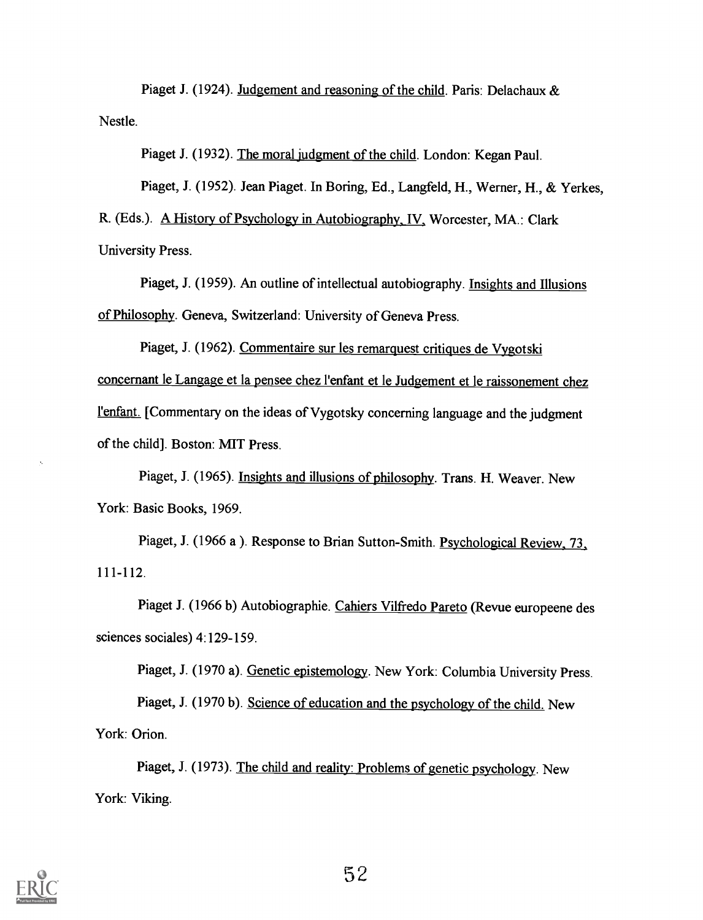Piaget J. (1924). Judgement and reasoning of the child. Paris: Delachaux & Nestle.

Piaget J. (1932). The moral judgment of the child. London: Kegan Paul.

Piaget, J. (1952). Jean Piaget. In Boring, Ed., Langfeld, H., Werner, H., & Yerkes, R. (Eds.). A History of Psychology in Autobiography, IV, Worcester, MA.: Clark University Press.

Piaget, J. (1959). An outline of intellectual autobiography. Insights and Illusions of Philosophy. Geneva, Switzerland: University of Geneva Press.

Piaget, J. (1962). Commentaire sur les remarquest critiques de Vygotski concernant le Langage et la pensee chez l'enfant et le Judgement et le raissonement chez l'enfant. [Commentary on the ideas of Vygotsky concerning language and the judgment of the child]. Boston: MIT Press.

Piaget, J. (1965). Insights and illusions of philosophy. Trans. H. Weaver. New York: Basic Books, 1969.

Piaget, J. (1966 a ). Response to Brian Sutton-Smith. Psychological Review, 73, 111-112.

Piaget J. (1966 b) Autobiographie. Cahiers Vilfredo Pareto (Revue europeene des sciences sociales) 4:129-159.

Piaget, J. (1970 a). Genetic epistemology. New York: Columbia University Press.

Piaget, J. (1970 b). Science of education and the psychology of the child. New York: Orion.

Piaget, J. (1973). The child and reality: Problems of genetic psychology. New York: Viking.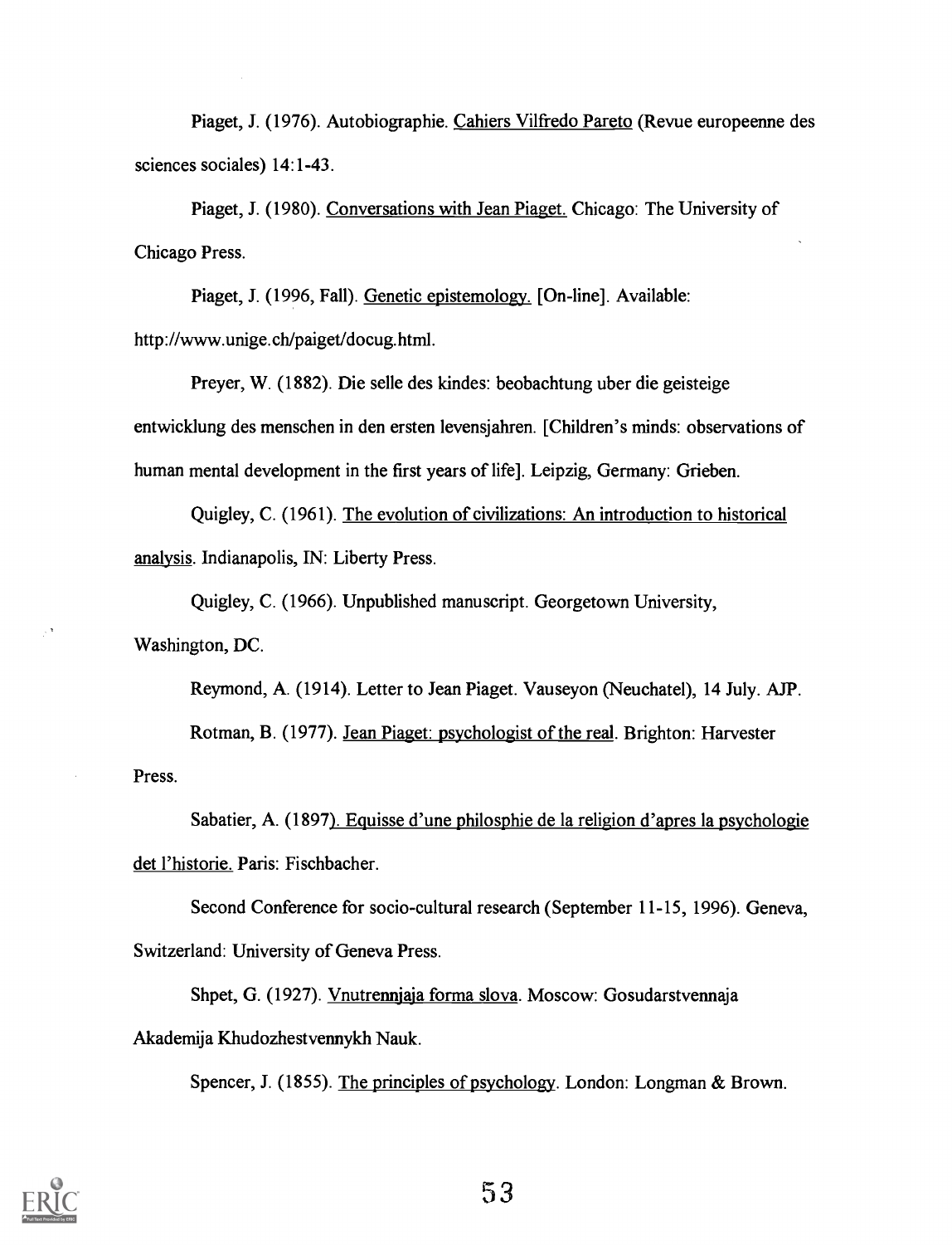Piaget, J. (1976). Autobiographie. Cahiers Vilfredo Pareto (Revue europeenne des sciences sociales) 14:1-43.

Piaget, J. (1980). Conversations with Jean Piaget. Chicago: The University of Chicago Press.

Piaget, J. (1996, Fall). Genetic epistemology. [On-line]. Available: http://www.unige.ch/paiget/docug.html.

Preyer, W. (1882). Die selle des kindes: beobachtung uber die geisteige entwicklung des menschen in den ersten levensjahren. [Children's minds: observations of human mental development in the first years of life]. Leipzig, Germany: Grieben.

Quigley, C. (1961). The evolution of civilizations: An introduction to historical analysis. Indianapolis, IN: Liberty Press.

Quigley, C. (1966). Unpublished manuscript. Georgetown University, Washington, DC.

Reymond, A. (1914). Letter to Jean Piaget. Vauseyon (Neuchatel), 14 July. AJP.

Rotman, B. (1977). Jean Piaget: psychologist of the real. Brighton: Harvester Press.

Sabatier, A. (1897). Equisse d'une philosphie de la religion d'apres la psychologie det l'historie. Paris: Fischbacher.

Second Conference for socio-cultural research (September 11-15, 1996). Geneva, Switzerland: University of Geneva Press.

Shpet, G. (1927). Vnutrennjaja forma slova. Moscow: Gosudarstvennaja Akademija Khudozhestvennykh Nauk.

Spencer, J. (1855). The principles of psychology. London: Longman & Brown.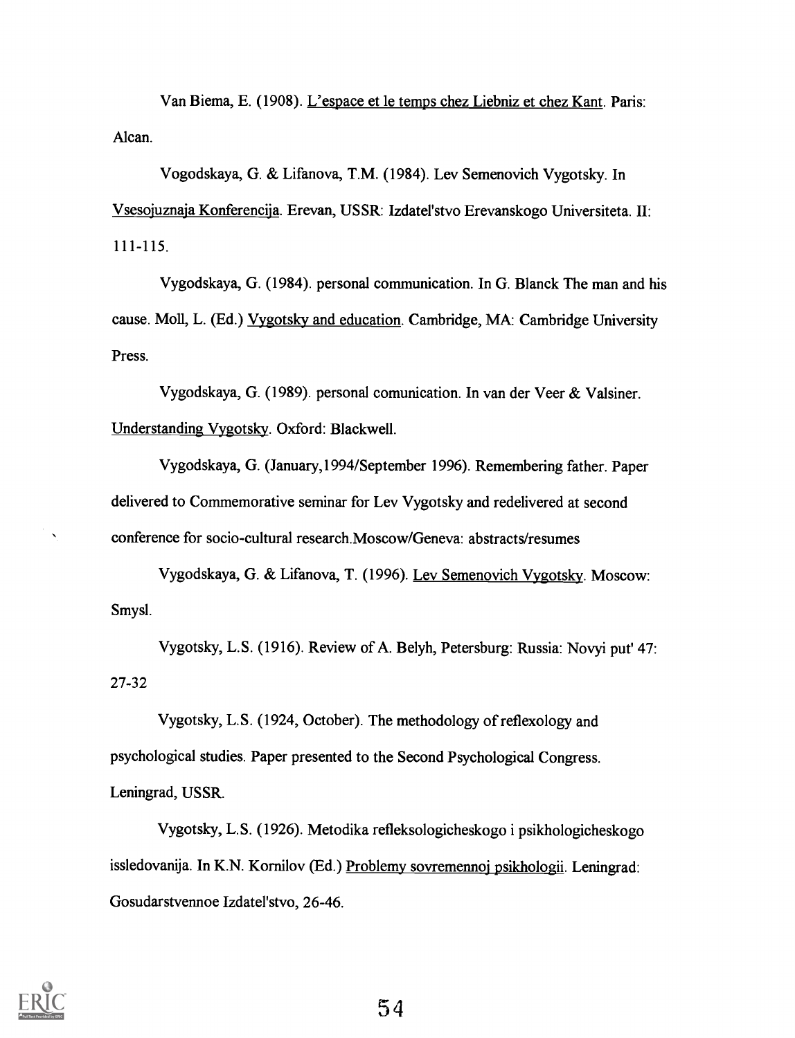Van Biema, E. (1908). L'espace et le temps chez Liebniz et chez Kant. Paris: Alcan.

Vogodskaya, G. & Lifanova, T.M. (1984). Lev Semenovich Vygotsky. In Vsesojuznaja Konferencija. Erevan, USSR: Izdatel'stvo Erevanskogo Universiteta. II: 111-115.

Vygodskaya, G. (1984). personal communication. In G. Blanck The man and his cause. Moll, L. (Ed.) Vygotsky and education. Cambridge, MA: Cambridge University Press.

Vygodskaya, G. (1989). personal comunication. In van der Veer & Valsiner. Understanding Vygotsky. Oxford: Blackwell.

Vygodskaya, G. (January,1994/September 1996). Remembering father. Paper delivered to Commemorative seminar for Lev Vygotsky and redelivered at second conference for socio-cultural research.Moscow/Geneva: abstracts/resumes

Vygodskaya, G. & Lifanova, T. (1996). Lev Semenovich Vygotsky. Moscow: Smysl.

Vygotsky, L.S. (1916). Review of A. Belyh, Petersburg: Russia: Novyi put' 47: 27-32

Vygotsky, L.S. (1924, October). The methodology of reflexology and psychological studies. Paper presented to the Second Psychological Congress. Leningrad, USSR.

Vygotsky, L.S. (1926). Metodika refleksologicheskogo i psikhologicheskogo issledovanija. In K.N. Kornilov (Ed.) Problemy sovremennoj psikhologii. Leningrad: Gosudarstvennoe Izdatel'stvo, 26-46.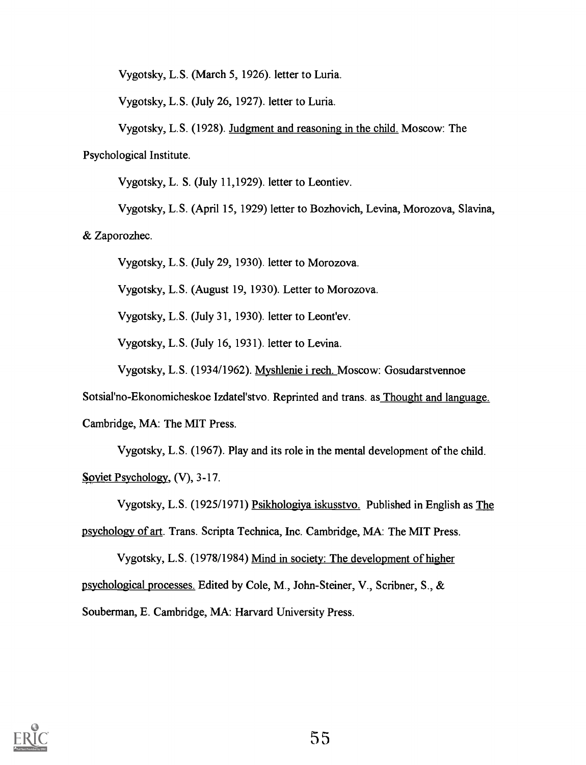Vygotsky, L.S. (March 5, 1926). letter to Luria.

Vygotsky, L.S. (July 26, 1927). letter to Luria.

Vygotsky, L.S. (1928). Judgment and reasoning in the child. Moscow: The Psychological Institute.

Vygotsky, L. S. (July 11,1929). letter to Leontiev.

Vygotsky, L.S. (April 15, 1929) letter to Bozhovich, Levina, Morozova, Slavina, & Zaporozhec.

Vygotsky, L.S. (July 29, 1930). letter to Morozova.

Vygotsky, L.S. (August 19, 1930). Letter to Morozova.

Vygotsky, L.S. (July 31, 1930). letter to Leont'ev.

Vygotsky, L.S. (July 16, 1931). letter to Levina.

Vygotsky, L.S. (1934/1962). Myshlenie i rech. Moscow: Gosudarstvennoe Sotsial'no-Ekonomicheskoe Izdatel'stvo. Reprinted and trans. as Thought and language. Cambridge, MA: The MIT Press.

Vygotsky, L.S. (1967). Play and its role in the mental development of the child. Soviet Psychology, (V), 3-17.

Vygotsky, L.S. (1925/1971) Psikhologiya iskusstvo. Published in English as The psychology of art. Trans. Scripta Technica, Inc. Cambridge, MA: The MIT Press.

Vygotsky, L.S. (1978/1984) Mind in society: The development of higher psychological processes. Edited by Cole, M., John-Steiner, V., Scribner, S., & Souberman, E. Cambridge, MA: Harvard University Press.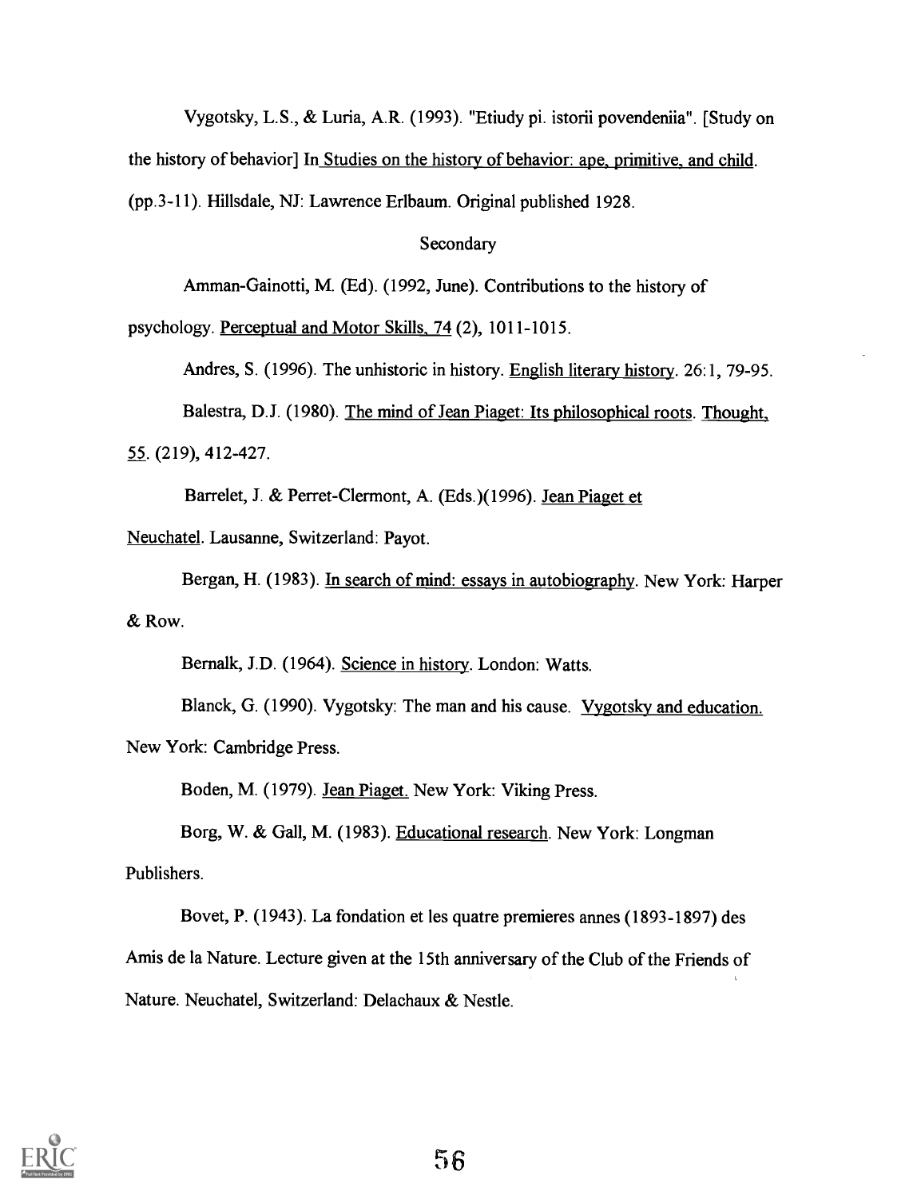Vygotsky, L.S., & Luria, A.R. (1993). "Etiudy pi. istorii povendeniia". [Study on the history of behavior] In Studies on the history of behavior: ape, primitive, and child. (pp.3-11). Hillsdale, NJ: Lawrence Erlbaum. Original published 1928.

Secondary

Amman-Gainotti, M. (Ed). (1992, June). Contributions to the history of psychology. Perceptual and Motor Skills, 74 (2), 1011-1015.

Andres, S. (1996). The unhistoric in history. English literary history. 26:1, 79-95.

Balestra, D.J. (1980). The mind of Jean Piaget: Its philosophical roots. Thought, 55. (219), 412-427.

Barrelet, J. & Perret-Clermont, A. (Eds.)(1996). Jean Piaget et Neuchatel. Lausanne, Switzerland: Payot.

Bergan, H. (1983). In search of mind: essays in autobiography. New York: Harper & Row.

Bernalk, J.D. (1964). Science in history. London: Watts.

Blanck, G. (1990). Vygotsky: The man and his cause. Vygotsky and education. New York: Cambridge Press.

Boden, M. (1979). Jean Piaget. New York: Viking Press.

Borg, W. & Gall, M. (1983). Educational research. New York: Longman Publishers.

Bovet, P. (1943). La fondation et les quatre premieres annes (1893-1897) des Amis de la Nature. Lecture given at the 15th anniversary of the Club of the Friends of Nature. Neuchatel, Switzerland: Delachaux & Nestle.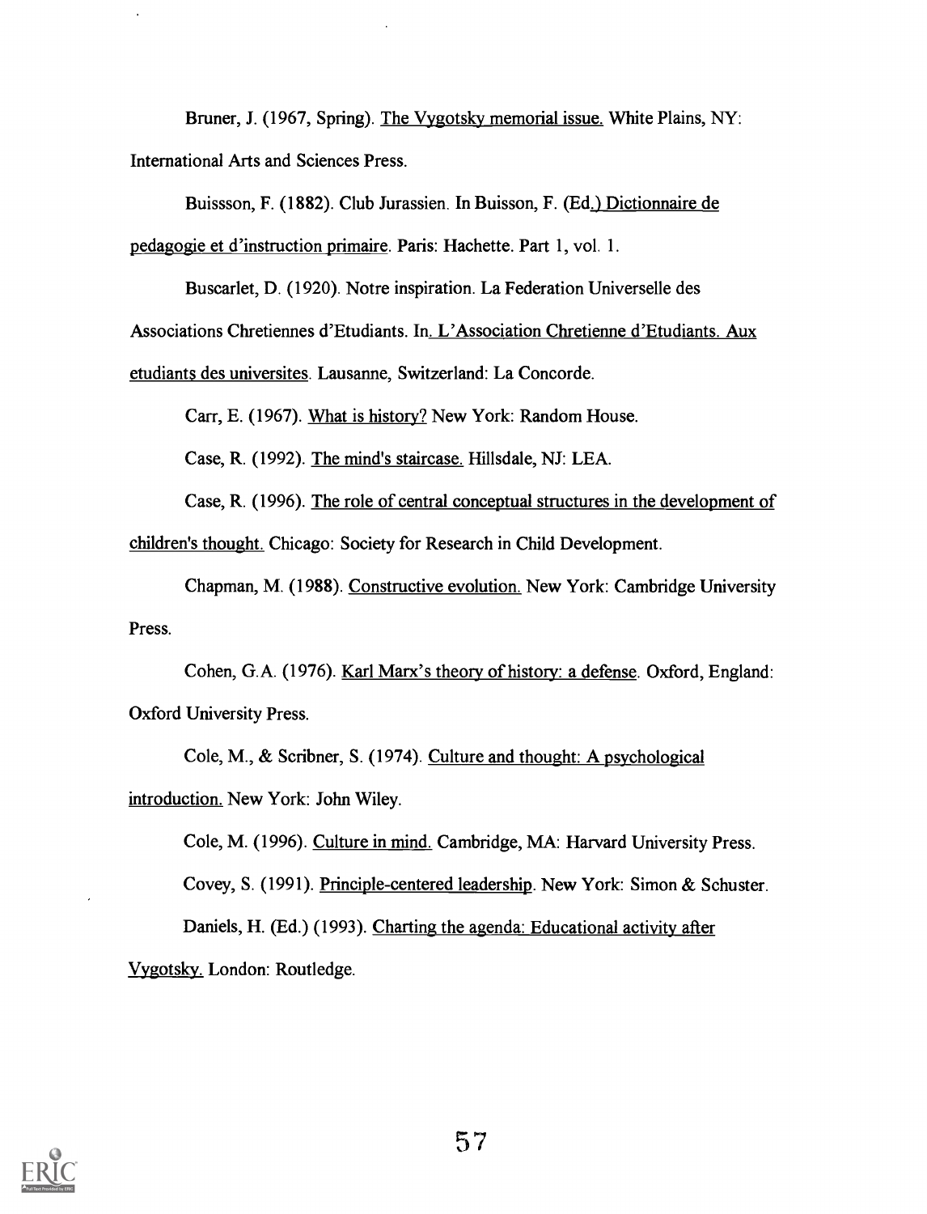Bruner, J. (1967, Spring). The Vygotsky memorial issue. White Plains, NY: International Arts and Sciences Press.

Buissson, F. (1882). Club Jurassien. In Buisson, F. (Ed.) Dictionnaire de pedagogie et d'instruction primaire. Paris: Hachette. Part 1, vol. 1.

Buscarlet, D. (1920). Notre inspiration. La Federation Universelle des Associations Chretiennes d'Etudiants. In. L'Association Chretienne d'Etudiants. Aux etudiants des universites. Lausanne, Switzerland: La Concorde.

Carr, E. (1967). What is history? New York: Random House.

Case, R. (1992). The mind's staircase. Hillsdale, NJ: LEA.

Case, R. (1996). The role of central conceptual structures in the development of children's thought. Chicago: Society for Research in Child Development.

Chapman, M. (1988). Constructive evolution. New York: Cambridge University Press.

Cohen, G.A. (1976). Karl Marx's theory of history: a defense. Oxford, England: Oxford University Press.

Cole, M., & Scribner, S. (1974). Culture and thought: A psychological introduction. New York: John Wiley.

Cole, M. (1996). Culture in mind. Cambridge, MA: Harvard University Press.

Covey, S. (1991). Principle-centered leadership. New York: Simon & Schuster.

Daniels, H. (Ed.) (1993). Charting the agenda: Educational activity after Vygotsky. London: Routledge.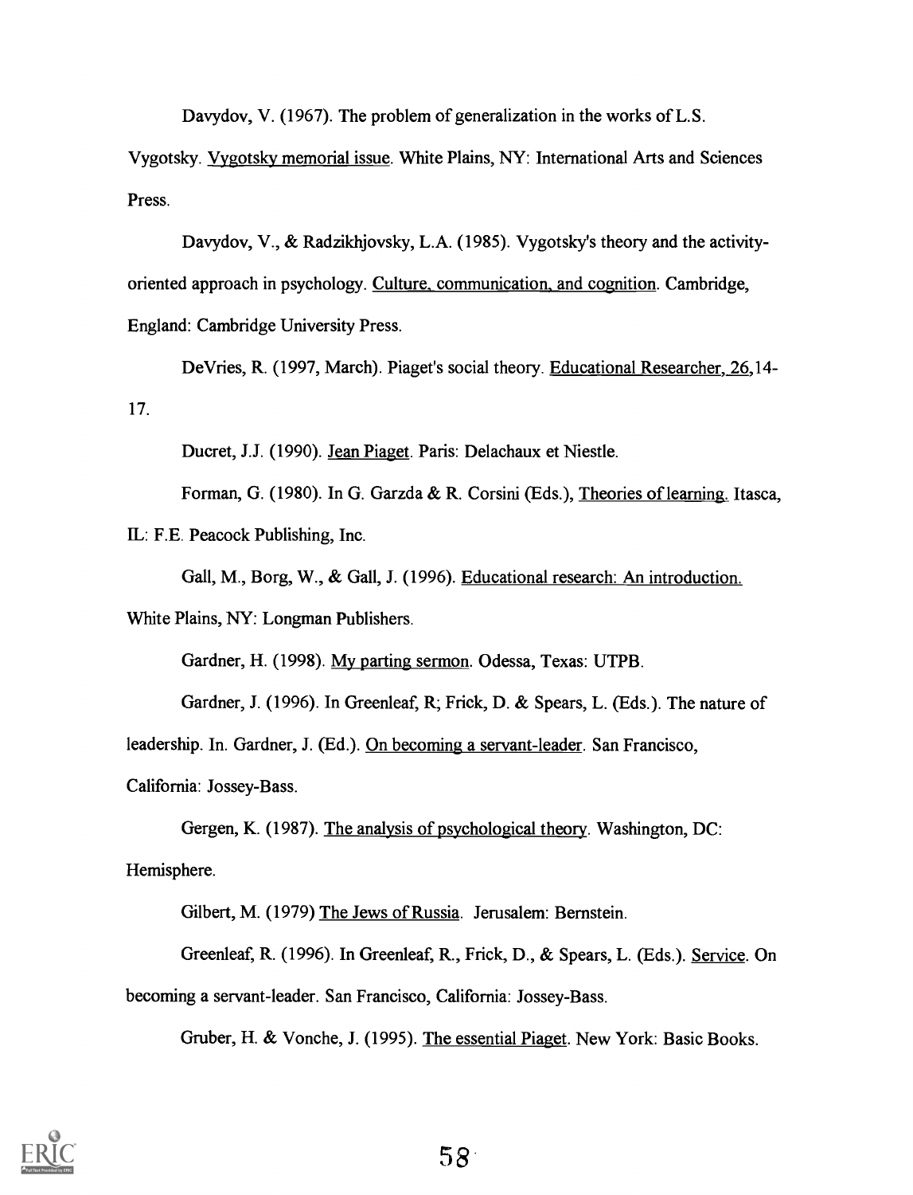Davydov, V. (1967). The problem of generalization in the works of L.S. Vygotsky. Vygotsky memorial issue. White Plains, NY: International Arts and Sciences Press.

Davydov, V., & Radzikhjovsky, L.A. (1985). Vygotsky's theory and the activity-oriented approach in psychology. Culture, communication, and cognition. Cambridge, England: Cambridge University Press.

DeVries, R. (1997, March). Piaget's social theory. Educational Researcher, 26, 14-17.

Ducret, J.J. (1990). Jean Piaget. Paris: Delachaux et Niestle.

Forman, G. (1980). In G. Garzda & R. Corsini (Eds.), Theories of learning. Itasca, IL: F.E. Peacock Publishing, Inc.

Gall, M., Borg, W., & Gall, J. (1996). Educational research: An introduction. White Plains, NY: Longman Publishers.

Gardner, H. (1998). My parting sermon. Odessa, Texas: UTPB.

Gardner, J. (1996). In Greenleaf, R; Frick, D. & Spears, L. (Eds.). The nature of leadership. In. Gardner, J. (Ed.). On becoming a servant-leader. San Francisco, California: Jossey-Bass.

Gergen, K. (1987). The analysis of psychological theory. Washington, DC: Hemisphere.

Gilbert, M. (1979) The Jews of Russia. Jerusalem: Bernstein.

Greenleaf, R. (1996). In Greenleaf, R., Frick, D., & Spears, L. (Eds.). Service. On becoming a servant-leader. San Francisco, California: Jossey-Bass.

Gruber, H. & Vonche, J. (1995). The essential Piaget. New York: Basic Books.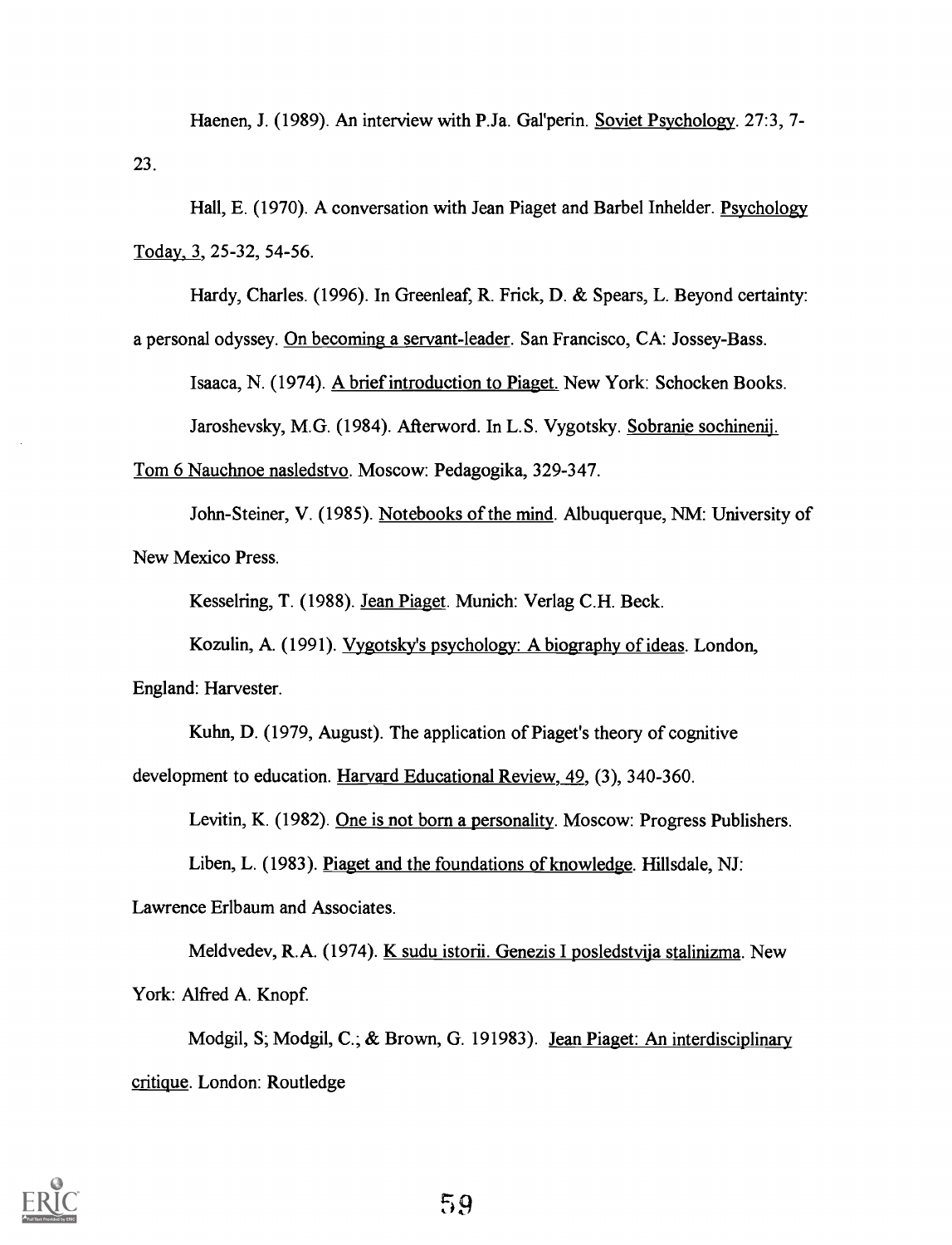Haenen, J. (1989). An interview with P.Ja. Gal'perin. Soviet Psychology. 27:3, 7-23.

Hall, E. (1970). A conversation with Jean Piaget and Barbel Inhelder. Psychology Today, 3, 25-32, 54-56.

Hardy, Charles. (1996). In Greenleaf, R. Frick, D. & Spears, L. Beyond certainty: a personal odyssey. On becoming a servant-leader. San Francisco, CA: Jossey-Bass.

Isaaca, N. (1974). A brief introduction to Piaget. New York: Schocken Books.

Jaroshevsky, M.G. (1984). Afterword. In L.S. Vygotsky. Sobranie sochinenij. Tom 6 Nauchnoe nasledstvo. Moscow: Pedagogika, 329-347.

John-Steiner, V. (1985). Notebooks of the mind. Albuquerque, NM: University of New Mexico Press.

Kesselring, T. (1988). Jean Piaget. Munich: Verlag C.H. Beck.

Kozulin, A. (1991). Vygotsky's psychology: A biography of ideas. London, England: Harvester.

Kuhn, D. (1979, August). The application of Piaget's theory of cognitive development to education. Harvard Educational Review, 49, (3), 340-360.

Levitin, K. (1982). One is not born a personality. Moscow: Progress Publishers.

Liben, L. (1983). Piaget and the foundations of knowledge. Hillsdale, NJ: Lawrence Erlbaum and Associates.

Meldvedev, R.A. (1974). K sudu istorii. Genezis I posledstvija stalinizma. New York: Alfred A. Knopf.

Modgil, S; Modgil, C.; & Brown, G. 191983). Jean Piaget: An interdisciplinary critique. London: Routledge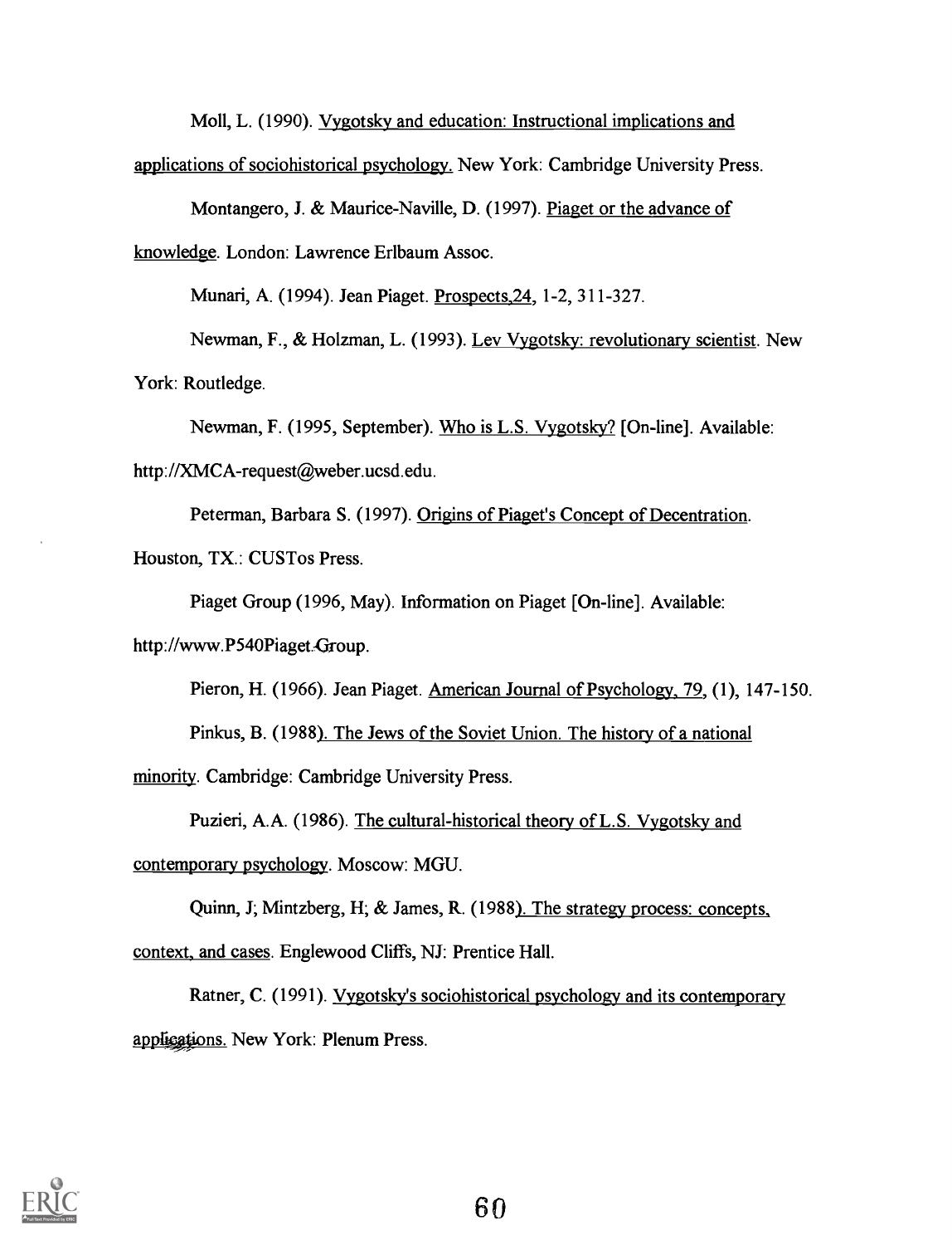Moll, L. (1990). Vygotsky and education: Instructional implications and applications of sociohistorical psychology. New York: Cambridge University Press.

Montangero, J. & Maurice-Naville, D. (1997). Piaget or the advance of knowledge. London: Lawrence Erlbaum Assoc.

Munari, A. (1994). Jean Piaget. Prospects,24, 1-2, 311-327.

Newman, F., & Holzman, L. (1993). Lev Vygotsky: revolutionary scientist. New York: Routledge.

Newman, F. (1995, September). Who is L.S. Vygotsky? [On-line]. Available: http://XMCA-request@weber.ucsd.edu.

Peterman, Barbara S. (1997). Origins of Piaget's Concept of Decentration. Houston, TX.: CUSTos Press.

Piaget Group (1996, May). Information on Piaget [On-line]. Available: http://www.P540Piaget.Group.

Pieron, H. (1966). Jean Piaget. American Journal of Psychology, 79, (1), 147-150.

Pinkus, B. (1988). The Jews of the Soviet Union. The history of a national minority. Cambridge: Cambridge University Press.

Puzieri, A.A. (1986). The cultural-historical theory of L.S. Vygotsky and contemporary psychology. Moscow: MGU.

Quinn, J; Mintzberg, H; & James, R. (1988). The strategy process: concepts, context, and cases. Englewood Cliffs, NJ: Prentice Hall.

Ratner, C. (1991). Vygotsky's sociohistorical psychology and its contemporary applications. New York: Plenum Press.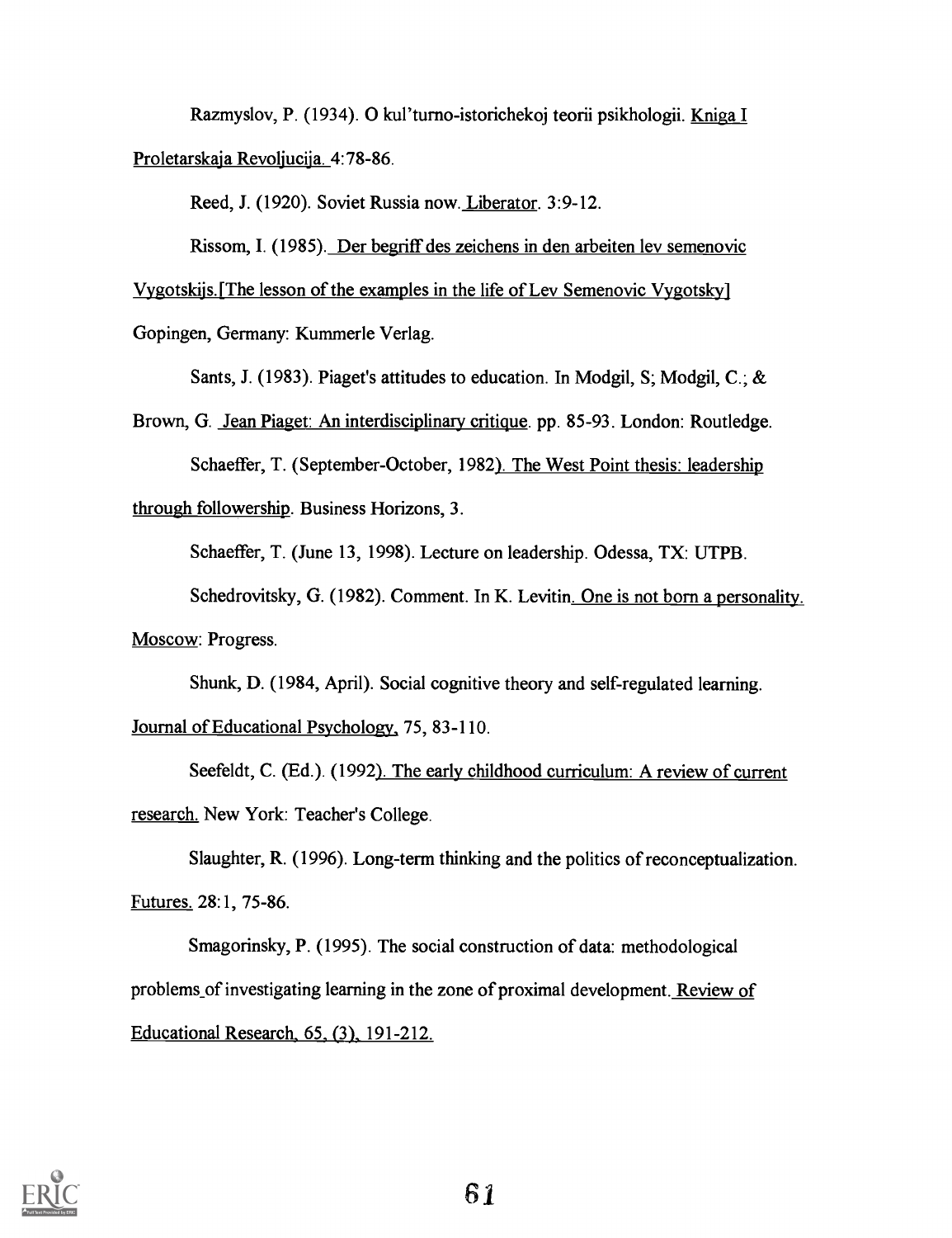Razmyslov, P. (1934). O kul'turno-istorichekoj teorii psikhologii. Kniga I Proletarskaja Revoljucija. 4:78-86.

Reed, J. (1920). Soviet Russia now. Liberator. 3:9-12.

Rissom, I. (1985). Der begriff des zeichens in den arbeiten lev semenovic Vygotskijs.[The lesson of the examples in the life of Lev Semenovic Vygotsky] Gopingen, Germany: Kummerle Verlag.

Sants, J. (1983). Piaget's attitudes to education. In Modgil, S; Modgil, C.; & Brown, G. Jean Piaget: An interdisciplinary critique. pp. 85-93. London: Routledge.

Schaeffer, T. (September-October, 1982). The West Point thesis: leadership through followership. Business Horizons, 3.

Schaeffer, T. (June 13, 1998). Lecture on leadership. Odessa, TX: UTPB.

Schedrovitsky, G. (1982). Comment. In K. Levitin. One is not born a personality. Moscow: Progress.

Shunk, D. (1984, April). Social cognitive theory and self-regulated learning. Journal of Educational Psychology, 75, 83-110.

Seefeldt, C. (Ed.). (1992). The early childhood curriculum: A review of current research. New York: Teacher's College.

Slaughter, R. (1996). Long-term thinking and the politics of reconceptualization. Futures. 28:1, 75-86.

Smagorinsky, P. (1995). The social construction of data: methodological problems of investigating learning in the zone of proximal development. Review of Educational Research, 65, (3), 191-212.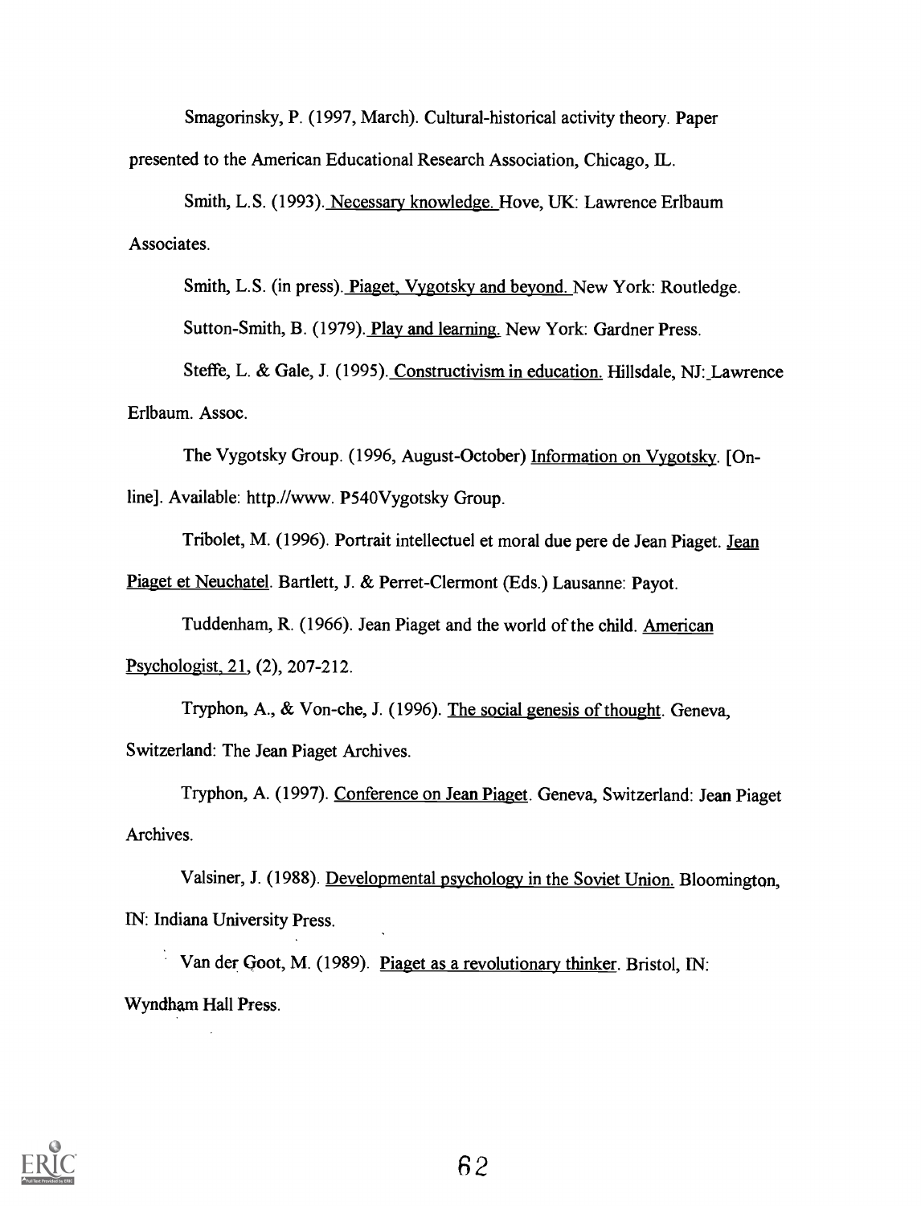Smagorinsky, P. (1997, March). Cultural-historical activity theory. Paper presented to the American Educational Research Association, Chicago, IL.

Smith, L.S. (1993). Necessary knowledge. Hove, UK: Lawrence Erlbaum Associates.

Smith, L.S. (in press). Piaget, Vygotsky and beyond. New York: Routledge.

Sutton-Smith, B. (1979). Play and learning. New York: Gardner Press.

Steffe, L. & Gale, J. (1995). Constructivism in education. Hillsdale, NJ: Lawrence Erlbaum. Assoc.

The Vygotsky Group. (1996, August-October) Information on Vygotsky. [On-line]. Available: http.//www. P540Vygotsky Group.

Tribolet, M. (1996). Portrait intellectuel et moral due pere de Jean Piaget. Jean Piaget et Neuchatel. Bartlett, J. & Perret-Clermont (Eds.) Lausanne: Payot.

Tuddenham, R. (1966). Jean Piaget and the world of the child. American Psychologist, 21, (2), 207-212.

Tryphon, A., & Von-che, J. (1996). The social genesis of thought. Geneva, Switzerland: The Jean Piaget Archives.

Tryphon, A. (1997). Conference on Jean Piaget. Geneva, Switzerland: Jean Piaget Archives.

Valsiner, J. (1988). Developmental psychology in the Soviet Union. Bloomington, IN: Indiana University Press.

Van der Goot, M. (1989). Piaget as a revolutionary thinker. Bristol, IN: Wyndham Hall Press.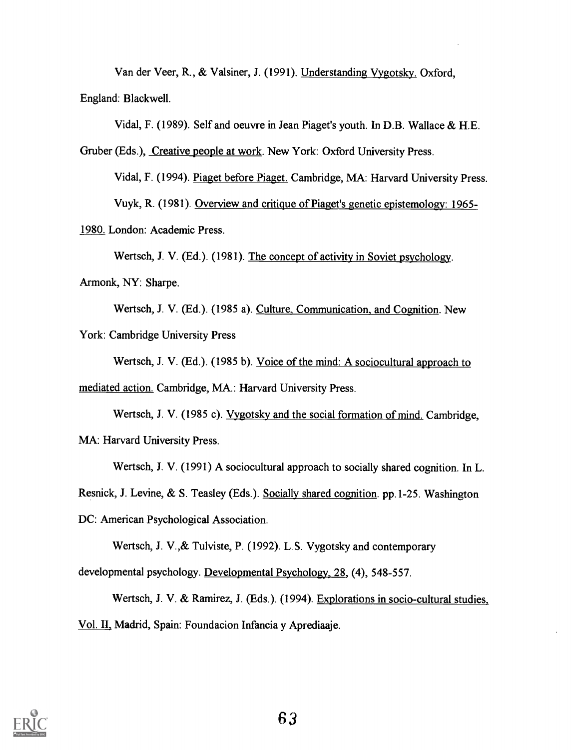Van der Veer, R., & Valsiner, J. (1991). Understanding Vygotsky. Oxford, England: Blackwell.

Vidal, F. (1989). Self and oeuvre in Jean Piaget's youth. In D.B. Wallace & H.E. Gruber (Eds.), Creative people at work. New York: Oxford University Press.

Vidal, F. (1994). Piaget before Piaget. Cambridge, MA: Harvard University Press.

Vuyk, R. (1981). Overview and critique of Piaget's genetic epistemology: 1965-1980. London: Academic Press.

Wertsch, J. V. (Ed.). (1981). The concept of activity in Soviet psychology. Armonk, NY: Sharpe.

Wertsch, J. V. (Ed.). (1985 a). Culture, Communication, and Cognition. New York: Cambridge University Press

Wertsch, J. V. (Ed.). (1985 b). Voice of the mind: A sociocultural approach to mediated action. Cambridge, MA.: Harvard University Press.

Wertsch, J. V. (1985 c). Vygotsky and the social formation of mind. Cambridge, MA: Harvard University Press.

Wertsch, J. V. (1991) A sociocultural approach to socially shared cognition. In L. Resnick, J. Levine, & S. Teasley (Eds.). Socially shared cognition. pp.1-25. Washington DC: American Psychological Association.

Wertsch, J. V.,& Tulviste, P. (1992). L.S. Vygotsky and contemporary developmental psychology. Developmental Psychology, 28, (4), 548-557.

Wertsch, J. V. & Ramirez, J. (Eds.). (1994). Explorations in socio-cultural studies, Vol. II, Madrid, Spain: Foundacion Infancia y Aprediaaje.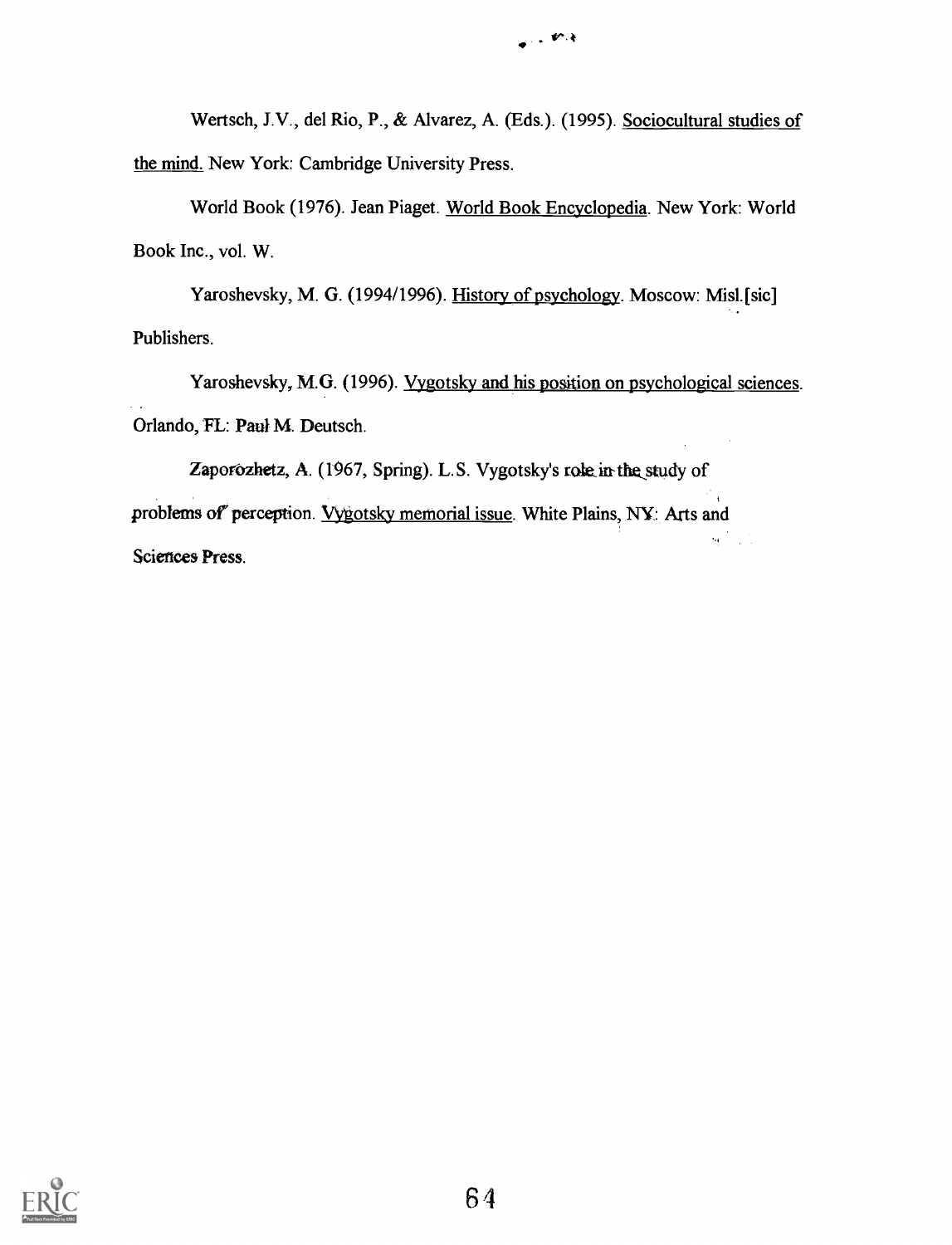Wertsch, J.V., del Rio, P., & Alvarez, A. (Eds.). (1995). Sociocultural studies of the mind. New York: Cambridge University Press.

World Book (1976). Jean Piaget. World Book Encyclopedia. New York: World Book Inc., vol. W.

Yaroshevsky, M. G. (1994/1996). History of psychology. Moscow: Misl.[sic] Publishers.

Yaroshevsky, M.G. (1996). Vygotsky and his position on psychological sciences. Orlando, FL: Paul M. Deutsch.

Zaporozhetz, A. (1967, Spring). L.S. Vygotsky's role in the study of problems of perception. Vygotsky memorial issue. White Plains, NY: Arts and Sciences Press.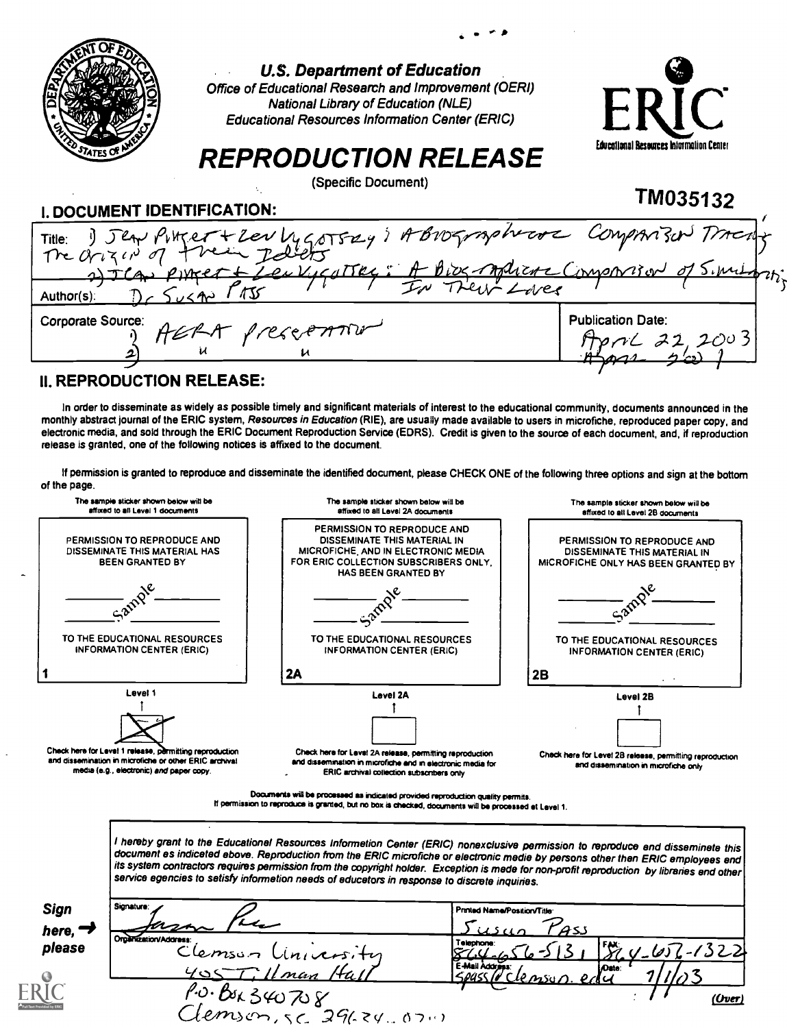**U.S. Department of Education**
Office of Educational Research and Improvement (OERI)
National Library of Education (NLE)
Educational Resources Information Center (ERIC)

ERIC — Educational Resources Information Center

# REPRODUCTION RELEASE

(Specific Document)

TM035132

## I. DOCUMENT IDENTIFICATION:

| | |
|---|---|
| Title: 1) Jean Piaget + Lev Vygotsky: A Biographical Comparison Tracing The Origin of Their Ideas<br>2) Jean Piaget + Lev Vygotsky: A Biographical Comparison of Similarities In Their Lives | |
| Author(s): Dr Susan Pass | |
| Corporate Source: 1) AERA presentation<br>2) " " | Publication Date: April 22, 2003<br>April 2003 |

## II. REPRODUCTION RELEASE:

In order to disseminate as widely as possible timely and significant materials of interest to the educational community, documents announced in the monthly abstract journal of the ERIC system, *Resources in Education* (RIE), are usually made available to users in microfiche, reproduced paper copy, and electronic media, and sold through the ERIC Document Reproduction Service (EDRS). Credit is given to the source of each document, and, if reproduction release is granted, one of the following notices is affixed to the document.

If permission is granted to reproduce and disseminate the identified document, please CHECK ONE of the following three options and sign at the bottom of the page.

| The sample sticker shown below will be affixed to all Level 1 documents | The sample sticker shown below will be affixed to all Level 2A documents | The sample sticker shown below will be affixed to all Level 2B documents |
|---|---|---|
| PERMISSION TO REPRODUCE AND DISSEMINATE THIS MATERIAL HAS BEEN GRANTED BY<br>Sample<br>TO THE EDUCATIONAL RESOURCES INFORMATION CENTER (ERIC) | PERMISSION TO REPRODUCE AND DISSEMINATE THIS MATERIAL IN MICROFICHE, AND IN ELECTRONIC MEDIA FOR ERIC COLLECTION SUBSCRIBERS ONLY, HAS BEEN GRANTED BY<br>Sample<br>TO THE EDUCATIONAL RESOURCES INFORMATION CENTER (ERIC) | PERMISSION TO REPRODUCE AND DISSEMINATE THIS MATERIAL IN MICROFICHE ONLY HAS BEEN GRANTED BY<br>Sample<br>TO THE EDUCATIONAL RESOURCES INFORMATION CENTER (ERIC) |
| 1 | 2A | 2B |
| Level 1 | Level 2A | Level 2B |
| [X] Check here for Level 1 release, permitting reproduction and dissemination in microfiche or other ERIC archival media (e.g., electronic) *and* paper copy. | [ ] Check here for Level 2A release, permitting reproduction and dissemination in microfiche and in electronic media for ERIC archival collection subscribers only | [ ] Check here for Level 2B release, permitting reproduction and dissemination in microfiche only |

Documents will be processed as indicated provided reproduction quality permits.
If permission to reproduce is granted, but no box is checked, documents will be processed at Level 1.

*I hereby grant to the Educational Resources Information Center (ERIC) nonexclusive permission to reproduce and disseminate this document as indicated above. Reproduction from the ERIC microfiche or electronic media by persons other than ERIC employees and its system contractors requires permission from the copyright holder. Exception is made for non-profit reproduction by libraries and other service agencies to satisfy information needs of educators in response to discrete inquiries.*

**Sign here, → please**

| | | |
|---|---|---|
| Signature: Susan Pass | Printed Name/Position/Title: Susan Pass | |
| Organization/Address: Clemson University, 405 Tillman Hall, P.O. Box 340708, Clemson, SC 29634-0708 | Telephone: 864-656-5131 | FAX: 864-656-1322 |
| | E-Mail Address: spass@clemson.edu | Date: 7/1/03 |

(Over)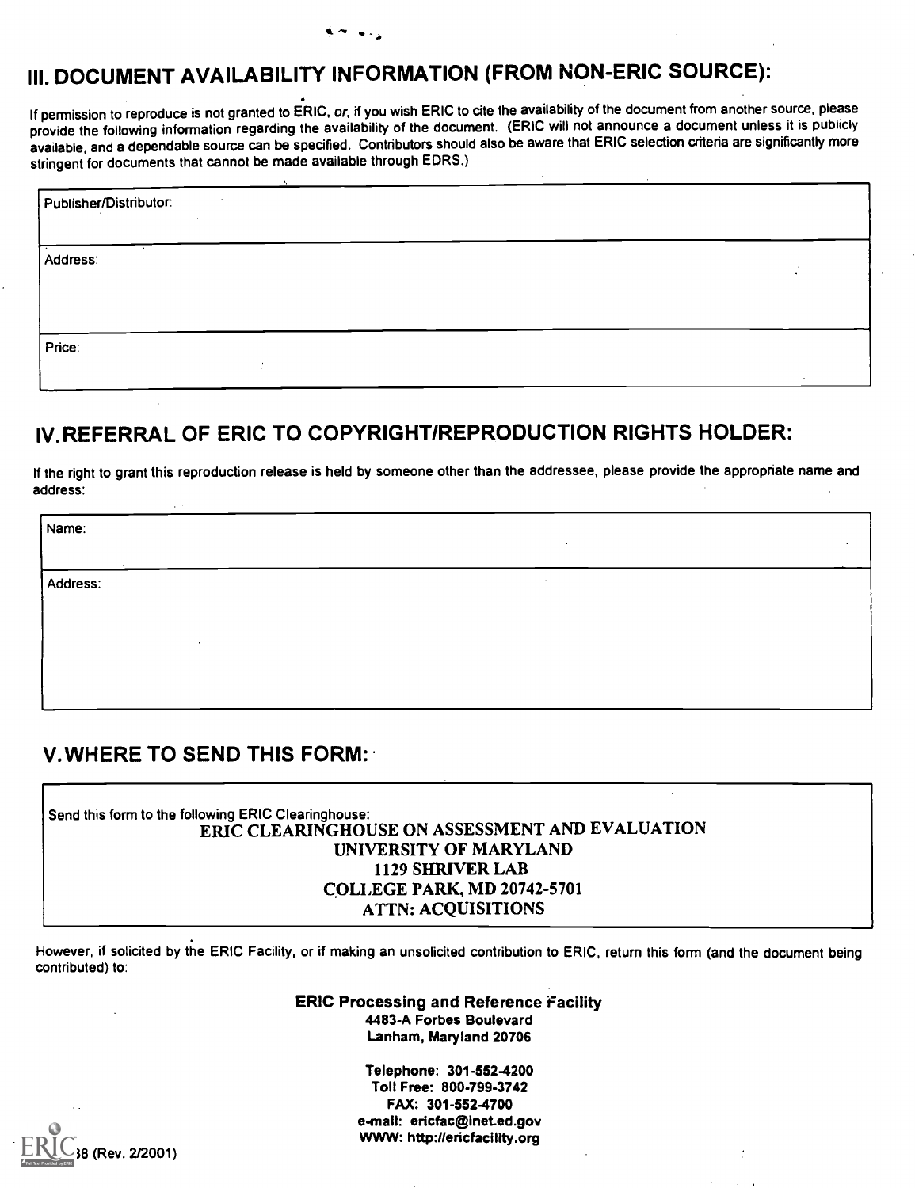## III. DOCUMENT AVAILABILITY INFORMATION (FROM NON-ERIC SOURCE):

If permission to reproduce is not granted to ERIC, *or*, if you wish ERIC to cite the availability of the document from another source, please provide the following information regarding the availability of the document. (ERIC will not announce a document unless it is publicly available, and a dependable source can be specified. Contributors should also be aware that ERIC selection criteria are significantly more stringent for documents that cannot be made available through EDRS.)

| |
|---|
| Publisher/Distributor: |
| Address: |
| Price: |

## IV. REFERRAL OF ERIC TO COPYRIGHT/REPRODUCTION RIGHTS HOLDER:

If the right to grant this reproduction release is held by someone other than the addressee, please provide the appropriate name and address:

| |
|---|
| Name: |
| Address: |

## V. WHERE TO SEND THIS FORM:

Send this form to the following ERIC Clearinghouse:

**ERIC CLEARINGHOUSE ON ASSESSMENT AND EVALUATION**
**UNIVERSITY OF MARYLAND**
**1129 SHRIVER LAB**
**COLLEGE PARK, MD 20742-5701**
**ATTN: ACQUISITIONS**

However, if solicited by the ERIC Facility, or if making an unsolicited contribution to ERIC, return this form (and the document being contributed) to:

**ERIC Processing and Reference Facility**
**4483-A Forbes Boulevard**
**Lanham, Maryland 20706**

**Telephone: 301-552-4200**
**Toll Free: 800-799-3742**
**FAX: 301-552-4700**
**e-mail: ericfac@inet.ed.gov**
**WWW: http://ericfacility.org**

EFF-088 (Rev. 2/2001)